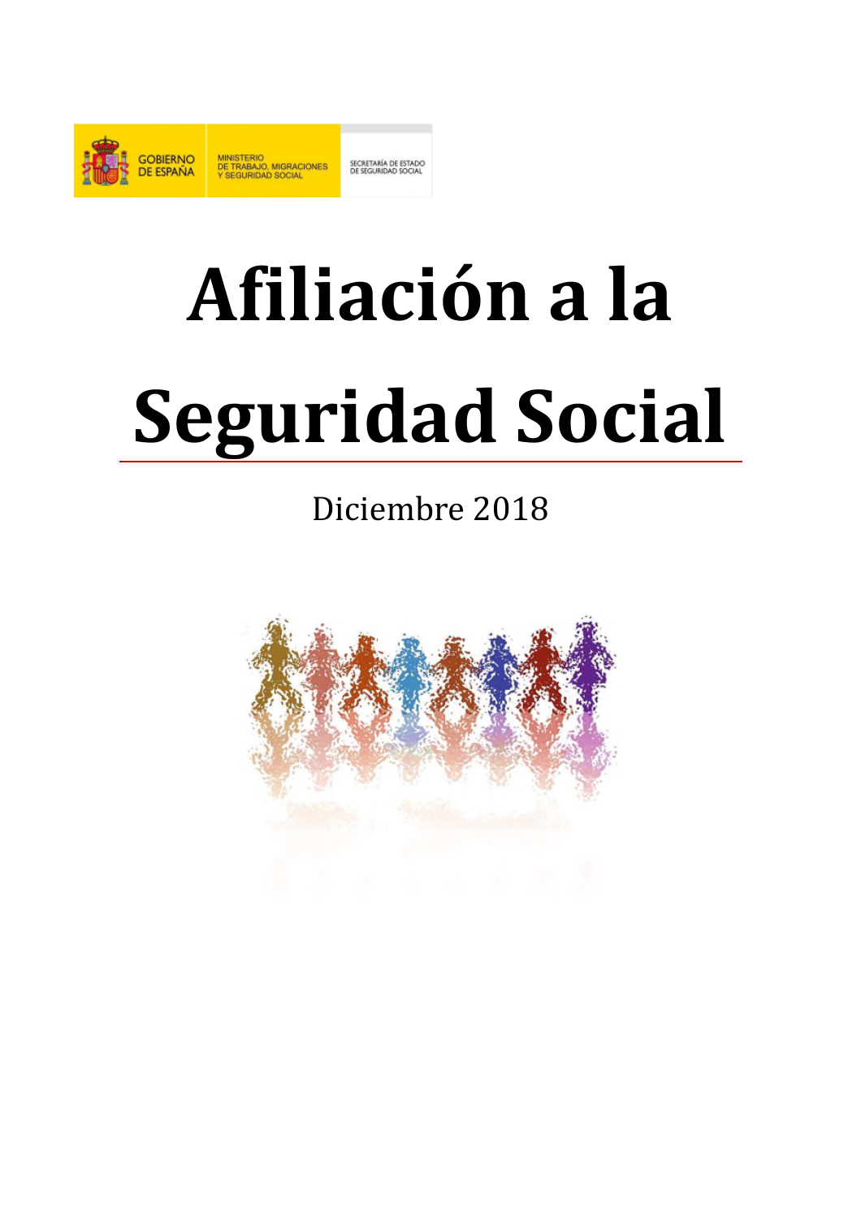GOBIERNO DE ESPAÑA

MINISTERIO DE TRABAJO, MIGRACIONES Y SEGURIDAD SOCIAL

SECRETARÍA DE ESTADO DE SEGURIDAD SOCIAL

# Afiliación a la Seguridad Social

Diciembre 2018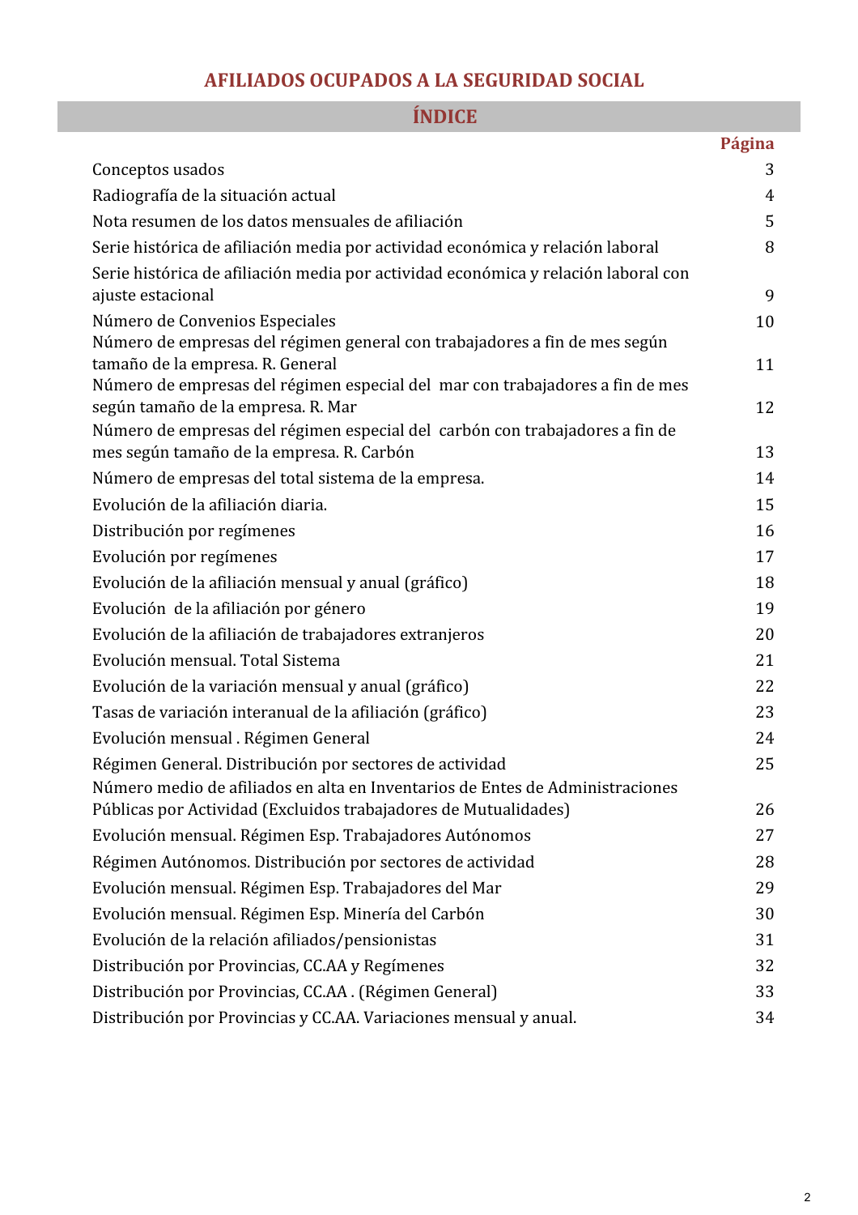# AFILIADOS OCUPADOS A LA SEGURIDAD SOCIAL

## ÍNDICE

| | Página |
|---|---|
| Conceptos usados | 3 |
| Radiografía de la situación actual | 4 |
| Nota resumen de los datos mensuales de afiliación | 5 |
| Serie histórica de afiliación media por actividad económica y relación laboral | 8 |
| Serie histórica de afiliación media por actividad económica y relación laboral con ajuste estacional | 9 |
| Número de Convenios Especiales | 10 |
| Número de empresas del régimen general con trabajadores a fin de mes según tamaño de la empresa. R. General | 11 |
| Número de empresas del régimen especial del mar con trabajadores a fin de mes según tamaño de la empresa. R. Mar | 12 |
| Número de empresas del régimen especial del carbón con trabajadores a fin de mes según tamaño de la empresa. R. Carbón | 13 |
| Número de empresas del total sistema de la empresa. | 14 |
| Evolución de la afiliación diaria. | 15 |
| Distribución por regímenes | 16 |
| Evolución por regímenes | 17 |
| Evolución de la afiliación mensual y anual (gráfico) | 18 |
| Evolución de la afiliación por género | 19 |
| Evolución de la afiliación de trabajadores extranjeros | 20 |
| Evolución mensual. Total Sistema | 21 |
| Evolución de la variación mensual y anual (gráfico) | 22 |
| Tasas de variación interanual de la afiliación (gráfico) | 23 |
| Evolución mensual . Régimen General | 24 |
| Régimen General. Distribución por sectores de actividad | 25 |
| Número medio de afiliados en alta en Inventarios de Entes de Administraciones Públicas por Actividad (Excluidos trabajadores de Mutualidades) | 26 |
| Evolución mensual. Régimen Esp. Trabajadores Autónomos | 27 |
| Régimen Autónomos. Distribución por sectores de actividad | 28 |
| Evolución mensual. Régimen Esp. Trabajadores del Mar | 29 |
| Evolución mensual. Régimen Esp. Minería del Carbón | 30 |
| Evolución de la relación afiliados/pensionistas | 31 |
| Distribución por Provincias, CC.AA y Regímenes | 32 |
| Distribución por Provincias, CC.AA . (Régimen General) | 33 |
| Distribución por Provincias y CC.AA. Variaciones mensual y anual. | 34 |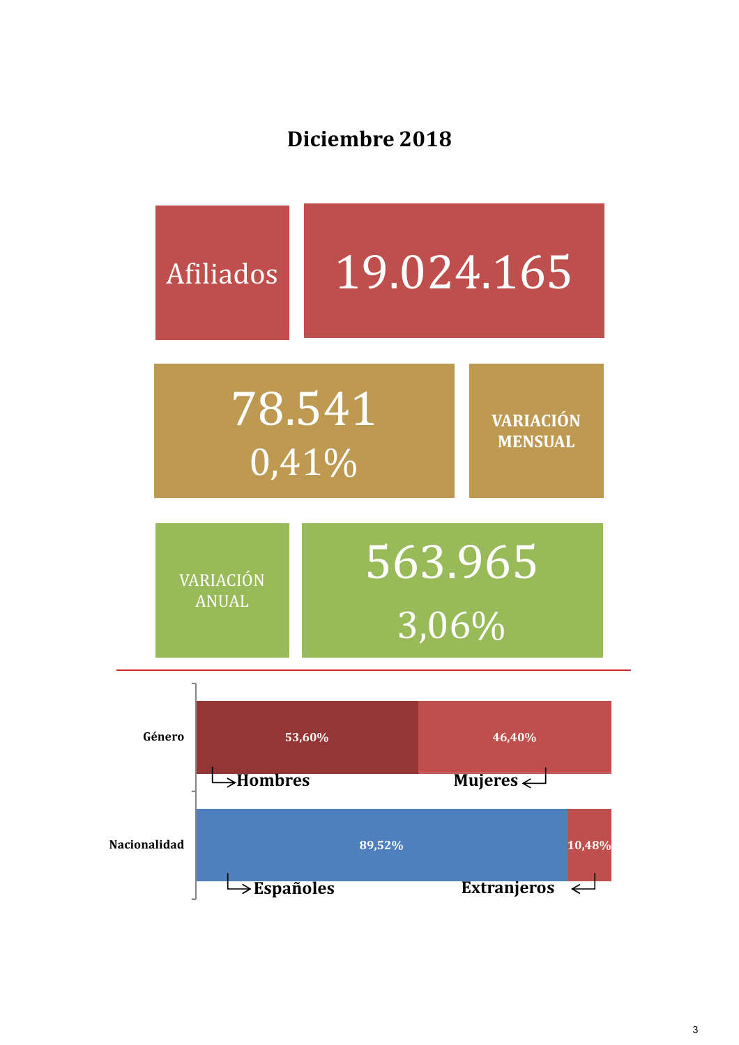# Diciembre 2018

**Afiliados** 19.024.165

**VARIACIÓN MENSUAL**
78.541
0,41%

**VARIACIÓN ANUAL**
563.965
3,06%

| | | |
|---|---|---|
| **Género** | Hombres: 53,60% | Mujeres: 46,40% |
| **Nacionalidad** | Españoles: 89,52% | Extranjeros: 10,48% |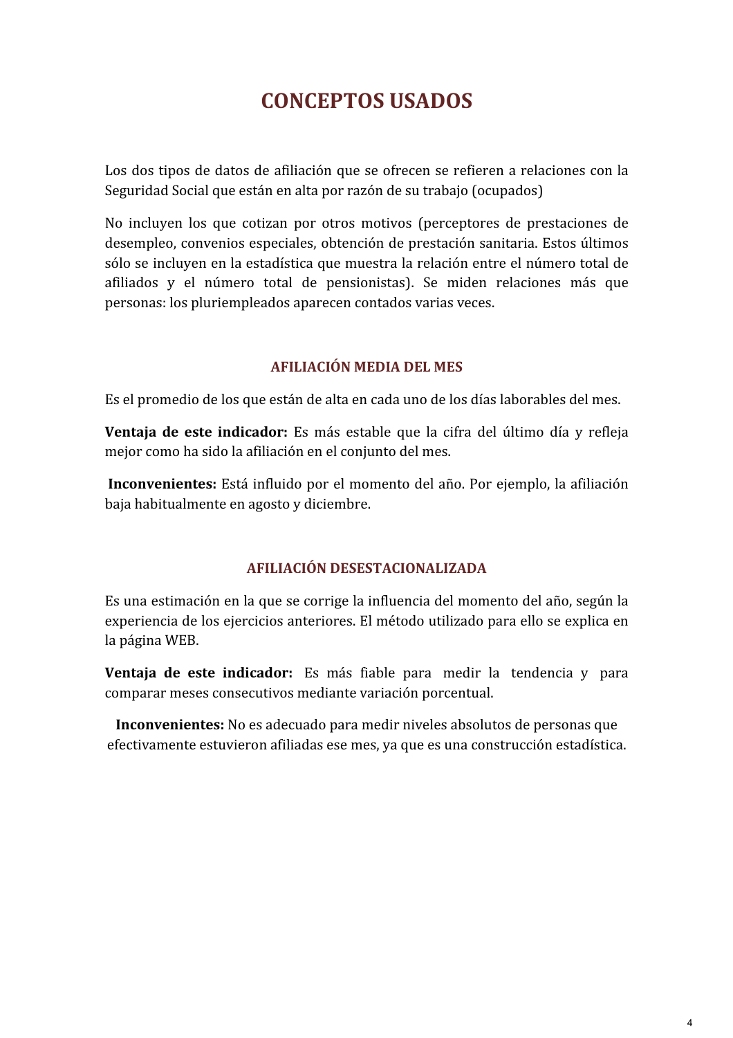# CONCEPTOS USADOS

Los dos tipos de datos de afiliación que se ofrecen se refieren a relaciones con la Seguridad Social que están en alta por razón de su trabajo (ocupados)

No incluyen los que cotizan por otros motivos (perceptores de prestaciones de desempleo, convenios especiales, obtención de prestación sanitaria. Estos últimos sólo se incluyen en la estadística que muestra la relación entre el número total de afiliados y el número total de pensionistas). Se miden relaciones más que personas: los pluriempleados aparecen contados varias veces.

### AFILIACIÓN MEDIA DEL MES

Es el promedio de los que están de alta en cada uno de los días laborables del mes.

**Ventaja de este indicador:** Es más estable que la cifra del último día y refleja mejor como ha sido la afiliación en el conjunto del mes.

**Inconvenientes:** Está influido por el momento del año. Por ejemplo, la afiliación baja habitualmente en agosto y diciembre.

### AFILIACIÓN DESESTACIONALIZADA

Es una estimación en la que se corrige la influencia del momento del año, según la experiencia de los ejercicios anteriores. El método utilizado para ello se explica en la página WEB.

**Ventaja de este indicador:** Es más fiable para medir la tendencia y para comparar meses consecutivos mediante variación porcentual.

**Inconvenientes:** No es adecuado para medir niveles absolutos de personas que efectivamente estuvieron afiliadas ese mes, ya que es una construcción estadística.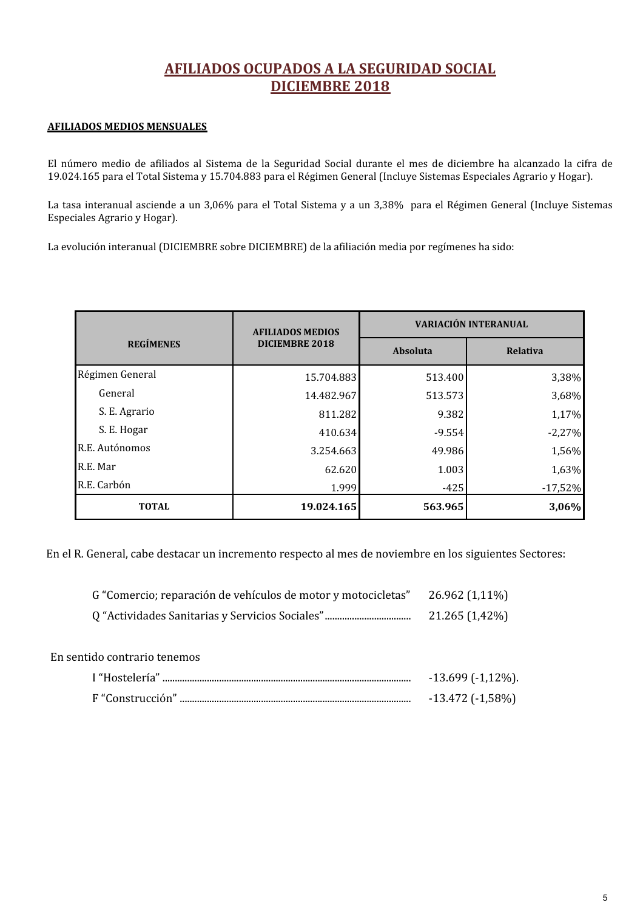# AFILIADOS OCUPADOS A LA SEGURIDAD SOCIAL
# DICIEMBRE 2018

**AFILIADOS MEDIOS MENSUALES**

El número medio de afiliados al Sistema de la Seguridad Social durante el mes de diciembre ha alcanzado la cifra de 19.024.165 para el Total Sistema y 15.704.883 para el Régimen General (Incluye Sistemas Especiales Agrario y Hogar).

La tasa interanual asciende a un 3,06% para el Total Sistema y a un 3,38% para el Régimen General (Incluye Sistemas Especiales Agrario y Hogar).

La evolución interanual (DICIEMBRE sobre DICIEMBRE) de la afiliación media por regímenes ha sido:

| REGÍMENES | AFILIADOS MEDIOS DICIEMBRE 2018 | VARIACIÓN INTERANUAL | |
|---|---|---|---|
| | | Absoluta | Relativa |
| Régimen General | 15.704.883 | 513.400 | 3,38% |
| General | 14.482.967 | 513.573 | 3,68% |
| S. E. Agrario | 811.282 | 9.382 | 1,17% |
| S. E. Hogar | 410.634 | -9.554 | -2,27% |
| R.E. Autónomos | 3.254.663 | 49.986 | 1,56% |
| R.E. Mar | 62.620 | 1.003 | 1,63% |
| R.E. Carbón | 1.999 | -425 | -17,52% |
| **TOTAL** | **19.024.165** | **563.965** | **3,06%** |

En el R. General, cabe destacar un incremento respecto al mes de noviembre en los siguientes Sectores:

G "Comercio; reparación de vehículos de motor y motocicletas" 26.962 (1,11%)
Q "Actividades Sanitarias y Servicios Sociales".................................. 21.265 (1,42%)

En sentido contrario tenemos

I "Hostelería" ................................................................................................ -13.699 (-1,12%).
F "Construcción" ......................................................................................... -13.472 (-1,58%)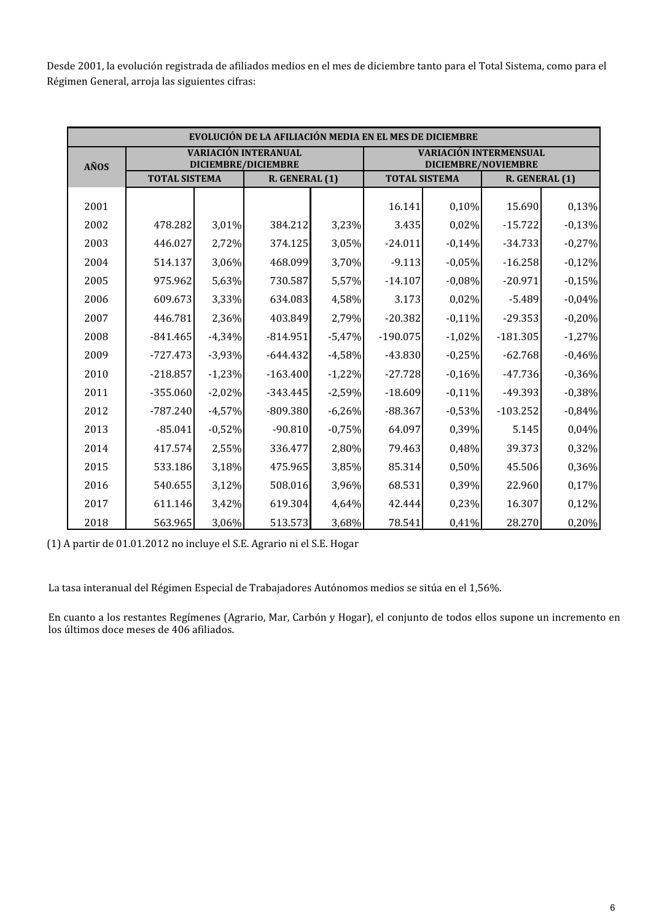Desde 2001, la evolución registrada de afiliados medios en el mes de diciembre tanto para el Total Sistema, como para el Régimen General, arroja las siguientes cifras:

| EVOLUCIÓN DE LA AFILIACIÓN MEDIA EN EL MES DE DICIEMBRE | | | | | | | | |
|---|---|---|---|---|---|---|---|---|
| AÑOS | VARIACIÓN INTERANUAL DICIEMBRE/DICIEMBRE | | | | VARIACIÓN INTERMENSUAL DICIEMBRE/NOVIEMBRE | | | |
| | TOTAL SISTEMA | | R. GENERAL (1) | | TOTAL SISTEMA | | R. GENERAL (1) | |
| 2001 | | | | | 16.141 | 0,10% | 15.690 | 0,13% |
| 2002 | 478.282 | 3,01% | 384.212 | 3,23% | 3.435 | 0,02% | -15.722 | -0,13% |
| 2003 | 446.027 | 2,72% | 374.125 | 3,05% | -24.011 | -0,14% | -34.733 | -0,27% |
| 2004 | 514.137 | 3,06% | 468.099 | 3,70% | -9.113 | -0,05% | -16.258 | -0,12% |
| 2005 | 975.962 | 5,63% | 730.587 | 5,57% | -14.107 | -0,08% | -20.971 | -0,15% |
| 2006 | 609.673 | 3,33% | 634.083 | 4,58% | 3.173 | 0,02% | -5.489 | -0,04% |
| 2007 | 446.781 | 2,36% | 403.849 | 2,79% | -20.382 | -0,11% | -29.353 | -0,20% |
| 2008 | -841.465 | -4,34% | -814.951 | -5,47% | -190.075 | -1,02% | -181.305 | -1,27% |
| 2009 | -727.473 | -3,93% | -644.432 | -4,58% | -43.830 | -0,25% | -62.768 | -0,46% |
| 2010 | -218.857 | -1,23% | -163.400 | -1,22% | -27.728 | -0,16% | -47.736 | -0,36% |
| 2011 | -355.060 | -2,02% | -343.445 | -2,59% | -18.609 | -0,11% | -49.393 | -0,38% |
| 2012 | -787.240 | -4,57% | -809.380 | -6,26% | -88.367 | -0,53% | -103.252 | -0,84% |
| 2013 | -85.041 | -0,52% | -90.810 | -0,75% | 64.097 | 0,39% | 5.145 | 0,04% |
| 2014 | 417.574 | 2,55% | 336.477 | 2,80% | 79.463 | 0,48% | 39.373 | 0,32% |
| 2015 | 533.186 | 3,18% | 475.965 | 3,85% | 85.314 | 0,50% | 45.506 | 0,36% |
| 2016 | 540.655 | 3,12% | 508.016 | 3,96% | 68.531 | 0,39% | 22.960 | 0,17% |
| 2017 | 611.146 | 3,42% | 619.304 | 4,64% | 42.444 | 0,23% | 16.307 | 0,12% |
| 2018 | 563.965 | 3,06% | 513.573 | 3,68% | 78.541 | 0,41% | 28.270 | 0,20% |

(1) A partir de 01.01.2012 no incluye el S.E. Agrario ni el S.E. Hogar

La tasa interanual del Régimen Especial de Trabajadores Autónomos medios se sitúa en el 1,56%.

En cuanto a los restantes Regímenes (Agrario, Mar, Carbón y Hogar), el conjunto de todos ellos supone un incremento en los últimos doce meses de 406 afiliados.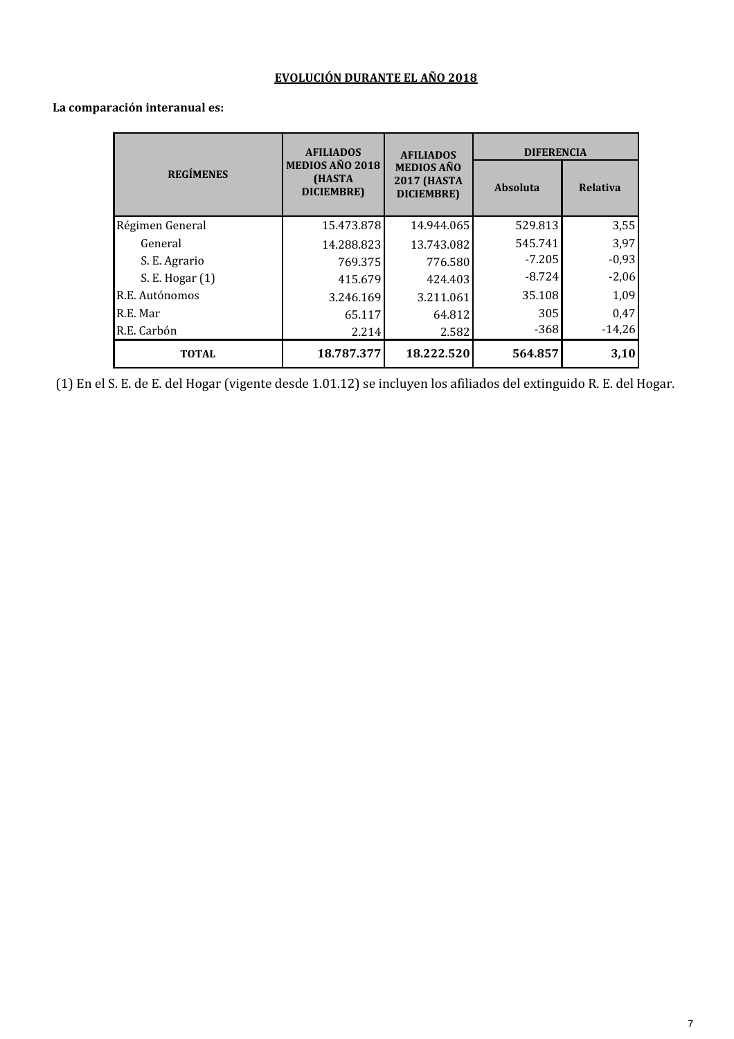## EVOLUCIÓN DURANTE EL AÑO 2018

**La comparación interanual es:**

| REGÍMENES | AFILIADOS MEDIOS AÑO 2018 (HASTA DICIEMBRE) | AFILIADOS MEDIOS AÑO 2017 (HASTA DICIEMBRE) | DIFERENCIA | |
|---|---|---|---|---|
| | | | Absoluta | Relativa |
| Régimen General | 15.473.878 | 14.944.065 | 529.813 | 3,55 |
| General | 14.288.823 | 13.743.082 | 545.741 | 3,97 |
| S. E. Agrario | 769.375 | 776.580 | -7.205 | -0,93 |
| S. E. Hogar (1) | 415.679 | 424.403 | -8.724 | -2,06 |
| R.E. Autónomos | 3.246.169 | 3.211.061 | 35.108 | 1,09 |
| R.E. Mar | 65.117 | 64.812 | 305 | 0,47 |
| R.E. Carbón | 2.214 | 2.582 | -368 | -14,26 |
| **TOTAL** | **18.787.377** | **18.222.520** | **564.857** | **3,10** |

(1) En el S. E. de E. del Hogar (vigente desde 1.01.12) se incluyen los afiliados del extinguido R. E. del Hogar.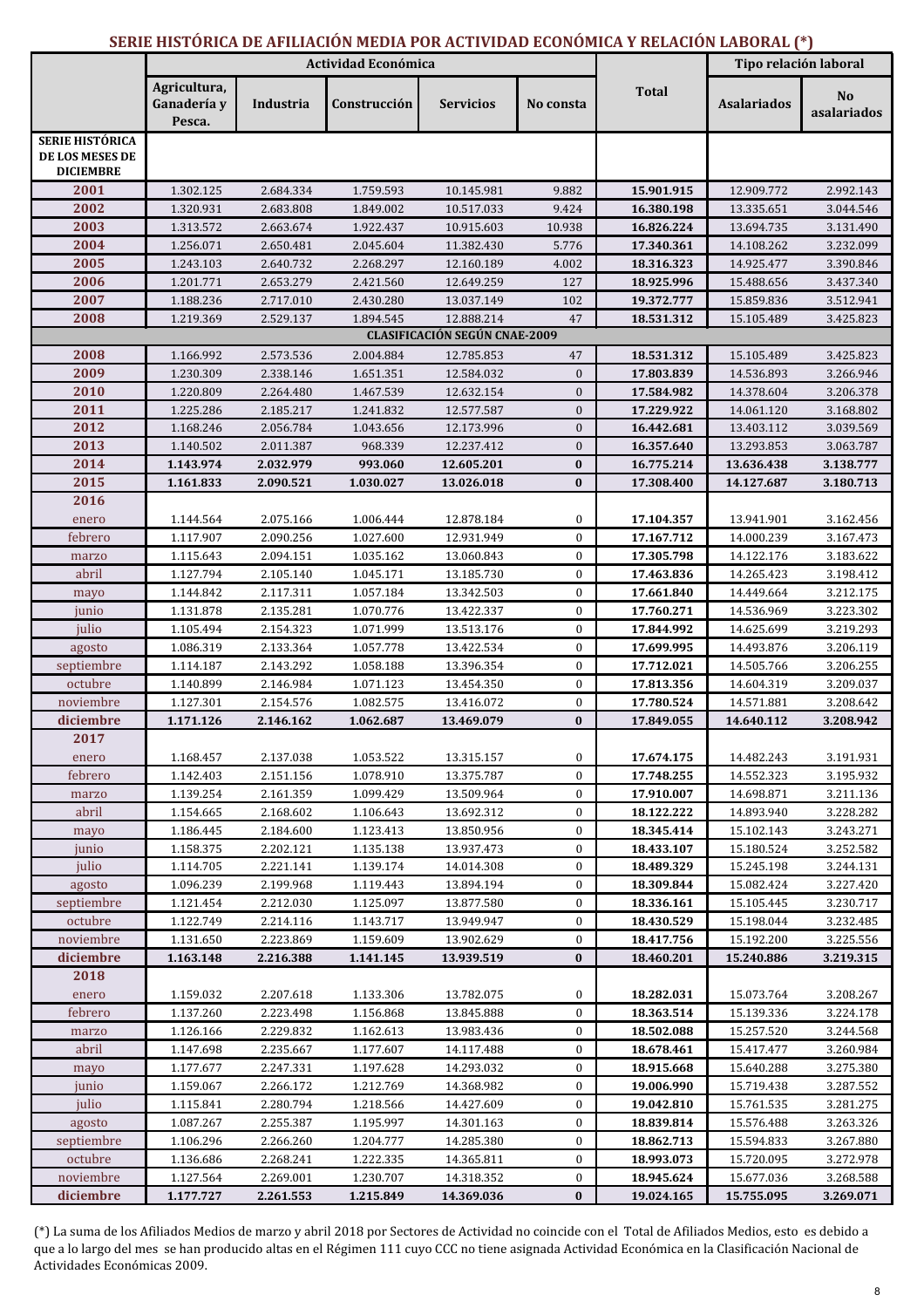## SERIE HISTÓRICA DE AFILIACIÓN MEDIA POR ACTIVIDAD ECONÓMICA Y RELACIÓN LABORAL (*)

| | Actividad Económica | | | | | Total | Tipo relación laboral | |
|---|---|---|---|---|---|---|---|---|
| | Agricultura, Ganadería y Pesca. | Industria | Construcción | Servicios | No consta | | Asalariados | No asalariados |
| **SERIE HISTÓRICA DE LOS MESES DE DICIEMBRE** | | | | | | | | |
| **2001** | 1.302.125 | 2.684.334 | 1.759.593 | 10.145.981 | 9.882 | **15.901.915** | 12.909.772 | 2.992.143 |
| **2002** | 1.320.931 | 2.683.808 | 1.849.002 | 10.517.033 | 9.424 | **16.380.198** | 13.335.651 | 3.044.546 |
| **2003** | 1.313.572 | 2.663.674 | 1.922.437 | 10.915.603 | 10.938 | **16.826.224** | 13.694.735 | 3.131.490 |
| **2004** | 1.256.071 | 2.650.481 | 2.045.604 | 11.382.430 | 5.776 | **17.340.361** | 14.108.262 | 3.232.099 |
| **2005** | 1.243.103 | 2.640.732 | 2.268.297 | 12.160.189 | 4.002 | **18.316.323** | 14.925.477 | 3.390.846 |
| **2006** | 1.201.771 | 2.653.279 | 2.421.560 | 12.649.259 | 127 | **18.925.996** | 15.488.656 | 3.437.340 |
| **2007** | 1.188.236 | 2.717.010 | 2.430.280 | 13.037.149 | 102 | **19.372.777** | 15.859.836 | 3.512.941 |
| **2008** | 1.219.369 | 2.529.137 | 1.894.545 | 12.888.214 | 47 | **18.531.312** | 15.105.489 | 3.425.823 |
| **CLASIFICACIÓN SEGÚN CNAE-2009** | | | | | | | | |
| **2008** | 1.166.992 | 2.573.536 | 2.004.884 | 12.785.853 | 47 | **18.531.312** | 15.105.489 | 3.425.823 |
| **2009** | 1.230.309 | 2.338.146 | 1.651.351 | 12.584.032 | 0 | **17.803.839** | 14.536.893 | 3.266.946 |
| **2010** | 1.220.809 | 2.264.480 | 1.467.539 | 12.632.154 | 0 | **17.584.982** | 14.378.604 | 3.206.378 |
| **2011** | 1.225.286 | 2.185.217 | 1.241.832 | 12.577.587 | 0 | **17.229.922** | 14.061.120 | 3.168.802 |
| **2012** | 1.168.246 | 2.056.784 | 1.043.656 | 12.173.996 | 0 | **16.442.681** | 13.403.112 | 3.039.569 |
| **2013** | 1.140.502 | 2.011.387 | 968.339 | 12.237.412 | 0 | **16.357.640** | 13.293.853 | 3.063.787 |
| **2014** | **1.143.974** | **2.032.979** | **993.060** | **12.605.201** | **0** | **16.775.214** | **13.636.438** | **3.138.777** |
| **2015** | **1.161.833** | **2.090.521** | **1.030.027** | **13.026.018** | **0** | **17.308.400** | **14.127.687** | **3.180.713** |
| **2016** | | | | | | | | |
| enero | 1.144.564 | 2.075.166 | 1.006.444 | 12.878.184 | 0 | **17.104.357** | 13.941.901 | 3.162.456 |
| febrero | 1.117.907 | 2.090.256 | 1.027.600 | 12.931.949 | 0 | **17.167.712** | 14.000.239 | 3.167.473 |
| marzo | 1.115.643 | 2.094.151 | 1.035.162 | 13.060.843 | 0 | **17.305.798** | 14.122.176 | 3.183.622 |
| abril | 1.127.794 | 2.105.140 | 1.045.171 | 13.185.730 | 0 | **17.463.836** | 14.265.423 | 3.198.412 |
| mayo | 1.144.842 | 2.117.311 | 1.057.184 | 13.342.503 | 0 | **17.661.840** | 14.449.664 | 3.212.175 |
| junio | 1.131.878 | 2.135.281 | 1.070.776 | 13.422.337 | 0 | **17.760.271** | 14.536.969 | 3.223.302 |
| julio | 1.105.494 | 2.154.323 | 1.071.999 | 13.513.176 | 0 | **17.844.992** | 14.625.699 | 3.219.293 |
| agosto | 1.086.319 | 2.133.364 | 1.057.778 | 13.422.534 | 0 | **17.699.995** | 14.493.876 | 3.206.119 |
| septiembre | 1.114.187 | 2.143.292 | 1.058.188 | 13.396.354 | 0 | **17.712.021** | 14.505.766 | 3.206.255 |
| octubre | 1.140.899 | 2.146.984 | 1.071.123 | 13.454.350 | 0 | **17.813.356** | 14.604.319 | 3.209.037 |
| noviembre | 1.127.301 | 2.154.576 | 1.082.575 | 13.416.072 | 0 | **17.780.524** | 14.571.881 | 3.208.642 |
| **diciembre** | **1.171.126** | **2.146.162** | **1.062.687** | **13.469.079** | **0** | **17.849.055** | **14.640.112** | **3.208.942** |
| **2017** | | | | | | | | |
| enero | 1.168.457 | 2.137.038 | 1.053.522 | 13.315.157 | 0 | **17.674.175** | 14.482.243 | 3.191.931 |
| febrero | 1.142.403 | 2.151.156 | 1.078.910 | 13.375.787 | 0 | **17.748.255** | 14.552.323 | 3.195.932 |
| marzo | 1.139.254 | 2.161.359 | 1.099.429 | 13.509.964 | 0 | **17.910.007** | 14.698.871 | 3.211.136 |
| abril | 1.154.665 | 2.168.602 | 1.106.643 | 13.692.312 | 0 | **18.122.222** | 14.893.940 | 3.228.282 |
| mayo | 1.186.445 | 2.184.600 | 1.123.413 | 13.850.956 | 0 | **18.345.414** | 15.102.143 | 3.243.271 |
| junio | 1.158.375 | 2.202.121 | 1.135.138 | 13.937.473 | 0 | **18.433.107** | 15.180.524 | 3.252.582 |
| julio | 1.114.705 | 2.221.141 | 1.139.174 | 14.014.308 | 0 | **18.489.329** | 15.245.198 | 3.244.131 |
| agosto | 1.096.239 | 2.199.968 | 1.119.443 | 13.894.194 | 0 | **18.309.844** | 15.082.424 | 3.227.420 |
| septiembre | 1.121.454 | 2.212.030 | 1.125.097 | 13.877.580 | 0 | **18.336.161** | 15.105.445 | 3.230.717 |
| octubre | 1.122.749 | 2.214.116 | 1.143.717 | 13.949.947 | 0 | **18.430.529** | 15.198.044 | 3.232.485 |
| noviembre | 1.131.650 | 2.223.869 | 1.159.609 | 13.902.629 | 0 | **18.417.756** | 15.192.200 | 3.225.556 |
| **diciembre** | **1.163.148** | **2.216.388** | **1.141.145** | **13.939.519** | **0** | **18.460.201** | **15.240.886** | **3.219.315** |
| **2018** | | | | | | | | |
| enero | 1.159.032 | 2.207.618 | 1.133.306 | 13.782.075 | 0 | **18.282.031** | 15.073.764 | 3.208.267 |
| febrero | 1.137.260 | 2.223.498 | 1.156.868 | 13.845.888 | 0 | **18.363.514** | 15.139.336 | 3.224.178 |
| marzo | 1.126.166 | 2.229.832 | 1.162.613 | 13.983.436 | 0 | **18.502.088** | 15.257.520 | 3.244.568 |
| abril | 1.147.698 | 2.235.667 | 1.177.607 | 14.117.488 | 0 | **18.678.461** | 15.417.477 | 3.260.984 |
| mayo | 1.177.677 | 2.247.331 | 1.197.628 | 14.293.032 | 0 | **18.915.668** | 15.640.288 | 3.275.380 |
| junio | 1.159.067 | 2.266.172 | 1.212.769 | 14.368.982 | 0 | **19.006.990** | 15.719.438 | 3.287.552 |
| julio | 1.115.841 | 2.280.794 | 1.218.566 | 14.427.609 | 0 | **19.042.810** | 15.761.535 | 3.281.275 |
| agosto | 1.087.267 | 2.255.387 | 1.195.997 | 14.301.163 | 0 | **18.839.814** | 15.576.488 | 3.263.326 |
| septiembre | 1.106.296 | 2.266.260 | 1.204.777 | 14.285.380 | 0 | **18.862.713** | 15.594.833 | 3.267.880 |
| octubre | 1.136.686 | 2.268.241 | 1.222.335 | 14.365.811 | 0 | **18.993.073** | 15.720.095 | 3.272.978 |
| noviembre | 1.127.564 | 2.269.001 | 1.230.707 | 14.318.352 | 0 | **18.945.624** | 15.677.036 | 3.268.588 |
| **diciembre** | **1.177.727** | **2.261.553** | **1.215.849** | **14.369.036** | **0** | **19.024.165** | **15.755.095** | **3.269.071** |

(*) La suma de los Afiliados Medios de marzo y abril 2018 por Sectores de Actividad no coincide con el Total de Afiliados Medios, esto es debido a que a lo largo del mes se han producido altas en el Régimen 111 cuyo CCC no tiene asignada Actividad Económica en la Clasificación Nacional de Actividades Económicas 2009.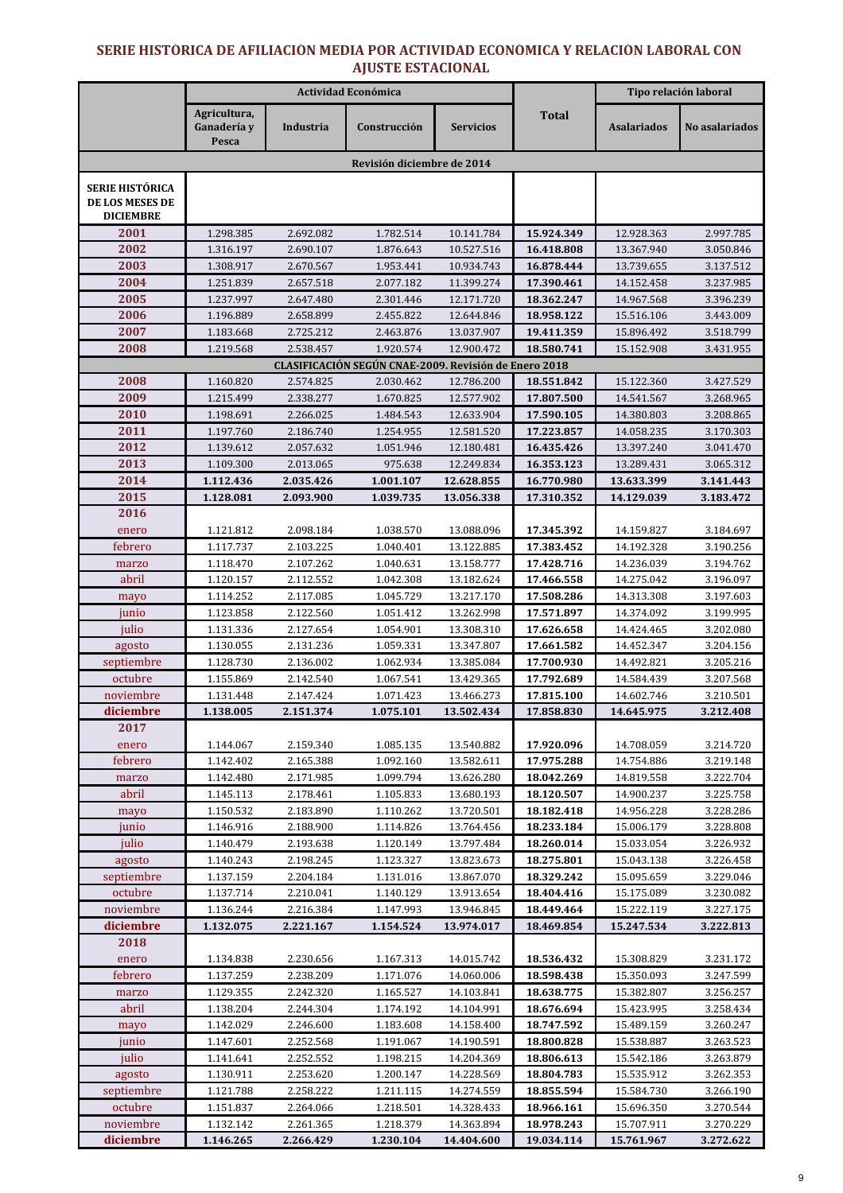# SERIE HISTÓRICA DE AFILIACIÓN MEDIA POR ACTIVIDAD ECONÓMICA Y RELACIÓN LABORAL CON AJUSTE ESTACIONAL

| | Actividad Económica | | | | Total | Tipo relación laboral | |
|---|---|---|---|---|---|---|---|
| | Agricultura, Ganadería y Pesca | Industria | Construcción | Servicios | | Asalariados | No asalariados |
| **Revisión diciembre de 2014** | | | | | | | |
| **SERIE HISTÓRICA DE LOS MESES DE DICIEMBRE** | | | | | | | |
| **2001** | 1.298.385 | 2.692.082 | 1.782.514 | 10.141.784 | **15.924.349** | 12.928.363 | 2.997.785 |
| **2002** | 1.316.197 | 2.690.107 | 1.876.643 | 10.527.516 | **16.418.808** | 13.367.940 | 3.050.846 |
| **2003** | 1.308.917 | 2.670.567 | 1.953.441 | 10.934.743 | **16.878.444** | 13.739.655 | 3.137.512 |
| **2004** | 1.251.839 | 2.657.518 | 2.077.182 | 11.399.274 | **17.390.461** | 14.152.458 | 3.237.985 |
| **2005** | 1.237.997 | 2.647.480 | 2.301.446 | 12.171.720 | **18.362.247** | 14.967.568 | 3.396.239 |
| **2006** | 1.196.889 | 2.658.899 | 2.455.822 | 12.644.846 | **18.958.122** | 15.516.106 | 3.443.009 |
| **2007** | 1.183.668 | 2.725.212 | 2.463.876 | 13.037.907 | **19.411.359** | 15.896.492 | 3.518.799 |
| **2008** | 1.219.568 | 2.538.457 | 1.920.574 | 12.900.472 | **18.580.741** | 15.152.908 | 3.431.955 |
| **CLASIFICACIÓN SEGÚN CNAE-2009. Revisión de Enero 2018** | | | | | | | |
| **2008** | 1.160.820 | 2.574.825 | 2.030.462 | 12.786.200 | **18.551.842** | 15.122.360 | 3.427.529 |
| **2009** | 1.215.499 | 2.338.277 | 1.670.825 | 12.577.902 | **17.807.500** | 14.541.567 | 3.268.965 |
| **2010** | 1.198.691 | 2.266.025 | 1.484.543 | 12.633.904 | **17.590.105** | 14.380.803 | 3.208.865 |
| **2011** | 1.197.760 | 2.186.740 | 1.254.955 | 12.581.520 | **17.223.857** | 14.058.235 | 3.170.303 |
| **2012** | 1.139.612 | 2.057.632 | 1.051.946 | 12.180.481 | **16.435.426** | 13.397.240 | 3.041.470 |
| **2013** | 1.109.300 | 2.013.065 | 975.638 | 12.249.834 | **16.353.123** | 13.289.431 | 3.065.312 |
| **2014** | **1.112.436** | **2.035.426** | **1.001.107** | **12.628.855** | **16.770.980** | **13.633.399** | **3.141.443** |
| **2015** | **1.128.081** | **2.093.900** | **1.039.735** | **13.056.338** | **17.310.352** | **14.129.039** | **3.183.472** |
| **2016** | | | | | | | |
| enero | 1.121.812 | 2.098.184 | 1.038.570 | 13.088.096 | **17.345.392** | 14.159.827 | 3.184.697 |
| febrero | 1.117.737 | 2.103.225 | 1.040.401 | 13.122.885 | **17.383.452** | 14.192.328 | 3.190.256 |
| marzo | 1.118.470 | 2.107.262 | 1.040.631 | 13.158.777 | **17.428.716** | 14.236.039 | 3.194.762 |
| abril | 1.120.157 | 2.112.552 | 1.042.308 | 13.182.624 | **17.466.558** | 14.275.042 | 3.196.097 |
| mayo | 1.114.252 | 2.117.085 | 1.045.729 | 13.217.170 | **17.508.286** | 14.313.308 | 3.197.603 |
| junio | 1.123.858 | 2.122.560 | 1.051.412 | 13.262.998 | **17.571.897** | 14.374.092 | 3.199.995 |
| julio | 1.131.336 | 2.127.654 | 1.054.901 | 13.308.310 | **17.626.658** | 14.424.465 | 3.202.080 |
| agosto | 1.130.055 | 2.131.236 | 1.059.331 | 13.347.807 | **17.661.582** | 14.452.347 | 3.204.156 |
| septiembre | 1.128.730 | 2.136.002 | 1.062.934 | 13.385.084 | **17.700.930** | 14.492.821 | 3.205.216 |
| octubre | 1.155.869 | 2.142.540 | 1.067.541 | 13.429.365 | **17.792.689** | 14.584.439 | 3.207.568 |
| noviembre | 1.131.448 | 2.147.424 | 1.071.423 | 13.466.273 | **17.815.100** | 14.602.746 | 3.210.501 |
| **diciembre** | **1.138.005** | **2.151.374** | **1.075.101** | **13.502.434** | **17.858.830** | **14.645.975** | **3.212.408** |
| **2017** | | | | | | | |
| enero | 1.144.067 | 2.159.340 | 1.085.135 | 13.540.882 | **17.920.096** | 14.708.059 | 3.214.720 |
| febrero | 1.142.402 | 2.165.388 | 1.092.160 | 13.582.611 | **17.975.288** | 14.754.886 | 3.219.148 |
| marzo | 1.142.480 | 2.171.985 | 1.099.794 | 13.626.280 | **18.042.269** | 14.819.558 | 3.222.704 |
| abril | 1.145.113 | 2.178.461 | 1.105.833 | 13.680.193 | **18.120.507** | 14.900.237 | 3.225.758 |
| mayo | 1.150.532 | 2.183.890 | 1.110.262 | 13.720.501 | **18.182.418** | 14.956.228 | 3.228.286 |
| junio | 1.146.916 | 2.188.900 | 1.114.826 | 13.764.456 | **18.233.184** | 15.006.179 | 3.228.808 |
| julio | 1.140.479 | 2.193.638 | 1.120.149 | 13.797.484 | **18.260.014** | 15.033.054 | 3.226.932 |
| agosto | 1.140.243 | 2.198.245 | 1.123.327 | 13.823.673 | **18.275.801** | 15.043.138 | 3.226.458 |
| septiembre | 1.137.159 | 2.204.184 | 1.131.016 | 13.867.070 | **18.329.242** | 15.095.659 | 3.229.046 |
| octubre | 1.137.714 | 2.210.041 | 1.140.129 | 13.913.654 | **18.404.416** | 15.175.089 | 3.230.082 |
| noviembre | 1.136.244 | 2.216.384 | 1.147.993 | 13.946.845 | **18.449.464** | 15.222.119 | 3.227.175 |
| **diciembre** | **1.132.075** | **2.221.167** | **1.154.524** | **13.974.017** | **18.469.854** | **15.247.534** | **3.222.813** |
| **2018** | | | | | | | |
| enero | 1.134.838 | 2.230.656 | 1.167.313 | 14.015.742 | **18.536.432** | 15.308.829 | 3.231.172 |
| febrero | 1.137.259 | 2.238.209 | 1.171.076 | 14.060.006 | **18.598.438** | 15.350.093 | 3.247.599 |
| marzo | 1.129.355 | 2.242.320 | 1.165.527 | 14.103.841 | **18.638.775** | 15.382.807 | 3.256.257 |
| abril | 1.138.204 | 2.244.304 | 1.174.192 | 14.104.991 | **18.676.694** | 15.423.995 | 3.258.434 |
| mayo | 1.142.029 | 2.246.600 | 1.183.608 | 14.158.400 | **18.747.592** | 15.489.159 | 3.260.247 |
| junio | 1.147.601 | 2.252.568 | 1.191.067 | 14.190.591 | **18.800.828** | 15.538.887 | 3.263.523 |
| julio | 1.141.641 | 2.252.552 | 1.198.215 | 14.204.369 | **18.806.613** | 15.542.186 | 3.263.879 |
| agosto | 1.130.911 | 2.253.620 | 1.200.147 | 14.228.569 | **18.804.783** | 15.535.912 | 3.262.353 |
| septiembre | 1.121.788 | 2.258.222 | 1.211.115 | 14.274.559 | **18.855.594** | 15.584.730 | 3.266.190 |
| octubre | 1.151.837 | 2.264.066 | 1.218.501 | 14.328.433 | **18.966.161** | 15.696.350 | 3.270.544 |
| noviembre | 1.132.142 | 2.261.365 | 1.218.379 | 14.363.894 | **18.978.243** | 15.707.911 | 3.270.229 |
| **diciembre** | **1.146.265** | **2.266.429** | **1.230.104** | **14.404.600** | **19.034.114** | **15.761.967** | **3.272.622** |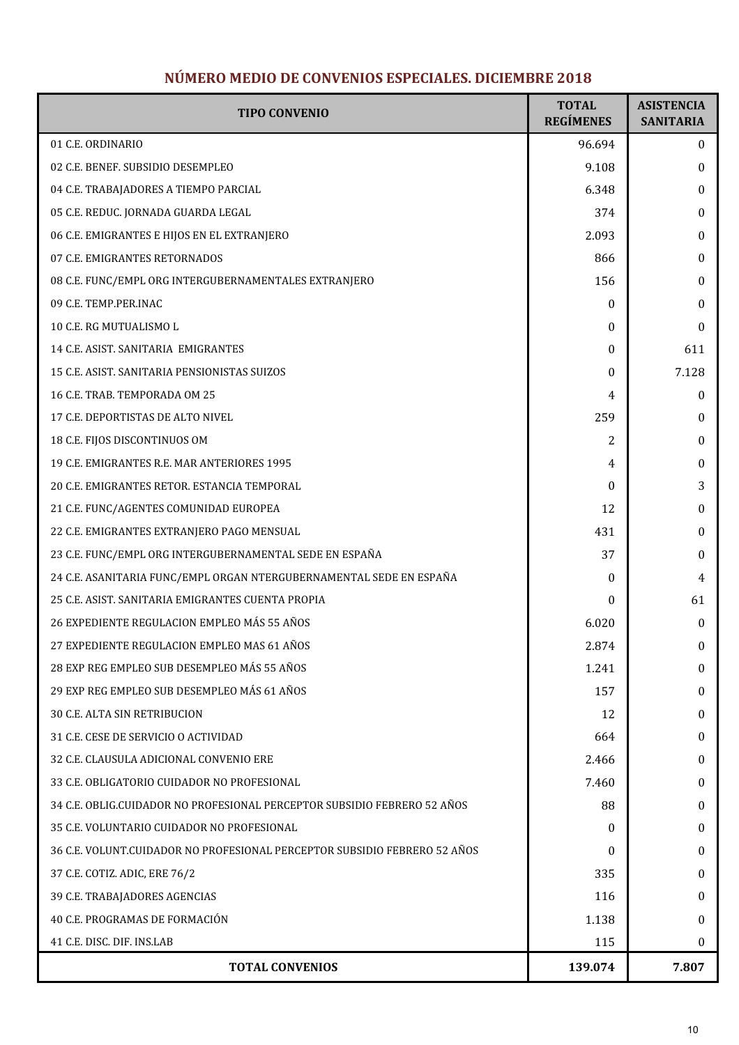## NÚMERO MEDIO DE CONVENIOS ESPECIALES. DICIEMBRE 2018

| TIPO CONVENIO | TOTAL REGÍMENES | ASISTENCIA SANITARIA |
|---|---|---|
| 01 C.E. ORDINARIO | 96.694 | 0 |
| 02 C.E. BENEF. SUBSIDIO DESEMPLEO | 9.108 | 0 |
| 04 C.E. TRABAJADORES A TIEMPO PARCIAL | 6.348 | 0 |
| 05 C.E. REDUC. JORNADA GUARDA LEGAL | 374 | 0 |
| 06 C.E. EMIGRANTES E HIJOS EN EL EXTRANJERO | 2.093 | 0 |
| 07 C.E. EMIGRANTES RETORNADOS | 866 | 0 |
| 08 C.E. FUNC/EMPL ORG INTERGUBERNAMENTALES EXTRANJERO | 156 | 0 |
| 09 C.E. TEMP.PER.INAC | 0 | 0 |
| 10 C.E. RG MUTUALISMO L | 0 | 0 |
| 14 C.E. ASIST. SANITARIA EMIGRANTES | 0 | 611 |
| 15 C.E. ASIST. SANITARIA PENSIONISTAS SUIZOS | 0 | 7.128 |
| 16 C.E. TRAB. TEMPORADA OM 25 | 4 | 0 |
| 17 C.E. DEPORTISTAS DE ALTO NIVEL | 259 | 0 |
| 18 C.E. FIJOS DISCONTINUOS OM | 2 | 0 |
| 19 C.E. EMIGRANTES R.E. MAR ANTERIORES 1995 | 4 | 0 |
| 20 C.E. EMIGRANTES RETOR. ESTANCIA TEMPORAL | 0 | 3 |
| 21 C.E. FUNC/AGENTES COMUNIDAD EUROPEA | 12 | 0 |
| 22 C.E. EMIGRANTES EXTRANJERO PAGO MENSUAL | 431 | 0 |
| 23 C.E. FUNC/EMPL ORG INTERGUBERNAMENTAL SEDE EN ESPAÑA | 37 | 0 |
| 24 C.E. ASANITARIA FUNC/EMPL ORGAN NTERGUBERNAMENTAL SEDE EN ESPAÑA | 0 | 4 |
| 25 C.E. ASIST. SANITARIA EMIGRANTES CUENTA PROPIA | 0 | 61 |
| 26 EXPEDIENTE REGULACION EMPLEO MÁS 55 AÑOS | 6.020 | 0 |
| 27 EXPEDIENTE REGULACION EMPLEO MAS 61 AÑOS | 2.874 | 0 |
| 28 EXP REG EMPLEO SUB DESEMPLEO MÁS 55 AÑOS | 1.241 | 0 |
| 29 EXP REG EMPLEO SUB DESEMPLEO MÁS 61 AÑOS | 157 | 0 |
| 30 C.E. ALTA SIN RETRIBUCION | 12 | 0 |
| 31 C.E. CESE DE SERVICIO O ACTIVIDAD | 664 | 0 |
| 32 C.E. CLAUSULA ADICIONAL CONVENIO ERE | 2.466 | 0 |
| 33 C.E. OBLIGATORIO CUIDADOR NO PROFESIONAL | 7.460 | 0 |
| 34 C.E. OBLIG.CUIDADOR NO PROFESIONAL PERCEPTOR SUBSIDIO FEBRERO 52 AÑOS | 88 | 0 |
| 35 C.E. VOLUNTARIO CUIDADOR NO PROFESIONAL | 0 | 0 |
| 36 C.E. VOLUNT.CUIDADOR NO PROFESIONAL PERCEPTOR SUBSIDIO FEBRERO 52 AÑOS | 0 | 0 |
| 37 C.E. COTIZ. ADIC, ERE 76/2 | 335 | 0 |
| 39 C.E. TRABAJADORES AGENCIAS | 116 | 0 |
| 40 C.E. PROGRAMAS DE FORMACIÓN | 1.138 | 0 |
| 41 C.E. DISC. DIF. INS.LAB | 115 | 0 |
| **TOTAL CONVENIOS** | **139.074** | **7.807** |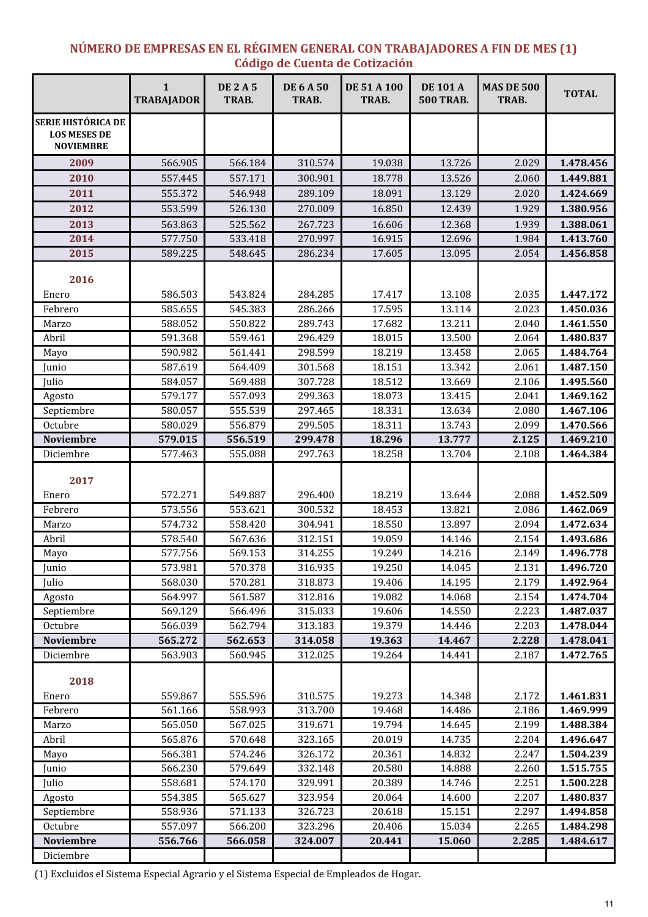# NÚMERO DE EMPRESAS EN EL RÉGIMEN GENERAL CON TRABAJADORES A FIN DE MES (1)
## Código de Cuenta de Cotización

| | 1 TRABAJADOR | DE 2 A 5 TRAB. | DE 6 A 50 TRAB. | DE 51 A 100 TRAB. | DE 101 A 500 TRAB. | MAS DE 500 TRAB. | TOTAL |
|---|---|---|---|---|---|---|---|
| **SERIE HISTÓRICA DE LOS MESES DE NOVIEMBRE** | | | | | | | |
| **2009** | 566.905 | 566.184 | 310.574 | 19.038 | 13.726 | 2.029 | **1.478.456** |
| **2010** | 557.445 | 557.171 | 300.901 | 18.778 | 13.526 | 2.060 | **1.449.881** |
| **2011** | 555.372 | 546.948 | 289.109 | 18.091 | 13.129 | 2.020 | **1.424.669** |
| **2012** | 553.599 | 526.130 | 270.009 | 16.850 | 12.439 | 1.929 | **1.380.956** |
| **2013** | 563.863 | 525.562 | 267.723 | 16.606 | 12.368 | 1.939 | **1.388.061** |
| **2014** | 577.750 | 533.418 | 270.997 | 16.915 | 12.696 | 1.984 | **1.413.760** |
| **2015** | 589.225 | 548.645 | 286.234 | 17.605 | 13.095 | 2.054 | **1.456.858** |
| **2016** | | | | | | | |
| Enero | 586.503 | 543.824 | 284.285 | 17.417 | 13.108 | 2.035 | **1.447.172** |
| Febrero | 585.655 | 545.383 | 286.266 | 17.595 | 13.114 | 2.023 | **1.450.036** |
| Marzo | 588.052 | 550.822 | 289.743 | 17.682 | 13.211 | 2.040 | **1.461.550** |
| Abril | 591.368 | 559.461 | 296.429 | 18.015 | 13.500 | 2.064 | **1.480.837** |
| Mayo | 590.982 | 561.441 | 298.599 | 18.219 | 13.458 | 2.065 | **1.484.764** |
| Junio | 587.619 | 564.409 | 301.568 | 18.151 | 13.342 | 2.061 | **1.487.150** |
| Julio | 584.057 | 569.488 | 307.728 | 18.512 | 13.669 | 2.106 | **1.495.560** |
| Agosto | 579.177 | 557.093 | 299.363 | 18.073 | 13.415 | 2.041 | **1.469.162** |
| Septiembre | 580.057 | 555.539 | 297.465 | 18.331 | 13.634 | 2.080 | **1.467.106** |
| Octubre | 580.029 | 556.879 | 299.505 | 18.311 | 13.743 | 2.099 | **1.470.566** |
| **Noviembre** | **579.015** | **556.519** | **299.478** | **18.296** | **13.777** | **2.125** | **1.469.210** |
| Diciembre | 577.463 | 555.088 | 297.763 | 18.258 | 13.704 | 2.108 | **1.464.384** |
| **2017** | | | | | | | |
| Enero | 572.271 | 549.887 | 296.400 | 18.219 | 13.644 | 2.088 | **1.452.509** |
| Febrero | 573.556 | 553.621 | 300.532 | 18.453 | 13.821 | 2.086 | **1.462.069** |
| Marzo | 574.732 | 558.420 | 304.941 | 18.550 | 13.897 | 2.094 | **1.472.634** |
| Abril | 578.540 | 567.636 | 312.151 | 19.059 | 14.146 | 2.154 | **1.493.686** |
| Mayo | 577.756 | 569.153 | 314.255 | 19.249 | 14.216 | 2.149 | **1.496.778** |
| Junio | 573.981 | 570.378 | 316.935 | 19.250 | 14.045 | 2.131 | **1.496.720** |
| Julio | 568.030 | 570.281 | 318.873 | 19.406 | 14.195 | 2.179 | **1.492.964** |
| Agosto | 564.997 | 561.587 | 312.816 | 19.082 | 14.068 | 2.154 | **1.474.704** |
| Septiembre | 569.129 | 566.496 | 315.033 | 19.606 | 14.550 | 2.223 | **1.487.037** |
| Octubre | 566.039 | 562.794 | 313.183 | 19.379 | 14.446 | 2.203 | **1.478.044** |
| **Noviembre** | **565.272** | **562.653** | **314.058** | **19.363** | **14.467** | **2.228** | **1.478.041** |
| Diciembre | 563.903 | 560.945 | 312.025 | 19.264 | 14.441 | 2.187 | **1.472.765** |
| **2018** | | | | | | | |
| Enero | 559.867 | 555.596 | 310.575 | 19.273 | 14.348 | 2.172 | **1.461.831** |
| Febrero | 561.166 | 558.993 | 313.700 | 19.468 | 14.486 | 2.186 | **1.469.999** |
| Marzo | 565.050 | 567.025 | 319.671 | 19.794 | 14.645 | 2.199 | **1.488.384** |
| Abril | 565.876 | 570.648 | 323.165 | 20.019 | 14.735 | 2.204 | **1.496.647** |
| Mayo | 566.381 | 574.246 | 326.172 | 20.361 | 14.832 | 2.247 | **1.504.239** |
| Junio | 566.230 | 579.649 | 332.148 | 20.580 | 14.888 | 2.260 | **1.515.755** |
| Julio | 558.681 | 574.170 | 329.991 | 20.389 | 14.746 | 2.251 | **1.500.228** |
| Agosto | 554.385 | 565.627 | 323.954 | 20.064 | 14.600 | 2.207 | **1.480.837** |
| Septiembre | 558.936 | 571.133 | 326.723 | 20.618 | 15.151 | 2.297 | **1.494.858** |
| Octubre | 557.097 | 566.200 | 323.296 | 20.406 | 15.034 | 2.265 | **1.484.298** |
| **Noviembre** | **556.766** | **566.058** | **324.007** | **20.441** | **15.060** | **2.285** | **1.484.617** |
| Diciembre | | | | | | | |

(1) Excluidos el Sistema Especial Agrario y el Sistema Especial de Empleados de Hogar.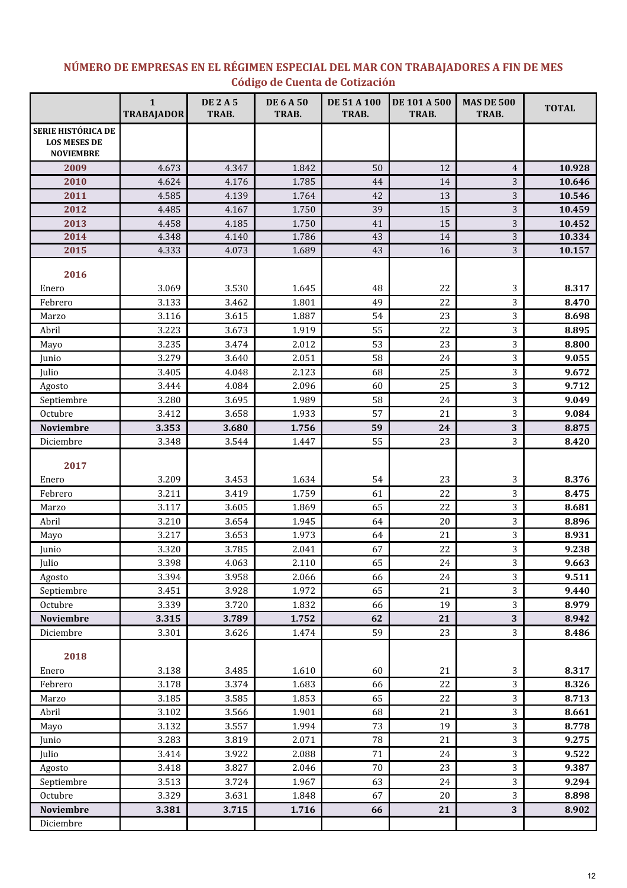## NÚMERO DE EMPRESAS EN EL RÉGIMEN ESPECIAL DEL MAR CON TRABAJADORES A FIN DE MES
### Código de Cuenta de Cotización

| | 1 TRABAJADOR | DE 2 A 5 TRAB. | DE 6 A 50 TRAB. | DE 51 A 100 TRAB. | DE 101 A 500 TRAB. | MAS DE 500 TRAB. | TOTAL |
|---|---|---|---|---|---|---|---|
| **SERIE HISTÓRICA DE LOS MESES DE NOVIEMBRE** | | | | | | | |
| **2009** | 4.673 | 4.347 | 1.842 | 50 | 12 | 4 | **10.928** |
| **2010** | 4.624 | 4.176 | 1.785 | 44 | 14 | 3 | **10.646** |
| **2011** | 4.585 | 4.139 | 1.764 | 42 | 13 | 3 | **10.546** |
| **2012** | 4.485 | 4.167 | 1.750 | 39 | 15 | 3 | **10.459** |
| **2013** | 4.458 | 4.185 | 1.750 | 41 | 15 | 3 | **10.452** |
| **2014** | 4.348 | 4.140 | 1.786 | 43 | 14 | 3 | **10.334** |
| **2015** | 4.333 | 4.073 | 1.689 | 43 | 16 | 3 | **10.157** |
| **2016** | | | | | | | |
| Enero | 3.069 | 3.530 | 1.645 | 48 | 22 | 3 | **8.317** |
| Febrero | 3.133 | 3.462 | 1.801 | 49 | 22 | 3 | **8.470** |
| Marzo | 3.116 | 3.615 | 1.887 | 54 | 23 | 3 | **8.698** |
| Abril | 3.223 | 3.673 | 1.919 | 55 | 22 | 3 | **8.895** |
| Mayo | 3.235 | 3.474 | 2.012 | 53 | 23 | 3 | **8.800** |
| Junio | 3.279 | 3.640 | 2.051 | 58 | 24 | 3 | **9.055** |
| Julio | 3.405 | 4.048 | 2.123 | 68 | 25 | 3 | **9.672** |
| Agosto | 3.444 | 4.084 | 2.096 | 60 | 25 | 3 | **9.712** |
| Septiembre | 3.280 | 3.695 | 1.989 | 58 | 24 | 3 | **9.049** |
| Octubre | 3.412 | 3.658 | 1.933 | 57 | 21 | 3 | **9.084** |
| **Noviembre** | **3.353** | **3.680** | **1.756** | **59** | **24** | **3** | **8.875** |
| Diciembre | 3.348 | 3.544 | 1.447 | 55 | 23 | 3 | **8.420** |
| **2017** | | | | | | | |
| Enero | 3.209 | 3.453 | 1.634 | 54 | 23 | 3 | **8.376** |
| Febrero | 3.211 | 3.419 | 1.759 | 61 | 22 | 3 | **8.475** |
| Marzo | 3.117 | 3.605 | 1.869 | 65 | 22 | 3 | **8.681** |
| Abril | 3.210 | 3.654 | 1.945 | 64 | 20 | 3 | **8.896** |
| Mayo | 3.217 | 3.653 | 1.973 | 64 | 21 | 3 | **8.931** |
| Junio | 3.320 | 3.785 | 2.041 | 67 | 22 | 3 | **9.238** |
| Julio | 3.398 | 4.063 | 2.110 | 65 | 24 | 3 | **9.663** |
| Agosto | 3.394 | 3.958 | 2.066 | 66 | 24 | 3 | **9.511** |
| Septiembre | 3.451 | 3.928 | 1.972 | 65 | 21 | 3 | **9.440** |
| Octubre | 3.339 | 3.720 | 1.832 | 66 | 19 | 3 | **8.979** |
| **Noviembre** | **3.315** | **3.789** | **1.752** | **62** | **21** | **3** | **8.942** |
| Diciembre | 3.301 | 3.626 | 1.474 | 59 | 23 | 3 | **8.486** |
| **2018** | | | | | | | |
| Enero | 3.138 | 3.485 | 1.610 | 60 | 21 | 3 | **8.317** |
| Febrero | 3.178 | 3.374 | 1.683 | 66 | 22 | 3 | **8.326** |
| Marzo | 3.185 | 3.585 | 1.853 | 65 | 22 | 3 | **8.713** |
| Abril | 3.102 | 3.566 | 1.901 | 68 | 21 | 3 | **8.661** |
| Mayo | 3.132 | 3.557 | 1.994 | 73 | 19 | 3 | **8.778** |
| Junio | 3.283 | 3.819 | 2.071 | 78 | 21 | 3 | **9.275** |
| Julio | 3.414 | 3.922 | 2.088 | 71 | 24 | 3 | **9.522** |
| Agosto | 3.418 | 3.827 | 2.046 | 70 | 23 | 3 | **9.387** |
| Septiembre | 3.513 | 3.724 | 1.967 | 63 | 24 | 3 | **9.294** |
| Octubre | 3.329 | 3.631 | 1.848 | 67 | 20 | 3 | **8.898** |
| **Noviembre** | **3.381** | **3.715** | **1.716** | **66** | **21** | **3** | **8.902** |
| Diciembre | | | | | | | |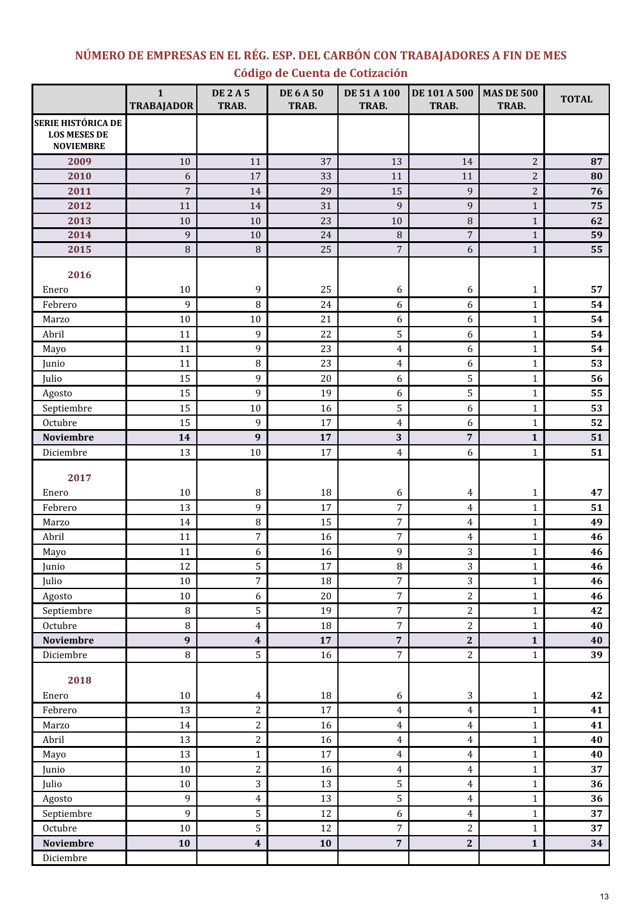## NÚMERO DE EMPRESAS EN EL RÉG. ESP. DEL CARBÓN CON TRABAJADORES A FIN DE MES

### Código de Cuenta de Cotización

| | 1 TRABAJADOR | DE 2 A 5 TRAB. | DE 6 A 50 TRAB. | DE 51 A 100 TRAB. | DE 101 A 500 TRAB. | MAS DE 500 TRAB. | TOTAL |
|---|---|---|---|---|---|---|---|
| **SERIE HISTÓRICA DE LOS MESES DE NOVIEMBRE** | | | | | | | |
| **2009** | 10 | 11 | 37 | 13 | 14 | 2 | **87** |
| **2010** | 6 | 17 | 33 | 11 | 11 | 2 | **80** |
| **2011** | 7 | 14 | 29 | 15 | 9 | 2 | **76** |
| **2012** | 11 | 14 | 31 | 9 | 9 | 1 | **75** |
| **2013** | 10 | 10 | 23 | 10 | 8 | 1 | **62** |
| **2014** | 9 | 10 | 24 | 8 | 7 | 1 | **59** |
| **2015** | 8 | 8 | 25 | 7 | 6 | 1 | **55** |
| **2016** | | | | | | | |
| Enero | 10 | 9 | 25 | 6 | 6 | 1 | **57** |
| Febrero | 9 | 8 | 24 | 6 | 6 | 1 | **54** |
| Marzo | 10 | 10 | 21 | 6 | 6 | 1 | **54** |
| Abril | 11 | 9 | 22 | 5 | 6 | 1 | **54** |
| Mayo | 11 | 9 | 23 | 4 | 6 | 1 | **54** |
| Junio | 11 | 8 | 23 | 4 | 6 | 1 | **53** |
| Julio | 15 | 9 | 20 | 6 | 5 | 1 | **56** |
| Agosto | 15 | 9 | 19 | 6 | 5 | 1 | **55** |
| Septiembre | 15 | 10 | 16 | 5 | 6 | 1 | **53** |
| Octubre | 15 | 9 | 17 | 4 | 6 | 1 | **52** |
| **Noviembre** | **14** | **9** | **17** | **3** | **7** | **1** | **51** |
| Diciembre | 13 | 10 | 17 | 4 | 6 | 1 | **51** |
| **2017** | | | | | | | |
| Enero | 10 | 8 | 18 | 6 | 4 | 1 | **47** |
| Febrero | 13 | 9 | 17 | 7 | 4 | 1 | **51** |
| Marzo | 14 | 8 | 15 | 7 | 4 | 1 | **49** |
| Abril | 11 | 7 | 16 | 7 | 4 | 1 | **46** |
| Mayo | 11 | 6 | 16 | 9 | 3 | 1 | **46** |
| Junio | 12 | 5 | 17 | 8 | 3 | 1 | **46** |
| Julio | 10 | 7 | 18 | 7 | 3 | 1 | **46** |
| Agosto | 10 | 6 | 20 | 7 | 2 | 1 | **46** |
| Septiembre | 8 | 5 | 19 | 7 | 2 | 1 | **42** |
| Octubre | 8 | 4 | 18 | 7 | 2 | 1 | **40** |
| **Noviembre** | **9** | **4** | **17** | **7** | **2** | **1** | **40** |
| Diciembre | 8 | 5 | 16 | 7 | 2 | 1 | **39** |
| **2018** | | | | | | | |
| Enero | 10 | 4 | 18 | 6 | 3 | 1 | **42** |
| Febrero | 13 | 2 | 17 | 4 | 4 | 1 | **41** |
| Marzo | 14 | 2 | 16 | 4 | 4 | 1 | **41** |
| Abril | 13 | 2 | 16 | 4 | 4 | 1 | **40** |
| Mayo | 13 | 1 | 17 | 4 | 4 | 1 | **40** |
| Junio | 10 | 2 | 16 | 4 | 4 | 1 | **37** |
| Julio | 10 | 3 | 13 | 5 | 4 | 1 | **36** |
| Agosto | 9 | 4 | 13 | 5 | 4 | 1 | **36** |
| Septiembre | 9 | 5 | 12 | 6 | 4 | 1 | **37** |
| Octubre | 10 | 5 | 12 | 7 | 2 | 1 | **37** |
| **Noviembre** | **10** | **4** | **10** | **7** | **2** | **1** | **34** |
| Diciembre | | | | | | | |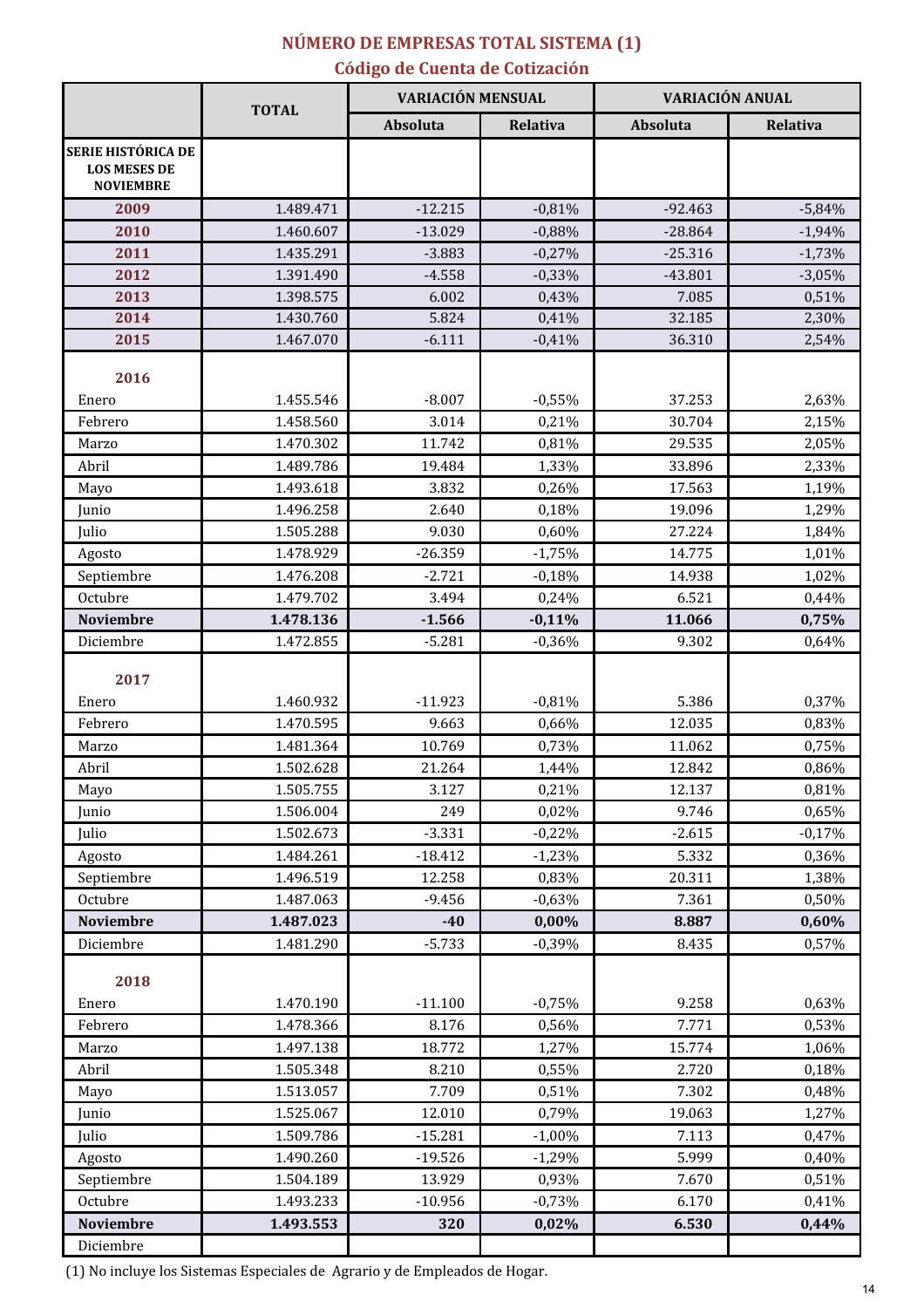## NÚMERO DE EMPRESAS TOTAL SISTEMA (1)
### Código de Cuenta de Cotización

| | TOTAL | VARIACIÓN MENSUAL | | VARIACIÓN ANUAL | |
|---|---|---|---|---|---|
| | | Absoluta | Relativa | Absoluta | Relativa |
| **SERIE HISTÓRICA DE LOS MESES DE NOVIEMBRE** | | | | | |
| **2009** | 1.489.471 | -12.215 | -0,81% | -92.463 | -5,84% |
| **2010** | 1.460.607 | -13.029 | -0,88% | -28.864 | -1,94% |
| **2011** | 1.435.291 | -3.883 | -0,27% | -25.316 | -1,73% |
| **2012** | 1.391.490 | -4.558 | -0,33% | -43.801 | -3,05% |
| **2013** | 1.398.575 | 6.002 | 0,43% | 7.085 | 0,51% |
| **2014** | 1.430.760 | 5.824 | 0,41% | 32.185 | 2,30% |
| **2015** | 1.467.070 | -6.111 | -0,41% | 36.310 | 2,54% |
| **2016** | | | | | |
| Enero | 1.455.546 | -8.007 | -0,55% | 37.253 | 2,63% |
| Febrero | 1.458.560 | 3.014 | 0,21% | 30.704 | 2,15% |
| Marzo | 1.470.302 | 11.742 | 0,81% | 29.535 | 2,05% |
| Abril | 1.489.786 | 19.484 | 1,33% | 33.896 | 2,33% |
| Mayo | 1.493.618 | 3.832 | 0,26% | 17.563 | 1,19% |
| Junio | 1.496.258 | 2.640 | 0,18% | 19.096 | 1,29% |
| Julio | 1.505.288 | 9.030 | 0,60% | 27.224 | 1,84% |
| Agosto | 1.478.929 | -26.359 | -1,75% | 14.775 | 1,01% |
| Septiembre | 1.476.208 | -2.721 | -0,18% | 14.938 | 1,02% |
| Octubre | 1.479.702 | 3.494 | 0,24% | 6.521 | 0,44% |
| **Noviembre** | **1.478.136** | **-1.566** | **-0,11%** | **11.066** | **0,75%** |
| Diciembre | 1.472.855 | -5.281 | -0,36% | 9.302 | 0,64% |
| **2017** | | | | | |
| Enero | 1.460.932 | -11.923 | -0,81% | 5.386 | 0,37% |
| Febrero | 1.470.595 | 9.663 | 0,66% | 12.035 | 0,83% |
| Marzo | 1.481.364 | 10.769 | 0,73% | 11.062 | 0,75% |
| Abril | 1.502.628 | 21.264 | 1,44% | 12.842 | 0,86% |
| Mayo | 1.505.755 | 3.127 | 0,21% | 12.137 | 0,81% |
| Junio | 1.506.004 | 249 | 0,02% | 9.746 | 0,65% |
| Julio | 1.502.673 | -3.331 | -0,22% | -2.615 | -0,17% |
| Agosto | 1.484.261 | -18.412 | -1,23% | 5.332 | 0,36% |
| Septiembre | 1.496.519 | 12.258 | 0,83% | 20.311 | 1,38% |
| Octubre | 1.487.063 | -9.456 | -0,63% | 7.361 | 0,50% |
| **Noviembre** | **1.487.023** | **-40** | **0,00%** | **8.887** | **0,60%** |
| Diciembre | 1.481.290 | -5.733 | -0,39% | 8.435 | 0,57% |
| **2018** | | | | | |
| Enero | 1.470.190 | -11.100 | -0,75% | 9.258 | 0,63% |
| Febrero | 1.478.366 | 8.176 | 0,56% | 7.771 | 0,53% |
| Marzo | 1.497.138 | 18.772 | 1,27% | 15.774 | 1,06% |
| Abril | 1.505.348 | 8.210 | 0,55% | 2.720 | 0,18% |
| Mayo | 1.513.057 | 7.709 | 0,51% | 7.302 | 0,48% |
| Junio | 1.525.067 | 12.010 | 0,79% | 19.063 | 1,27% |
| Julio | 1.509.786 | -15.281 | -1,00% | 7.113 | 0,47% |
| Agosto | 1.490.260 | -19.526 | -1,29% | 5.999 | 0,40% |
| Septiembre | 1.504.189 | 13.929 | 0,93% | 7.670 | 0,51% |
| Octubre | 1.493.233 | -10.956 | -0,73% | 6.170 | 0,41% |
| **Noviembre** | **1.493.553** | **320** | **0,02%** | **6.530** | **0,44%** |
| Diciembre | | | | | |

(1) No incluye los Sistemas Especiales de Agrario y de Empleados de Hogar.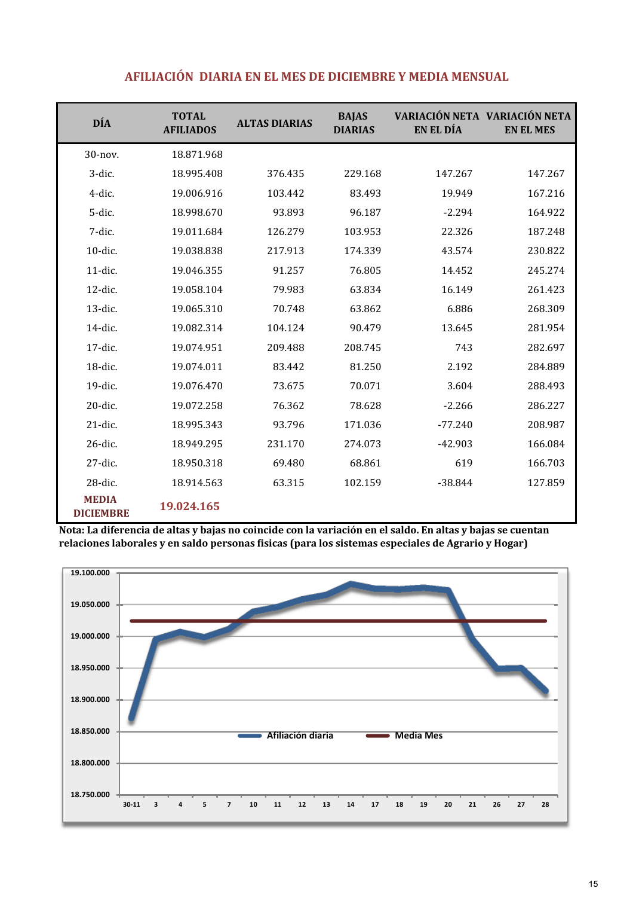## AFILIACIÓN DIARIA EN EL MES DE DICIEMBRE Y MEDIA MENSUAL

| DÍA | TOTAL AFILIADOS | ALTAS DIARIAS | BAJAS DIARIAS | VARIACIÓN NETA EN EL DÍA | VARIACIÓN NETA EN EL MES |
|---|---|---|---|---|---|
| 30-nov. | 18.871.968 | | | | |
| 3-dic. | 18.995.408 | 376.435 | 229.168 | 147.267 | 147.267 |
| 4-dic. | 19.006.916 | 103.442 | 83.493 | 19.949 | 167.216 |
| 5-dic. | 18.998.670 | 93.893 | 96.187 | -2.294 | 164.922 |
| 7-dic. | 19.011.684 | 126.279 | 103.953 | 22.326 | 187.248 |
| 10-dic. | 19.038.838 | 217.913 | 174.339 | 43.574 | 230.822 |
| 11-dic. | 19.046.355 | 91.257 | 76.805 | 14.452 | 245.274 |
| 12-dic. | 19.058.104 | 79.983 | 63.834 | 16.149 | 261.423 |
| 13-dic. | 19.065.310 | 70.748 | 63.862 | 6.886 | 268.309 |
| 14-dic. | 19.082.314 | 104.124 | 90.479 | 13.645 | 281.954 |
| 17-dic. | 19.074.951 | 209.488 | 208.745 | 743 | 282.697 |
| 18-dic. | 19.074.011 | 83.442 | 81.250 | 2.192 | 284.889 |
| 19-dic. | 19.076.470 | 73.675 | 70.071 | 3.604 | 288.493 |
| 20-dic. | 19.072.258 | 76.362 | 78.628 | -2.266 | 286.227 |
| 21-dic. | 18.995.343 | 93.796 | 171.036 | -77.240 | 208.987 |
| 26-dic. | 18.949.295 | 231.170 | 274.073 | -42.903 | 166.084 |
| 27-dic. | 18.950.318 | 69.480 | 68.861 | 619 | 166.703 |
| 28-dic. | 18.914.563 | 63.315 | 102.159 | -38.844 | 127.859 |
| **MEDIA DICIEMBRE** | **19.024.165** | | | | |

**Nota: La diferencia de altas y bajas no coincide con la variación en el saldo. En altas y bajas se cuentan relaciones laborales y en saldo personas fisicas (para los sistemas especiales de Agrario y Hogar)**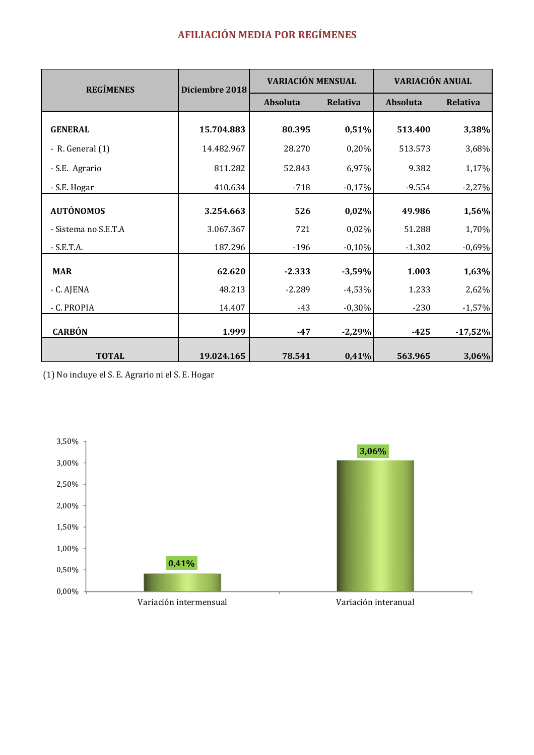## AFILIACIÓN MEDIA POR REGÍMENES

| REGÍMENES | Diciembre 2018 | VARIACIÓN MENSUAL | | VARIACIÓN ANUAL | |
|---|---|---|---|---|---|
| | | Absoluta | Relativa | Absoluta | Relativa |
| **GENERAL** | **15.704.883** | **80.395** | **0,51%** | **513.400** | **3,38%** |
| - R. General (1) | 14.482.967 | 28.270 | 0,20% | 513.573 | 3,68% |
| - S.E. Agrario | 811.282 | 52.843 | 6,97% | 9.382 | 1,17% |
| - S.E. Hogar | 410.634 | -718 | -0,17% | -9.554 | -2,27% |
| **AUTÓNOMOS** | **3.254.663** | **526** | **0,02%** | **49.986** | **1,56%** |
| - Sistema no S.E.T.A | 3.067.367 | 721 | 0,02% | 51.288 | 1,70% |
| - S.E.T.A. | 187.296 | -196 | -0,10% | -1.302 | -0,69% |
| **MAR** | **62.620** | **-2.333** | **-3,59%** | **1.003** | **1,63%** |
| - C. AJENA | 48.213 | -2.289 | -4,53% | 1.233 | 2,62% |
| - C. PROPIA | 14.407 | -43 | -0,30% | -230 | -1,57% |
| **CARBÓN** | **1.999** | **-47** | **-2,29%** | **-425** | **-17,52%** |
| **TOTAL** | **19.024.165** | **78.541** | **0,41%** | **563.965** | **3,06%** |

(1) No incluye el S. E. Agrario ni el S. E. Hogar

| | Variación intermensual | Variación interanual |
|---|---|---|
| % | 0,41% | 3,06% |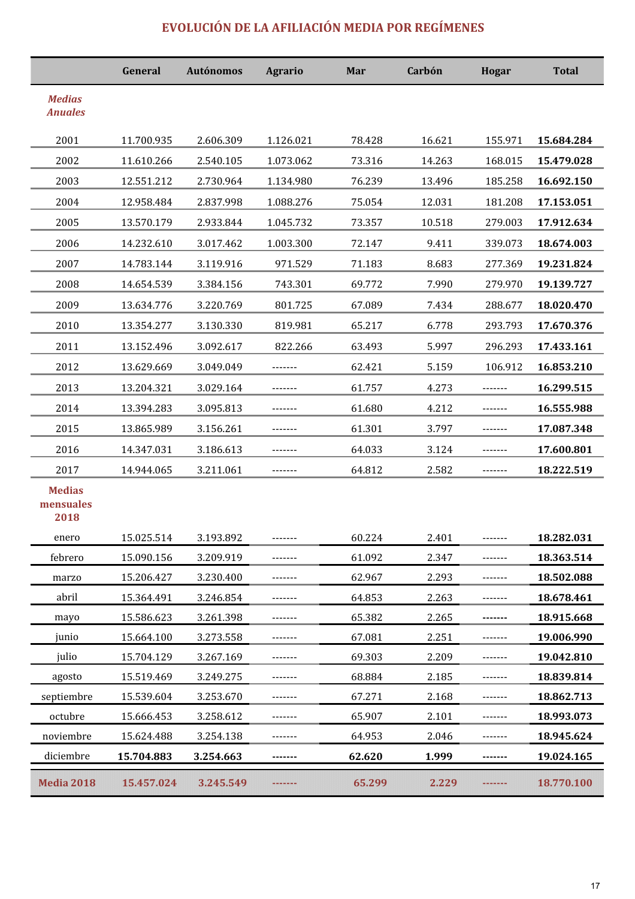## EVOLUCIÓN DE LA AFILIACIÓN MEDIA POR REGÍMENES

| | General | Autónomos | Agrario | Mar | Carbón | Hogar | Total |
|---|---|---|---|---|---|---|---|
| ***Medias Anuales*** | | | | | | | |
| 2001 | 11.700.935 | 2.606.309 | 1.126.021 | 78.428 | 16.621 | 155.971 | **15.684.284** |
| 2002 | 11.610.266 | 2.540.105 | 1.073.062 | 73.316 | 14.263 | 168.015 | **15.479.028** |
| 2003 | 12.551.212 | 2.730.964 | 1.134.980 | 76.239 | 13.496 | 185.258 | **16.692.150** |
| 2004 | 12.958.484 | 2.837.998 | 1.088.276 | 75.054 | 12.031 | 181.208 | **17.153.051** |
| 2005 | 13.570.179 | 2.933.844 | 1.045.732 | 73.357 | 10.518 | 279.003 | **17.912.634** |
| 2006 | 14.232.610 | 3.017.462 | 1.003.300 | 72.147 | 9.411 | 339.073 | **18.674.003** |
| 2007 | 14.783.144 | 3.119.916 | 971.529 | 71.183 | 8.683 | 277.369 | **19.231.824** |
| 2008 | 14.654.539 | 3.384.156 | 743.301 | 69.772 | 7.990 | 279.970 | **19.139.727** |
| 2009 | 13.634.776 | 3.220.769 | 801.725 | 67.089 | 7.434 | 288.677 | **18.020.470** |
| 2010 | 13.354.277 | 3.130.330 | 819.981 | 65.217 | 6.778 | 293.793 | **17.670.376** |
| 2011 | 13.152.496 | 3.092.617 | 822.266 | 63.493 | 5.997 | 296.293 | **17.433.161** |
| 2012 | 13.629.669 | 3.049.049 | ------- | 62.421 | 5.159 | 106.912 | **16.853.210** |
| 2013 | 13.204.321 | 3.029.164 | ------- | 61.757 | 4.273 | ------- | **16.299.515** |
| 2014 | 13.394.283 | 3.095.813 | ------- | 61.680 | 4.212 | ------- | **16.555.988** |
| 2015 | 13.865.989 | 3.156.261 | ------- | 61.301 | 3.797 | ------- | **17.087.348** |
| 2016 | 14.347.031 | 3.186.613 | ------- | 64.033 | 3.124 | ------- | **17.600.801** |
| 2017 | 14.944.065 | 3.211.061 | ------- | 64.812 | 2.582 | ------- | **18.222.519** |
| **Medias mensuales 2018** | | | | | | | |
| enero | 15.025.514 | 3.193.892 | ------- | 60.224 | 2.401 | ------- | **18.282.031** |
| febrero | 15.090.156 | 3.209.919 | ------- | 61.092 | 2.347 | ------- | **18.363.514** |
| marzo | 15.206.427 | 3.230.400 | ------- | 62.967 | 2.293 | ------- | **18.502.088** |
| abril | 15.364.491 | 3.246.854 | ------- | 64.853 | 2.263 | ------- | **18.678.461** |
| mayo | 15.586.623 | 3.261.398 | ------- | 65.382 | 2.265 | ------- | **18.915.668** |
| junio | 15.664.100 | 3.273.558 | ------- | 67.081 | 2.251 | ------- | **19.006.990** |
| julio | 15.704.129 | 3.267.169 | ------- | 69.303 | 2.209 | ------- | **19.042.810** |
| agosto | 15.519.469 | 3.249.275 | ------- | 68.884 | 2.185 | ------- | **18.839.814** |
| septiembre | 15.539.604 | 3.253.670 | ------- | 67.271 | 2.168 | ------- | **18.862.713** |
| octubre | 15.666.453 | 3.258.612 | ------- | 65.907 | 2.101 | ------- | **18.993.073** |
| noviembre | 15.624.488 | 3.254.138 | ------- | 64.953 | 2.046 | ------- | **18.945.624** |
| diciembre | **15.704.883** | **3.254.663** | **-------** | **62.620** | **1.999** | **-------** | **19.024.165** |
| **Media 2018** | **15.457.024** | **3.245.549** | **-------** | **65.299** | **2.229** | **-------** | **18.770.100** |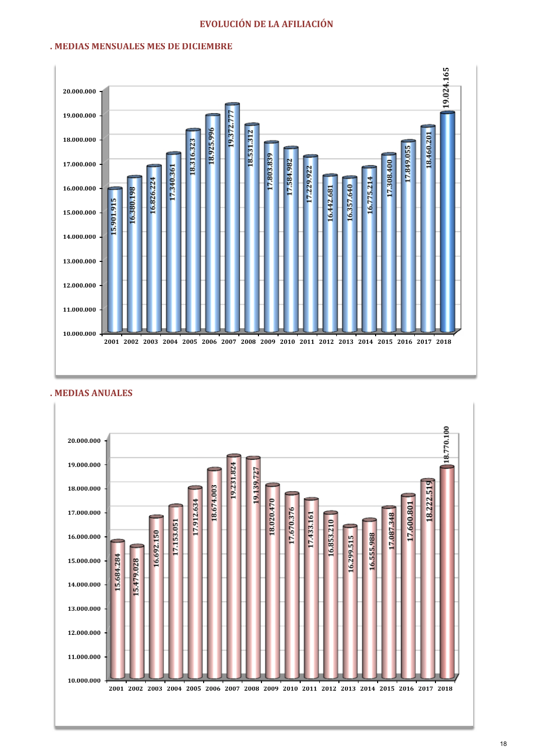# EVOLUCIÓN DE LA AFILIACIÓN

## . MEDIAS MENSUALES MES DE DICIEMBRE

| Año | Afiliación |
|---|---|
| 2001 | 15.901.915 |
| 2002 | 16.380.198 |
| 2003 | 16.826.224 |
| 2004 | 17.340.361 |
| 2005 | 18.316.323 |
| 2006 | 18.925.996 |
| 2007 | 19.372.777 |
| 2008 | 18.531.312 |
| 2009 | 17.803.839 |
| 2010 | 17.584.982 |
| 2011 | 17.229.922 |
| 2012 | 16.442.681 |
| 2013 | 16.357.640 |
| 2014 | 16.775.214 |
| 2015 | 17.308.400 |
| 2016 | 17.849.055 |
| 2017 | 18.460.201 |
| 2018 | 19.024.165 |

## . MEDIAS ANUALES

| Año | Afiliación |
|---|---|
| 2001 | 15.684.284 |
| 2002 | 15.479.028 |
| 2003 | 16.692.150 |
| 2004 | 17.153.051 |
| 2005 | 17.912.634 |
| 2006 | 18.674.003 |
| 2007 | 19.231.824 |
| 2008 | 19.139.727 |
| 2009 | 18.020.470 |
| 2010 | 17.670.376 |
| 2011 | 17.433.161 |
| 2012 | 16.853.210 |
| 2013 | 16.299.515 |
| 2014 | 16.555.988 |
| 2015 | 17.087.348 |
| 2016 | 17.600.801 |
| 2017 | 18.222.519 |
| 2018 | 18.770.100 |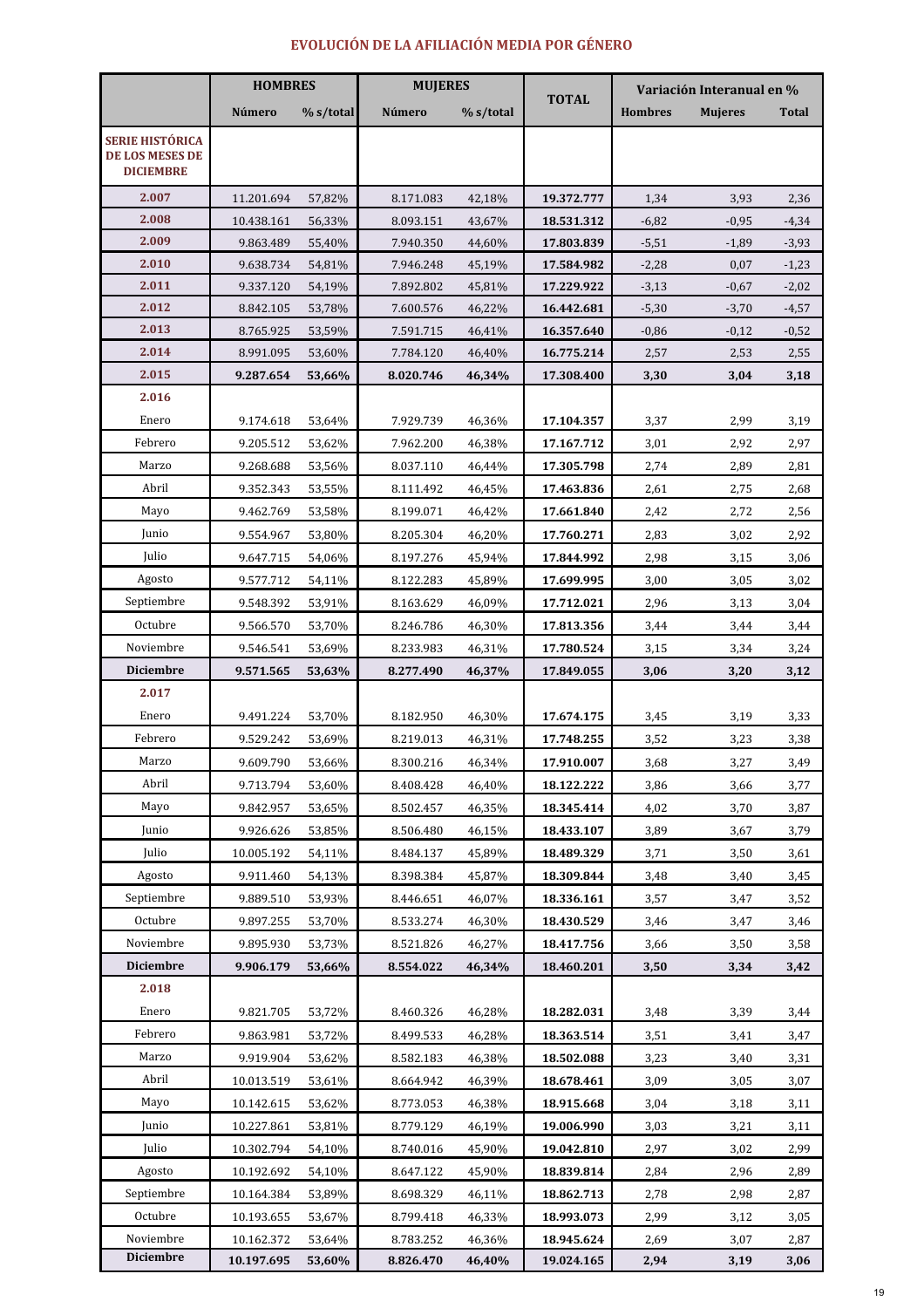# EVOLUCIÓN DE LA AFILIACIÓN MEDIA POR GÉNERO

| | HOMBRES | | MUJERES | | TOTAL | Variación Interanual en % | | |
|---|---|---|---|---|---|---|---|---|
| | Número | % s/total | Número | % s/total | | Hombres | Mujeres | Total |
| **SERIE HISTÓRICA DE LOS MESES DE DICIEMBRE** | | | | | | | | |
| **2.007** | 11.201.694 | 57,82% | 8.171.083 | 42,18% | **19.372.777** | 1,34 | 3,93 | 2,36 |
| **2.008** | 10.438.161 | 56,33% | 8.093.151 | 43,67% | **18.531.312** | -6,82 | -0,95 | -4,34 |
| **2.009** | 9.863.489 | 55,40% | 7.940.350 | 44,60% | **17.803.839** | -5,51 | -1,89 | -3,93 |
| **2.010** | 9.638.734 | 54,81% | 7.946.248 | 45,19% | **17.584.982** | -2,28 | 0,07 | -1,23 |
| **2.011** | 9.337.120 | 54,19% | 7.892.802 | 45,81% | **17.229.922** | -3,13 | -0,67 | -2,02 |
| **2.012** | 8.842.105 | 53,78% | 7.600.576 | 46,22% | **16.442.681** | -5,30 | -3,70 | -4,57 |
| **2.013** | 8.765.925 | 53,59% | 7.591.715 | 46,41% | **16.357.640** | -0,86 | -0,12 | -0,52 |
| **2.014** | 8.991.095 | 53,60% | 7.784.120 | 46,40% | **16.775.214** | 2,57 | 2,53 | 2,55 |
| **2.015** | **9.287.654** | **53,66%** | **8.020.746** | **46,34%** | **17.308.400** | **3,30** | **3,04** | **3,18** |
| **2.016** | | | | | | | | |
| Enero | 9.174.618 | 53,64% | 7.929.739 | 46,36% | **17.104.357** | 3,37 | 2,99 | 3,19 |
| Febrero | 9.205.512 | 53,62% | 7.962.200 | 46,38% | **17.167.712** | 3,01 | 2,92 | 2,97 |
| Marzo | 9.268.688 | 53,56% | 8.037.110 | 46,44% | **17.305.798** | 2,74 | 2,89 | 2,81 |
| Abril | 9.352.343 | 53,55% | 8.111.492 | 46,45% | **17.463.836** | 2,61 | 2,75 | 2,68 |
| Mayo | 9.462.769 | 53,58% | 8.199.071 | 46,42% | **17.661.840** | 2,42 | 2,72 | 2,56 |
| Junio | 9.554.967 | 53,80% | 8.205.304 | 46,20% | **17.760.271** | 2,83 | 3,02 | 2,92 |
| Julio | 9.647.715 | 54,06% | 8.197.276 | 45,94% | **17.844.992** | 2,98 | 3,15 | 3,06 |
| Agosto | 9.577.712 | 54,11% | 8.122.283 | 45,89% | **17.699.995** | 3,00 | 3,05 | 3,02 |
| Septiembre | 9.548.392 | 53,91% | 8.163.629 | 46,09% | **17.712.021** | 2,96 | 3,13 | 3,04 |
| Octubre | 9.566.570 | 53,70% | 8.246.786 | 46,30% | **17.813.356** | 3,44 | 3,44 | 3,44 |
| Noviembre | 9.546.541 | 53,69% | 8.233.983 | 46,31% | **17.780.524** | 3,15 | 3,34 | 3,24 |
| **Diciembre** | **9.571.565** | **53,63%** | **8.277.490** | **46,37%** | **17.849.055** | **3,06** | **3,20** | **3,12** |
| **2.017** | | | | | | | | |
| Enero | 9.491.224 | 53,70% | 8.182.950 | 46,30% | **17.674.175** | 3,45 | 3,19 | 3,33 |
| Febrero | 9.529.242 | 53,69% | 8.219.013 | 46,31% | **17.748.255** | 3,52 | 3,23 | 3,38 |
| Marzo | 9.609.790 | 53,66% | 8.300.216 | 46,34% | **17.910.007** | 3,68 | 3,27 | 3,49 |
| Abril | 9.713.794 | 53,60% | 8.408.428 | 46,40% | **18.122.222** | 3,86 | 3,66 | 3,77 |
| Mayo | 9.842.957 | 53,65% | 8.502.457 | 46,35% | **18.345.414** | 4,02 | 3,70 | 3,87 |
| Junio | 9.926.626 | 53,85% | 8.506.480 | 46,15% | **18.433.107** | 3,89 | 3,67 | 3,79 |
| Julio | 10.005.192 | 54,11% | 8.484.137 | 45,89% | **18.489.329** | 3,71 | 3,50 | 3,61 |
| Agosto | 9.911.460 | 54,13% | 8.398.384 | 45,87% | **18.309.844** | 3,48 | 3,40 | 3,45 |
| Septiembre | 9.889.510 | 53,93% | 8.446.651 | 46,07% | **18.336.161** | 3,57 | 3,47 | 3,52 |
| Octubre | 9.897.255 | 53,70% | 8.533.274 | 46,30% | **18.430.529** | 3,46 | 3,47 | 3,46 |
| Noviembre | 9.895.930 | 53,73% | 8.521.826 | 46,27% | **18.417.756** | 3,66 | 3,50 | 3,58 |
| **Diciembre** | **9.906.179** | **53,66%** | **8.554.022** | **46,34%** | **18.460.201** | **3,50** | **3,34** | **3,42** |
| **2.018** | | | | | | | | |
| Enero | 9.821.705 | 53,72% | 8.460.326 | 46,28% | **18.282.031** | 3,48 | 3,39 | 3,44 |
| Febrero | 9.863.981 | 53,72% | 8.499.533 | 46,28% | **18.363.514** | 3,51 | 3,41 | 3,47 |
| Marzo | 9.919.904 | 53,62% | 8.582.183 | 46,38% | **18.502.088** | 3,23 | 3,40 | 3,31 |
| Abril | 10.013.519 | 53,61% | 8.664.942 | 46,39% | **18.678.461** | 3,09 | 3,05 | 3,07 |
| Mayo | 10.142.615 | 53,62% | 8.773.053 | 46,38% | **18.915.668** | 3,04 | 3,18 | 3,11 |
| Junio | 10.227.861 | 53,81% | 8.779.129 | 46,19% | **19.006.990** | 3,03 | 3,21 | 3,11 |
| Julio | 10.302.794 | 54,10% | 8.740.016 | 45,90% | **19.042.810** | 2,97 | 3,02 | 2,99 |
| Agosto | 10.192.692 | 54,10% | 8.647.122 | 45,90% | **18.839.814** | 2,84 | 2,96 | 2,89 |
| Septiembre | 10.164.384 | 53,89% | 8.698.329 | 46,11% | **18.862.713** | 2,78 | 2,98 | 2,87 |
| Octubre | 10.193.655 | 53,67% | 8.799.418 | 46,33% | **18.993.073** | 2,99 | 3,12 | 3,05 |
| Noviembre | 10.162.372 | 53,64% | 8.783.252 | 46,36% | **18.945.624** | 2,69 | 3,07 | 2,87 |
| **Diciembre** | **10.197.695** | **53,60%** | **8.826.470** | **46,40%** | **19.024.165** | **2,94** | **3,19** | **3,06** |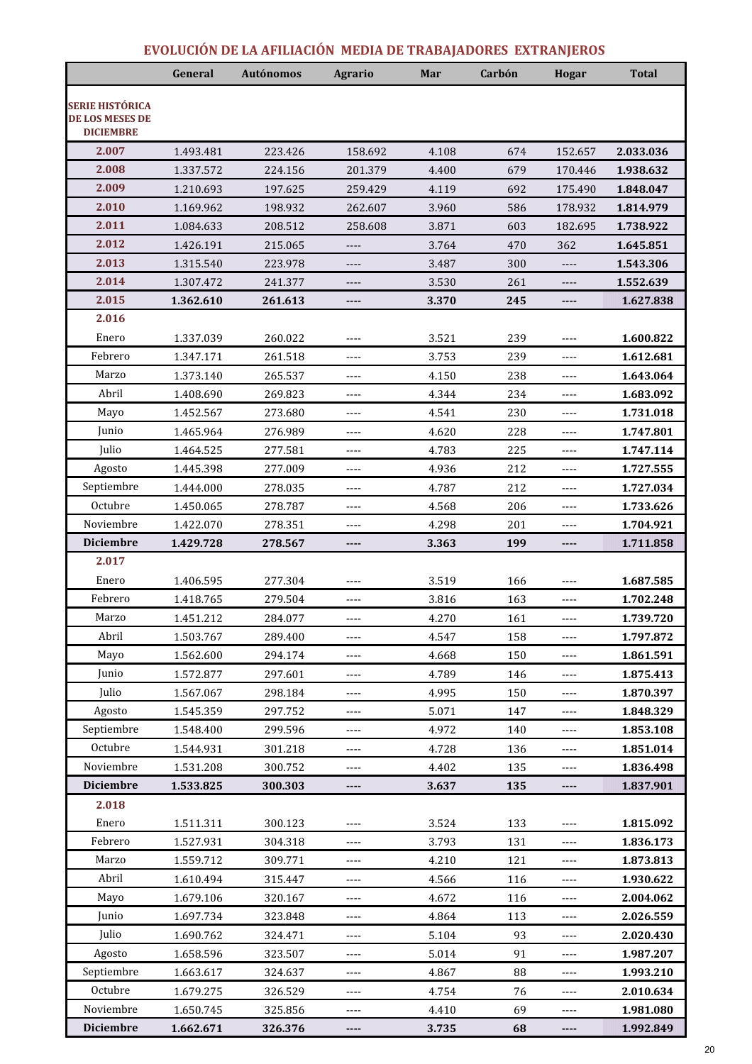## EVOLUCIÓN DE LA AFILIACIÓN MEDIA DE TRABAJADORES EXTRANJEROS

| | General | Autónomos | Agrario | Mar | Carbón | Hogar | Total |
|---|---|---|---|---|---|---|---|
| **SERIE HISTÓRICA DE LOS MESES DE DICIEMBRE** | | | | | | | |
| **2.007** | 1.493.481 | 223.426 | 158.692 | 4.108 | 674 | 152.657 | **2.033.036** |
| **2.008** | 1.337.572 | 224.156 | 201.379 | 4.400 | 679 | 170.446 | **1.938.632** |
| **2.009** | 1.210.693 | 197.625 | 259.429 | 4.119 | 692 | 175.490 | **1.848.047** |
| **2.010** | 1.169.962 | 198.932 | 262.607 | 3.960 | 586 | 178.932 | **1.814.979** |
| **2.011** | 1.084.633 | 208.512 | 258.608 | 3.871 | 603 | 182.695 | **1.738.922** |
| **2.012** | 1.426.191 | 215.065 | ---- | 3.764 | 470 | 362 | **1.645.851** |
| **2.013** | 1.315.540 | 223.978 | ---- | 3.487 | 300 | ---- | **1.543.306** |
| **2.014** | 1.307.472 | 241.377 | ---- | 3.530 | 261 | ---- | **1.552.639** |
| **2.015** | **1.362.610** | **261.613** | **----** | **3.370** | **245** | **----** | **1.627.838** |
| **2.016** | | | | | | | |
| Enero | 1.337.039 | 260.022 | ---- | 3.521 | 239 | ---- | **1.600.822** |
| Febrero | 1.347.171 | 261.518 | ---- | 3.753 | 239 | ---- | **1.612.681** |
| Marzo | 1.373.140 | 265.537 | ---- | 4.150 | 238 | ---- | **1.643.064** |
| Abril | 1.408.690 | 269.823 | ---- | 4.344 | 234 | ---- | **1.683.092** |
| Mayo | 1.452.567 | 273.680 | ---- | 4.541 | 230 | ---- | **1.731.018** |
| Junio | 1.465.964 | 276.989 | ---- | 4.620 | 228 | ---- | **1.747.801** |
| Julio | 1.464.525 | 277.581 | ---- | 4.783 | 225 | ---- | **1.747.114** |
| Agosto | 1.445.398 | 277.009 | ---- | 4.936 | 212 | ---- | **1.727.555** |
| Septiembre | 1.444.000 | 278.035 | ---- | 4.787 | 212 | ---- | **1.727.034** |
| Octubre | 1.450.065 | 278.787 | ---- | 4.568 | 206 | ---- | **1.733.626** |
| Noviembre | 1.422.070 | 278.351 | ---- | 4.298 | 201 | ---- | **1.704.921** |
| **Diciembre** | **1.429.728** | **278.567** | **----** | **3.363** | **199** | **----** | **1.711.858** |
| **2.017** | | | | | | | |
| Enero | 1.406.595 | 277.304 | ---- | 3.519 | 166 | ---- | **1.687.585** |
| Febrero | 1.418.765 | 279.504 | ---- | 3.816 | 163 | ---- | **1.702.248** |
| Marzo | 1.451.212 | 284.077 | ---- | 4.270 | 161 | ---- | **1.739.720** |
| Abril | 1.503.767 | 289.400 | ---- | 4.547 | 158 | ---- | **1.797.872** |
| Mayo | 1.562.600 | 294.174 | ---- | 4.668 | 150 | ---- | **1.861.591** |
| Junio | 1.572.877 | 297.601 | ---- | 4.789 | 146 | ---- | **1.875.413** |
| Julio | 1.567.067 | 298.184 | ---- | 4.995 | 150 | ---- | **1.870.397** |
| Agosto | 1.545.359 | 297.752 | ---- | 5.071 | 147 | ---- | **1.848.329** |
| Septiembre | 1.548.400 | 299.596 | ---- | 4.972 | 140 | ---- | **1.853.108** |
| Octubre | 1.544.931 | 301.218 | ---- | 4.728 | 136 | ---- | **1.851.014** |
| Noviembre | 1.531.208 | 300.752 | ---- | 4.402 | 135 | ---- | **1.836.498** |
| **Diciembre** | **1.533.825** | **300.303** | **----** | **3.637** | **135** | **----** | **1.837.901** |
| **2.018** | | | | | | | |
| Enero | 1.511.311 | 300.123 | ---- | 3.524 | 133 | ---- | **1.815.092** |
| Febrero | 1.527.931 | 304.318 | ---- | 3.793 | 131 | ---- | **1.836.173** |
| Marzo | 1.559.712 | 309.771 | ---- | 4.210 | 121 | ---- | **1.873.813** |
| Abril | 1.610.494 | 315.447 | ---- | 4.566 | 116 | ---- | **1.930.622** |
| Mayo | 1.679.106 | 320.167 | ---- | 4.672 | 116 | ---- | **2.004.062** |
| Junio | 1.697.734 | 323.848 | ---- | 4.864 | 113 | ---- | **2.026.559** |
| Julio | 1.690.762 | 324.471 | ---- | 5.104 | 93 | ---- | **2.020.430** |
| Agosto | 1.658.596 | 323.507 | ---- | 5.014 | 91 | ---- | **1.987.207** |
| Septiembre | 1.663.617 | 324.637 | ---- | 4.867 | 88 | ---- | **1.993.210** |
| Octubre | 1.679.275 | 326.529 | ---- | 4.754 | 76 | ---- | **2.010.634** |
| Noviembre | 1.650.745 | 325.856 | ---- | 4.410 | 69 | ---- | **1.981.080** |
| **Diciembre** | **1.662.671** | **326.376** | **----** | **3.735** | **68** | **----** | **1.992.849** |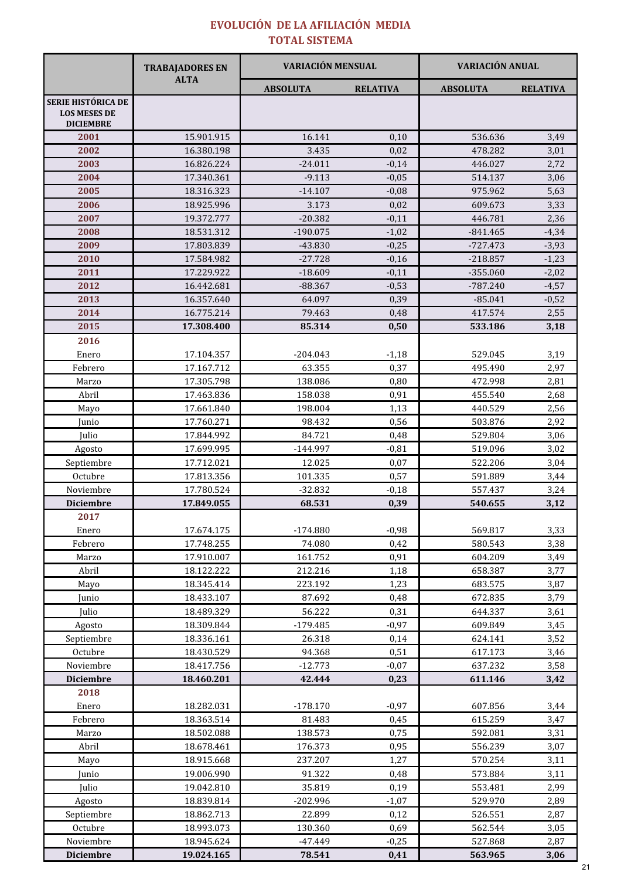# EVOLUCIÓN DE LA AFILIACIÓN MEDIA
## TOTAL SISTEMA

| | TRABAJADORES EN ALTA | VARIACIÓN MENSUAL | | VARIACIÓN ANUAL | |
|---|---|---|---|---|---|
| | | ABSOLUTA | RELATIVA | ABSOLUTA | RELATIVA |
| **SERIE HISTÓRICA DE LOS MESES DE DICIEMBRE** | | | | | |
| **2001** | 15.901.915 | 16.141 | 0,10 | 536.636 | 3,49 |
| **2002** | 16.380.198 | 3.435 | 0,02 | 478.282 | 3,01 |
| **2003** | 16.826.224 | -24.011 | -0,14 | 446.027 | 2,72 |
| **2004** | 17.340.361 | -9.113 | -0,05 | 514.137 | 3,06 |
| **2005** | 18.316.323 | -14.107 | -0,08 | 975.962 | 5,63 |
| **2006** | 18.925.996 | 3.173 | 0,02 | 609.673 | 3,33 |
| **2007** | 19.372.777 | -20.382 | -0,11 | 446.781 | 2,36 |
| **2008** | 18.531.312 | -190.075 | -1,02 | -841.465 | -4,34 |
| **2009** | 17.803.839 | -43.830 | -0,25 | -727.473 | -3,93 |
| **2010** | 17.584.982 | -27.728 | -0,16 | -218.857 | -1,23 |
| **2011** | 17.229.922 | -18.609 | -0,11 | -355.060 | -2,02 |
| **2012** | 16.442.681 | -88.367 | -0,53 | -787.240 | -4,57 |
| **2013** | 16.357.640 | 64.097 | 0,39 | -85.041 | -0,52 |
| **2014** | 16.775.214 | 79.463 | 0,48 | 417.574 | 2,55 |
| **2015** | **17.308.400** | **85.314** | **0,50** | **533.186** | **3,18** |
| **2016** | | | | | |
| Enero | 17.104.357 | -204.043 | -1,18 | 529.045 | 3,19 |
| Febrero | 17.167.712 | 63.355 | 0,37 | 495.490 | 2,97 |
| Marzo | 17.305.798 | 138.086 | 0,80 | 472.998 | 2,81 |
| Abril | 17.463.836 | 158.038 | 0,91 | 455.540 | 2,68 |
| Mayo | 17.661.840 | 198.004 | 1,13 | 440.529 | 2,56 |
| Junio | 17.760.271 | 98.432 | 0,56 | 503.876 | 2,92 |
| Julio | 17.844.992 | 84.721 | 0,48 | 529.804 | 3,06 |
| Agosto | 17.699.995 | -144.997 | -0,81 | 519.096 | 3,02 |
| Septiembre | 17.712.021 | 12.025 | 0,07 | 522.206 | 3,04 |
| Octubre | 17.813.356 | 101.335 | 0,57 | 591.889 | 3,44 |
| Noviembre | 17.780.524 | -32.832 | -0,18 | 557.437 | 3,24 |
| **Diciembre** | **17.849.055** | **68.531** | **0,39** | **540.655** | **3,12** |
| **2017** | | | | | |
| Enero | 17.674.175 | -174.880 | -0,98 | 569.817 | 3,33 |
| Febrero | 17.748.255 | 74.080 | 0,42 | 580.543 | 3,38 |
| Marzo | 17.910.007 | 161.752 | 0,91 | 604.209 | 3,49 |
| Abril | 18.122.222 | 212.216 | 1,18 | 658.387 | 3,77 |
| Mayo | 18.345.414 | 223.192 | 1,23 | 683.575 | 3,87 |
| Junio | 18.433.107 | 87.692 | 0,48 | 672.835 | 3,79 |
| Julio | 18.489.329 | 56.222 | 0,31 | 644.337 | 3,61 |
| Agosto | 18.309.844 | -179.485 | -0,97 | 609.849 | 3,45 |
| Septiembre | 18.336.161 | 26.318 | 0,14 | 624.141 | 3,52 |
| Octubre | 18.430.529 | 94.368 | 0,51 | 617.173 | 3,46 |
| Noviembre | 18.417.756 | -12.773 | -0,07 | 637.232 | 3,58 |
| **Diciembre** | **18.460.201** | **42.444** | **0,23** | **611.146** | **3,42** |
| **2018** | | | | | |
| Enero | 18.282.031 | -178.170 | -0,97 | 607.856 | 3,44 |
| Febrero | 18.363.514 | 81.483 | 0,45 | 615.259 | 3,47 |
| Marzo | 18.502.088 | 138.573 | 0,75 | 592.081 | 3,31 |
| Abril | 18.678.461 | 176.373 | 0,95 | 556.239 | 3,07 |
| Mayo | 18.915.668 | 237.207 | 1,27 | 570.254 | 3,11 |
| Junio | 19.006.990 | 91.322 | 0,48 | 573.884 | 3,11 |
| Julio | 19.042.810 | 35.819 | 0,19 | 553.481 | 2,99 |
| Agosto | 18.839.814 | -202.996 | -1,07 | 529.970 | 2,89 |
| Septiembre | 18.862.713 | 22.899 | 0,12 | 526.551 | 2,87 |
| Octubre | 18.993.073 | 130.360 | 0,69 | 562.544 | 3,05 |
| Noviembre | 18.945.624 | -47.449 | -0,25 | 527.868 | 2,87 |
| **Diciembre** | **19.024.165** | **78.541** | **0,41** | **563.965** | **3,06** |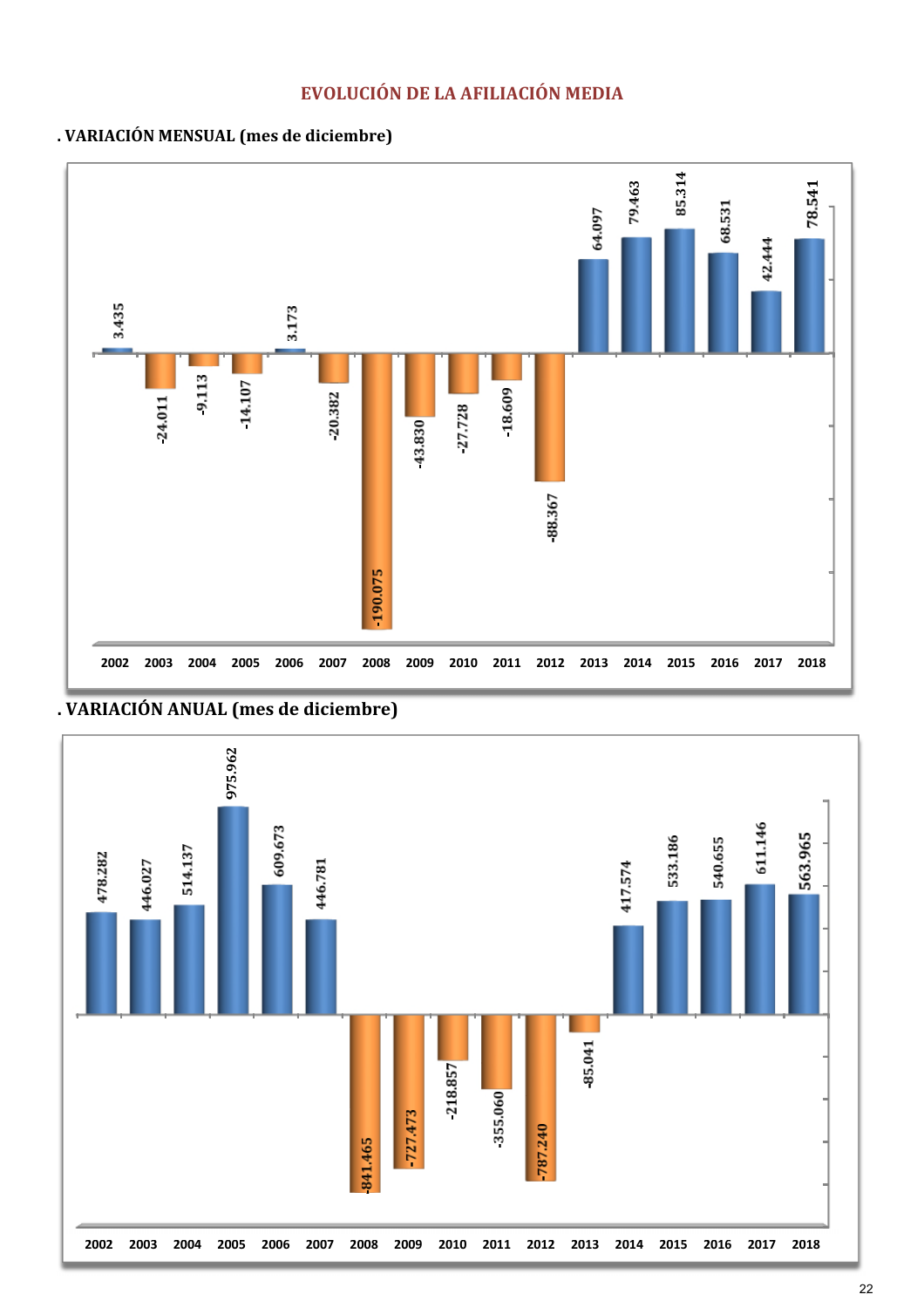# EVOLUCIÓN DE LA AFILIACIÓN MEDIA

## . VARIACIÓN MENSUAL (mes de diciembre)

| Año | Variación |
|---|---|
| 2002 | 3.435 |
| 2003 | -24.011 |
| 2004 | -9.113 |
| 2005 | -14.107 |
| 2006 | 3.173 |
| 2007 | -20.382 |
| 2008 | -190.075 |
| 2009 | -43.830 |
| 2010 | -27.728 |
| 2011 | -18.609 |
| 2012 | -88.367 |
| 2013 | 64.097 |
| 2014 | 79.463 |
| 2015 | 85.314 |
| 2016 | 68.531 |
| 2017 | 42.444 |
| 2018 | 78.541 |

## . VARIACIÓN ANUAL (mes de diciembre)

| Año | Variación |
|---|---|
| 2002 | 478.282 |
| 2003 | 446.027 |
| 2004 | 514.137 |
| 2005 | 975.962 |
| 2006 | 609.673 |
| 2007 | 446.781 |
| 2008 | -841.465 |
| 2009 | -727.473 |
| 2010 | -218.857 |
| 2011 | -355.060 |
| 2012 | -787.240 |
| 2013 | -85.041 |
| 2014 | 417.574 |
| 2015 | 533.186 |
| 2016 | 540.655 |
| 2017 | 611.146 |
| 2018 | 563.965 |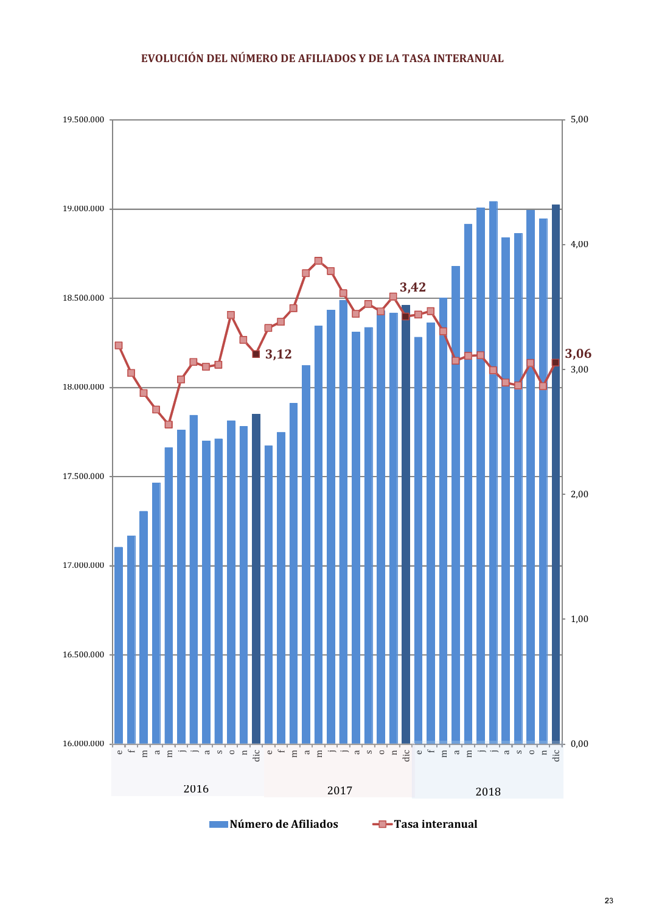**EVOLUCIÓN DEL NÚMERO DE AFILIADOS Y DE LA TASA INTERANUAL**

19.500.000
19.000.000
18.500.000
18.000.000
17.500.000
17.000.000
16.500.000
16.000.000

5,00
4,00
3,00
2,00
1,00
0,00

3,12
3,42
3,06

e f m a m j j a s o n dic e f m a m j j a s o n dic e f m a m j j a s o n dic

2016 2017 2018

**Número de Afiliados** **Tasa interanual**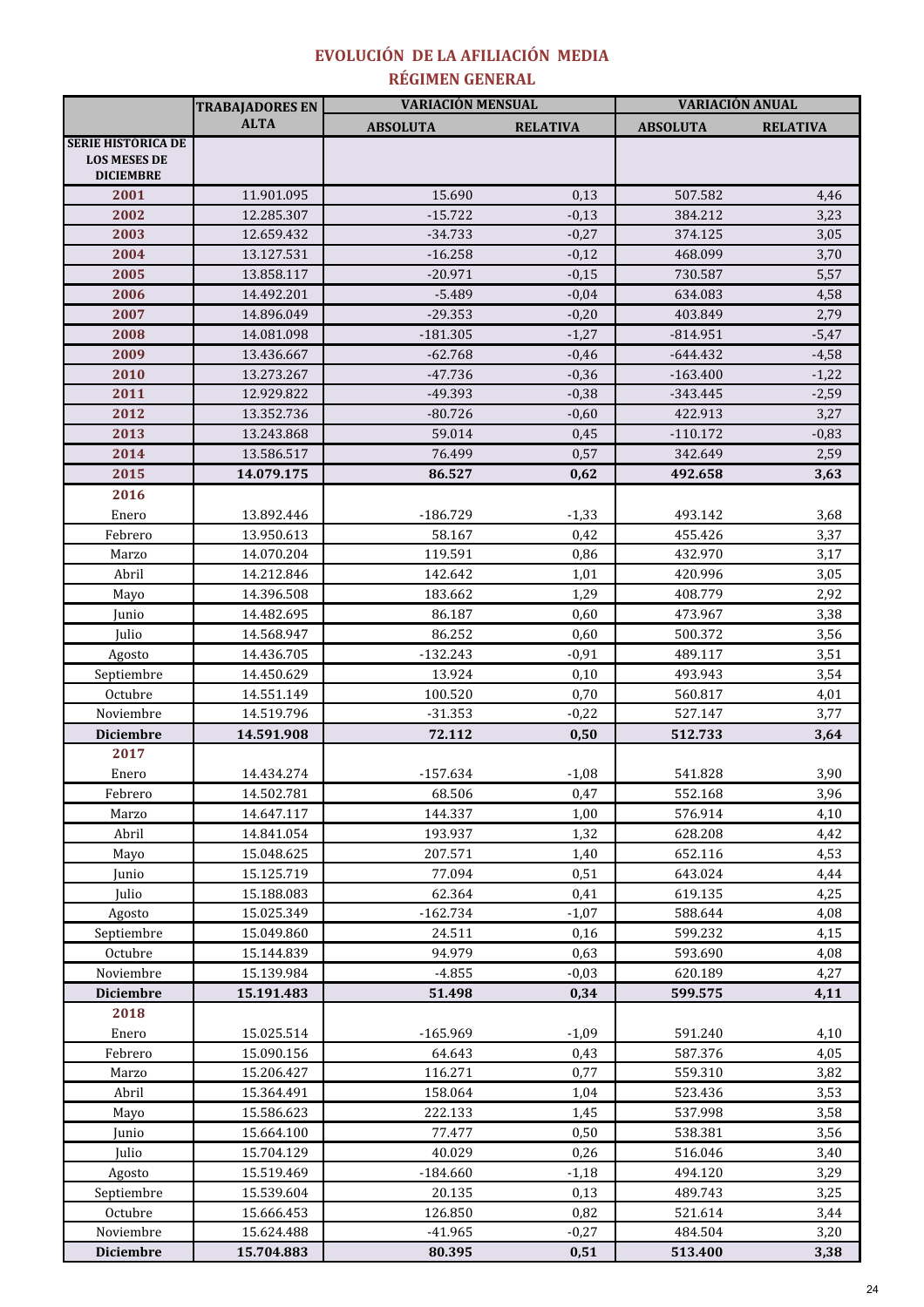# EVOLUCIÓN DE LA AFILIACIÓN MEDIA
## RÉGIMEN GENERAL

| | TRABAJADORES EN ALTA | VARIACIÓN MENSUAL | | VARIACIÓN ANUAL | |
|---|---|---|---|---|---|
| | | ABSOLUTA | RELATIVA | ABSOLUTA | RELATIVA |
| **SERIE HISTORICA DE LOS MESES DE DICIEMBRE** | | | | | |
| **2001** | 11.901.095 | 15.690 | 0,13 | 507.582 | 4,46 |
| **2002** | 12.285.307 | -15.722 | -0,13 | 384.212 | 3,23 |
| **2003** | 12.659.432 | -34.733 | -0,27 | 374.125 | 3,05 |
| **2004** | 13.127.531 | -16.258 | -0,12 | 468.099 | 3,70 |
| **2005** | 13.858.117 | -20.971 | -0,15 | 730.587 | 5,57 |
| **2006** | 14.492.201 | -5.489 | -0,04 | 634.083 | 4,58 |
| **2007** | 14.896.049 | -29.353 | -0,20 | 403.849 | 2,79 |
| **2008** | 14.081.098 | -181.305 | -1,27 | -814.951 | -5,47 |
| **2009** | 13.436.667 | -62.768 | -0,46 | -644.432 | -4,58 |
| **2010** | 13.273.267 | -47.736 | -0,36 | -163.400 | -1,22 |
| **2011** | 12.929.822 | -49.393 | -0,38 | -343.445 | -2,59 |
| **2012** | 13.352.736 | -80.726 | -0,60 | 422.913 | 3,27 |
| **2013** | 13.243.868 | 59.014 | 0,45 | -110.172 | -0,83 |
| **2014** | 13.586.517 | 76.499 | 0,57 | 342.649 | 2,59 |
| **2015** | **14.079.175** | **86.527** | **0,62** | **492.658** | **3,63** |
| **2016** | | | | | |
| Enero | 13.892.446 | -186.729 | -1,33 | 493.142 | 3,68 |
| Febrero | 13.950.613 | 58.167 | 0,42 | 455.426 | 3,37 |
| Marzo | 14.070.204 | 119.591 | 0,86 | 432.970 | 3,17 |
| Abril | 14.212.846 | 142.642 | 1,01 | 420.996 | 3,05 |
| Mayo | 14.396.508 | 183.662 | 1,29 | 408.779 | 2,92 |
| Junio | 14.482.695 | 86.187 | 0,60 | 473.967 | 3,38 |
| Julio | 14.568.947 | 86.252 | 0,60 | 500.372 | 3,56 |
| Agosto | 14.436.705 | -132.243 | -0,91 | 489.117 | 3,51 |
| Septiembre | 14.450.629 | 13.924 | 0,10 | 493.943 | 3,54 |
| Octubre | 14.551.149 | 100.520 | 0,70 | 560.817 | 4,01 |
| Noviembre | 14.519.796 | -31.353 | -0,22 | 527.147 | 3,77 |
| **Diciembre** | **14.591.908** | **72.112** | **0,50** | **512.733** | **3,64** |
| **2017** | | | | | |
| Enero | 14.434.274 | -157.634 | -1,08 | 541.828 | 3,90 |
| Febrero | 14.502.781 | 68.506 | 0,47 | 552.168 | 3,96 |
| Marzo | 14.647.117 | 144.337 | 1,00 | 576.914 | 4,10 |
| Abril | 14.841.054 | 193.937 | 1,32 | 628.208 | 4,42 |
| Mayo | 15.048.625 | 207.571 | 1,40 | 652.116 | 4,53 |
| Junio | 15.125.719 | 77.094 | 0,51 | 643.024 | 4,44 |
| Julio | 15.188.083 | 62.364 | 0,41 | 619.135 | 4,25 |
| Agosto | 15.025.349 | -162.734 | -1,07 | 588.644 | 4,08 |
| Septiembre | 15.049.860 | 24.511 | 0,16 | 599.232 | 4,15 |
| Octubre | 15.144.839 | 94.979 | 0,63 | 593.690 | 4,08 |
| Noviembre | 15.139.984 | -4.855 | -0,03 | 620.189 | 4,27 |
| **Diciembre** | **15.191.483** | **51.498** | **0,34** | **599.575** | **4,11** |
| **2018** | | | | | |
| Enero | 15.025.514 | -165.969 | -1,09 | 591.240 | 4,10 |
| Febrero | 15.090.156 | 64.643 | 0,43 | 587.376 | 4,05 |
| Marzo | 15.206.427 | 116.271 | 0,77 | 559.310 | 3,82 |
| Abril | 15.364.491 | 158.064 | 1,04 | 523.436 | 3,53 |
| Mayo | 15.586.623 | 222.133 | 1,45 | 537.998 | 3,58 |
| Junio | 15.664.100 | 77.477 | 0,50 | 538.381 | 3,56 |
| Julio | 15.704.129 | 40.029 | 0,26 | 516.046 | 3,40 |
| Agosto | 15.519.469 | -184.660 | -1,18 | 494.120 | 3,29 |
| Septiembre | 15.539.604 | 20.135 | 0,13 | 489.743 | 3,25 |
| Octubre | 15.666.453 | 126.850 | 0,82 | 521.614 | 3,44 |
| Noviembre | 15.624.488 | -41.965 | -0,27 | 484.504 | 3,20 |
| **Diciembre** | **15.704.883** | **80.395** | **0,51** | **513.400** | **3,38** |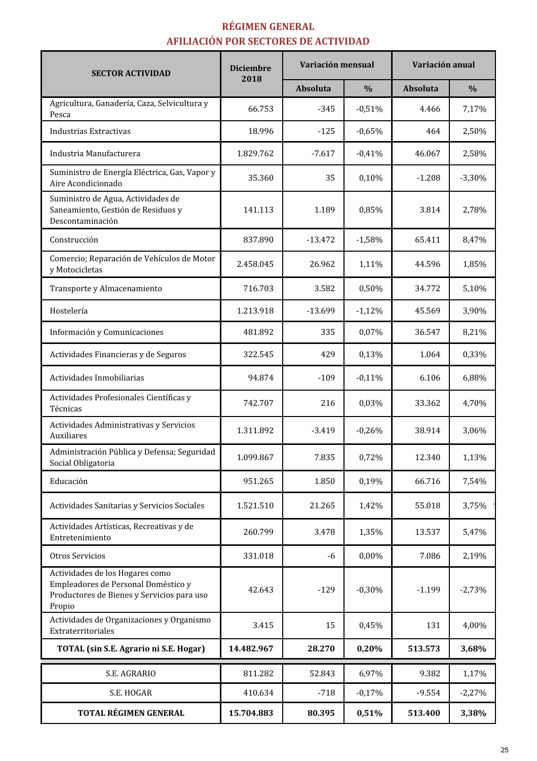## RÉGIMEN GENERAL
## AFILIACIÓN POR SECTORES DE ACTIVIDAD

| SECTOR ACTIVIDAD | Diciembre 2018 | Variación mensual | | Variación anual | |
|---|---|---|---|---|---|
| | | Absoluta | % | Absoluta | % |
| Agricultura, Ganadería, Caza, Selvicultura y Pesca | 66.753 | -345 | -0,51% | 4.466 | 7,17% |
| Industrias Extractivas | 18.996 | -125 | -0,65% | 464 | 2,50% |
| Industria Manufacturera | 1.829.762 | -7.617 | -0,41% | 46.067 | 2,58% |
| Suministro de Energía Eléctrica, Gas, Vapor y Aire Acondicionado | 35.360 | 35 | 0,10% | -1.208 | -3,30% |
| Suministro de Agua, Actividades de Saneamiento, Gestión de Residuos y Descontaminación | 141.113 | 1.189 | 0,85% | 3.814 | 2,78% |
| Construcción | 837.890 | -13.472 | -1,58% | 65.411 | 8,47% |
| Comercio; Reparación de Vehículos de Motor y Motocicletas | 2.458.045 | 26.962 | 1,11% | 44.596 | 1,85% |
| Transporte y Almacenamiento | 716.703 | 3.582 | 0,50% | 34.772 | 5,10% |
| Hostelería | 1.213.918 | -13.699 | -1,12% | 45.569 | 3,90% |
| Información y Comunicaciones | 481.892 | 335 | 0,07% | 36.547 | 8,21% |
| Actividades Financieras y de Seguros | 322.545 | 429 | 0,13% | 1.064 | 0,33% |
| Actividades Inmobiliarias | 94.874 | -109 | -0,11% | 6.106 | 6,88% |
| Actividades Profesionales Científicas y Técnicas | 742.707 | 216 | 0,03% | 33.362 | 4,70% |
| Actividades Administrativas y Servicios Auxiliares | 1.311.892 | -3.419 | -0,26% | 38.914 | 3,06% |
| Administración Pública y Defensa; Seguridad Social Obligatoria | 1.099.867 | 7.835 | 0,72% | 12.340 | 1,13% |
| Educación | 951.265 | 1.850 | 0,19% | 66.716 | 7,54% |
| Actividades Sanitarias y Servicios Sociales | 1.521.510 | 21.265 | 1,42% | 55.018 | 3,75% |
| Actividades Artísticas, Recreativas y de Entretenimiento | 260.799 | 3.478 | 1,35% | 13.537 | 5,47% |
| Otros Servicios | 331.018 | -6 | 0,00% | 7.086 | 2,19% |
| Actividades de los Hogares como Empleadores de Personal Doméstico y Productores de Bienes y Servicios para uso Propio | 42.643 | -129 | -0,30% | -1.199 | -2,73% |
| Actividades de Organizaciones y Organismo Extraterritoriales | 3.415 | 15 | 0,45% | 131 | 4,00% |
| **TOTAL (sin S.E. Agrario ni S.E. Hogar)** | **14.482.967** | **28.270** | **0,20%** | **513.573** | **3,68%** |
| S.E. AGRARIO | 811.282 | 52.843 | 6,97% | 9.382 | 1,17% |
| S.E. HOGAR | 410.634 | -718 | -0,17% | -9.554 | -2,27% |
| **TOTAL RÉGIMEN GENERAL** | **15.704.883** | **80.395** | **0,51%** | **513.400** | **3,38%** |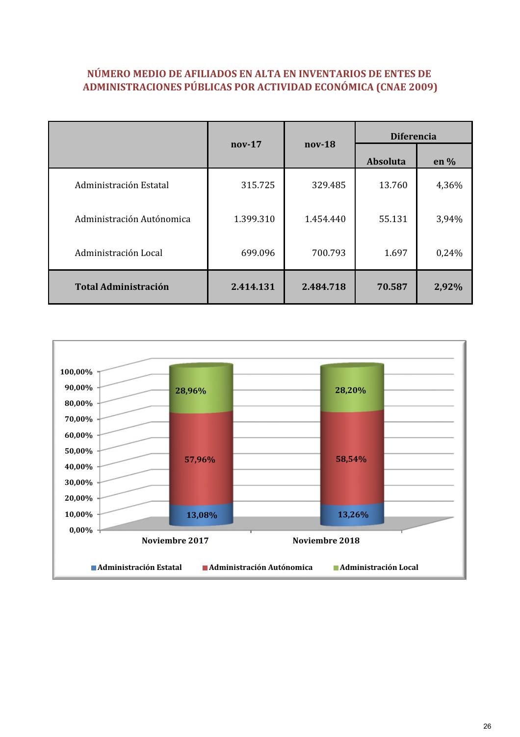## NÚMERO MEDIO DE AFILIADOS EN ALTA EN INVENTARIOS DE ENTES DE ADMINISTRACIONES PÚBLICAS POR ACTIVIDAD ECONÓMICA (CNAE 2009)

| | nov-17 | nov-18 | Diferencia | |
|---|---|---|---|---|
| | | | Absoluta | en % |
| Administración Estatal | 315.725 | 329.485 | 13.760 | 4,36% |
| Administración Autónomica | 1.399.310 | 1.454.440 | 55.131 | 3,94% |
| Administración Local | 699.096 | 700.793 | 1.697 | 0,24% |
| **Total Administración** | **2.414.131** | **2.484.718** | **70.587** | **2,92%** |

| | Noviembre 2017 | Noviembre 2018 |
|---|---|---|
| Administración Estatal | 13,08% | 13,26% |
| Administración Autónomica | 57,96% | 58,54% |
| Administración Local | 28,96% | 28,20% |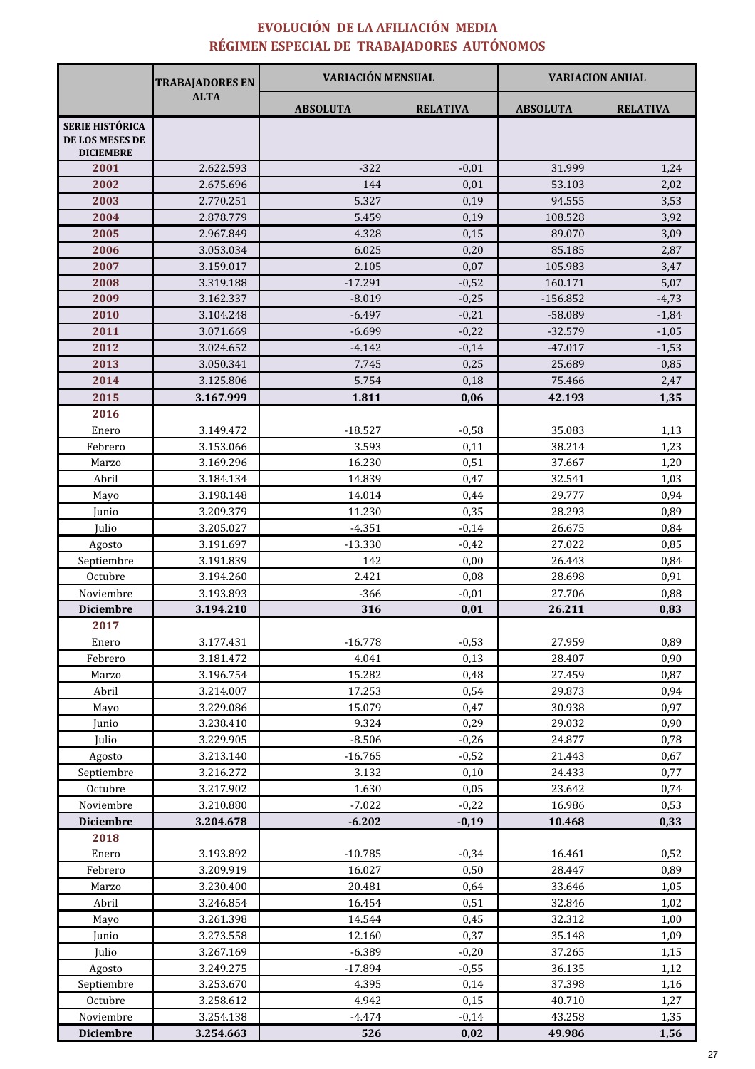# EVOLUCIÓN DE LA AFILIACIÓN MEDIA
## RÉGIMEN ESPECIAL DE TRABAJADORES AUTÓNOMOS

| | TRABAJADORES EN ALTA | VARIACIÓN MENSUAL | | VARIACION ANUAL | |
|---|---|---|---|---|---|
| | | ABSOLUTA | RELATIVA | ABSOLUTA | RELATIVA |
| **SERIE HISTÓRICA DE LOS MESES DE DICIEMBRE** | | | | | |
| **2001** | 2.622.593 | -322 | -0,01 | 31.999 | 1,24 |
| **2002** | 2.675.696 | 144 | 0,01 | 53.103 | 2,02 |
| **2003** | 2.770.251 | 5.327 | 0,19 | 94.555 | 3,53 |
| **2004** | 2.878.779 | 5.459 | 0,19 | 108.528 | 3,92 |
| **2005** | 2.967.849 | 4.328 | 0,15 | 89.070 | 3,09 |
| **2006** | 3.053.034 | 6.025 | 0,20 | 85.185 | 2,87 |
| **2007** | 3.159.017 | 2.105 | 0,07 | 105.983 | 3,47 |
| **2008** | 3.319.188 | -17.291 | -0,52 | 160.171 | 5,07 |
| **2009** | 3.162.337 | -8.019 | -0,25 | -156.852 | -4,73 |
| **2010** | 3.104.248 | -6.497 | -0,21 | -58.089 | -1,84 |
| **2011** | 3.071.669 | -6.699 | -0,22 | -32.579 | -1,05 |
| **2012** | 3.024.652 | -4.142 | -0,14 | -47.017 | -1,53 |
| **2013** | 3.050.341 | 7.745 | 0,25 | 25.689 | 0,85 |
| **2014** | 3.125.806 | 5.754 | 0,18 | 75.466 | 2,47 |
| **2015** | **3.167.999** | **1.811** | **0,06** | **42.193** | **1,35** |
| **2016** | | | | | |
| Enero | 3.149.472 | -18.527 | -0,58 | 35.083 | 1,13 |
| Febrero | 3.153.066 | 3.593 | 0,11 | 38.214 | 1,23 |
| Marzo | 3.169.296 | 16.230 | 0,51 | 37.667 | 1,20 |
| Abril | 3.184.134 | 14.839 | 0,47 | 32.541 | 1,03 |
| Mayo | 3.198.148 | 14.014 | 0,44 | 29.777 | 0,94 |
| Junio | 3.209.379 | 11.230 | 0,35 | 28.293 | 0,89 |
| Julio | 3.205.027 | -4.351 | -0,14 | 26.675 | 0,84 |
| Agosto | 3.191.697 | -13.330 | -0,42 | 27.022 | 0,85 |
| Septiembre | 3.191.839 | 142 | 0,00 | 26.443 | 0,84 |
| Octubre | 3.194.260 | 2.421 | 0,08 | 28.698 | 0,91 |
| Noviembre | 3.193.893 | -366 | -0,01 | 27.706 | 0,88 |
| **Diciembre** | **3.194.210** | **316** | **0,01** | **26.211** | **0,83** |
| **2017** | | | | | |
| Enero | 3.177.431 | -16.778 | -0,53 | 27.959 | 0,89 |
| Febrero | 3.181.472 | 4.041 | 0,13 | 28.407 | 0,90 |
| Marzo | 3.196.754 | 15.282 | 0,48 | 27.459 | 0,87 |
| Abril | 3.214.007 | 17.253 | 0,54 | 29.873 | 0,94 |
| Mayo | 3.229.086 | 15.079 | 0,47 | 30.938 | 0,97 |
| Junio | 3.238.410 | 9.324 | 0,29 | 29.032 | 0,90 |
| Julio | 3.229.905 | -8.506 | -0,26 | 24.877 | 0,78 |
| Agosto | 3.213.140 | -16.765 | -0,52 | 21.443 | 0,67 |
| Septiembre | 3.216.272 | 3.132 | 0,10 | 24.433 | 0,77 |
| Octubre | 3.217.902 | 1.630 | 0,05 | 23.642 | 0,74 |
| Noviembre | 3.210.880 | -7.022 | -0,22 | 16.986 | 0,53 |
| **Diciembre** | **3.204.678** | **-6.202** | **-0,19** | **10.468** | **0,33** |
| **2018** | | | | | |
| Enero | 3.193.892 | -10.785 | -0,34 | 16.461 | 0,52 |
| Febrero | 3.209.919 | 16.027 | 0,50 | 28.447 | 0,89 |
| Marzo | 3.230.400 | 20.481 | 0,64 | 33.646 | 1,05 |
| Abril | 3.246.854 | 16.454 | 0,51 | 32.846 | 1,02 |
| Mayo | 3.261.398 | 14.544 | 0,45 | 32.312 | 1,00 |
| Junio | 3.273.558 | 12.160 | 0,37 | 35.148 | 1,09 |
| Julio | 3.267.169 | -6.389 | -0,20 | 37.265 | 1,15 |
| Agosto | 3.249.275 | -17.894 | -0,55 | 36.135 | 1,12 |
| Septiembre | 3.253.670 | 4.395 | 0,14 | 37.398 | 1,16 |
| Octubre | 3.258.612 | 4.942 | 0,15 | 40.710 | 1,27 |
| Noviembre | 3.254.138 | -4.474 | -0,14 | 43.258 | 1,35 |
| **Diciembre** | **3.254.663** | **526** | **0,02** | **49.986** | **1,56** |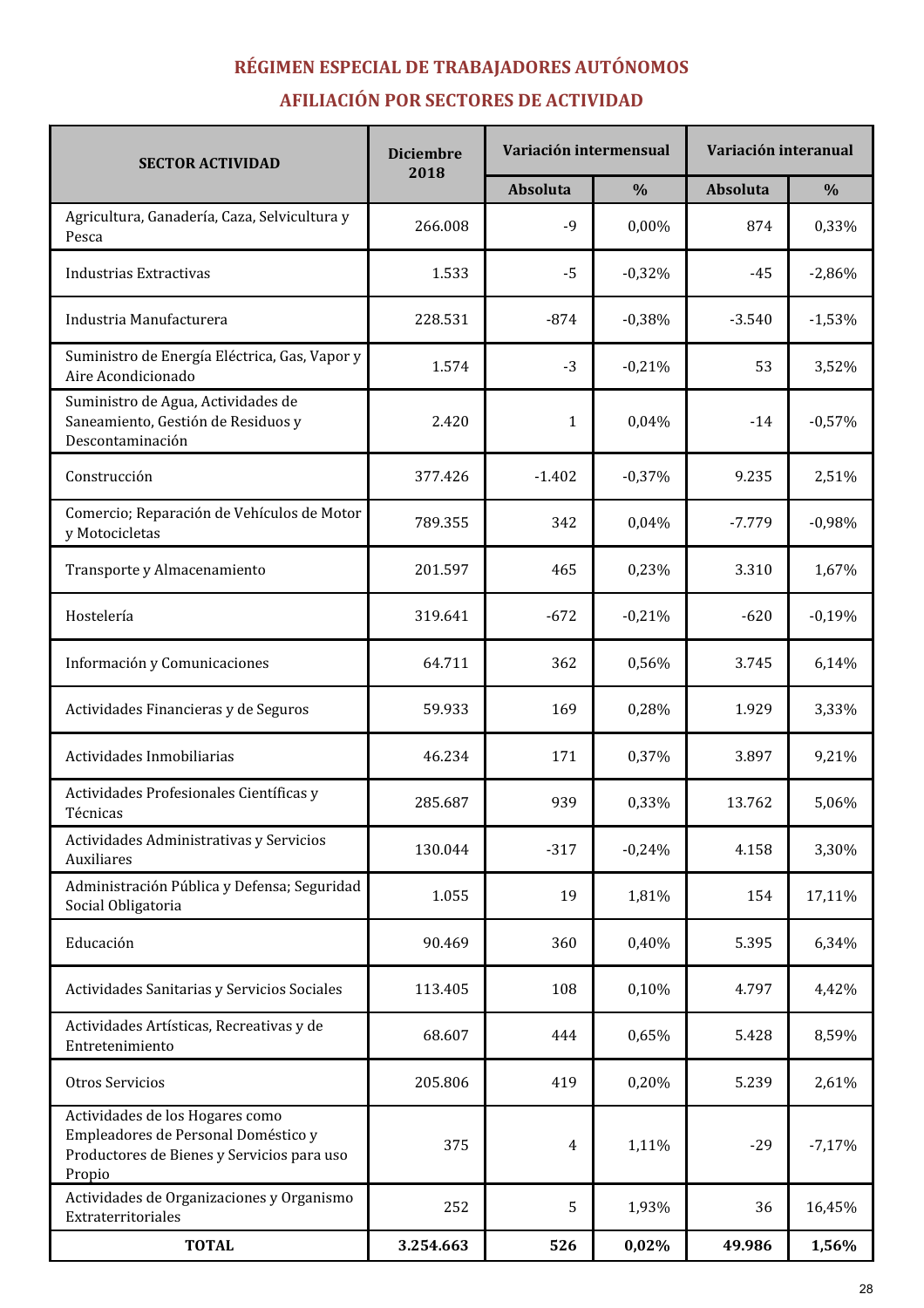## RÉGIMEN ESPECIAL DE TRABAJADORES AUTÓNOMOS

## AFILIACIÓN POR SECTORES DE ACTIVIDAD

| SECTOR ACTIVIDAD | Diciembre 2018 | Variación intermensual | | Variación interanual | |
|---|---|---|---|---|---|
| | | Absoluta | % | Absoluta | % |
| Agricultura, Ganadería, Caza, Selvicultura y Pesca | 266.008 | -9 | 0,00% | 874 | 0,33% |
| Industrias Extractivas | 1.533 | -5 | -0,32% | -45 | -2,86% |
| Industria Manufacturera | 228.531 | -874 | -0,38% | -3.540 | -1,53% |
| Suministro de Energía Eléctrica, Gas, Vapor y Aire Acondicionado | 1.574 | -3 | -0,21% | 53 | 3,52% |
| Suministro de Agua, Actividades de Saneamiento, Gestión de Residuos y Descontaminación | 2.420 | 1 | 0,04% | -14 | -0,57% |
| Construcción | 377.426 | -1.402 | -0,37% | 9.235 | 2,51% |
| Comercio; Reparación de Vehículos de Motor y Motocicletas | 789.355 | 342 | 0,04% | -7.779 | -0,98% |
| Transporte y Almacenamiento | 201.597 | 465 | 0,23% | 3.310 | 1,67% |
| Hostelería | 319.641 | -672 | -0,21% | -620 | -0,19% |
| Información y Comunicaciones | 64.711 | 362 | 0,56% | 3.745 | 6,14% |
| Actividades Financieras y de Seguros | 59.933 | 169 | 0,28% | 1.929 | 3,33% |
| Actividades Inmobiliarias | 46.234 | 171 | 0,37% | 3.897 | 9,21% |
| Actividades Profesionales Científicas y Técnicas | 285.687 | 939 | 0,33% | 13.762 | 5,06% |
| Actividades Administrativas y Servicios Auxiliares | 130.044 | -317 | -0,24% | 4.158 | 3,30% |
| Administración Pública y Defensa; Seguridad Social Obligatoria | 1.055 | 19 | 1,81% | 154 | 17,11% |
| Educación | 90.469 | 360 | 0,40% | 5.395 | 6,34% |
| Actividades Sanitarias y Servicios Sociales | 113.405 | 108 | 0,10% | 4.797 | 4,42% |
| Actividades Artísticas, Recreativas y de Entretenimiento | 68.607 | 444 | 0,65% | 5.428 | 8,59% |
| Otros Servicios | 205.806 | 419 | 0,20% | 5.239 | 2,61% |
| Actividades de los Hogares como Empleadores de Personal Doméstico y Productores de Bienes y Servicios para uso Propio | 375 | 4 | 1,11% | -29 | -7,17% |
| Actividades de Organizaciones y Organismo Extraterritoriales | 252 | 5 | 1,93% | 36 | 16,45% |
| **TOTAL** | **3.254.663** | **526** | **0,02%** | **49.986** | **1,56%** |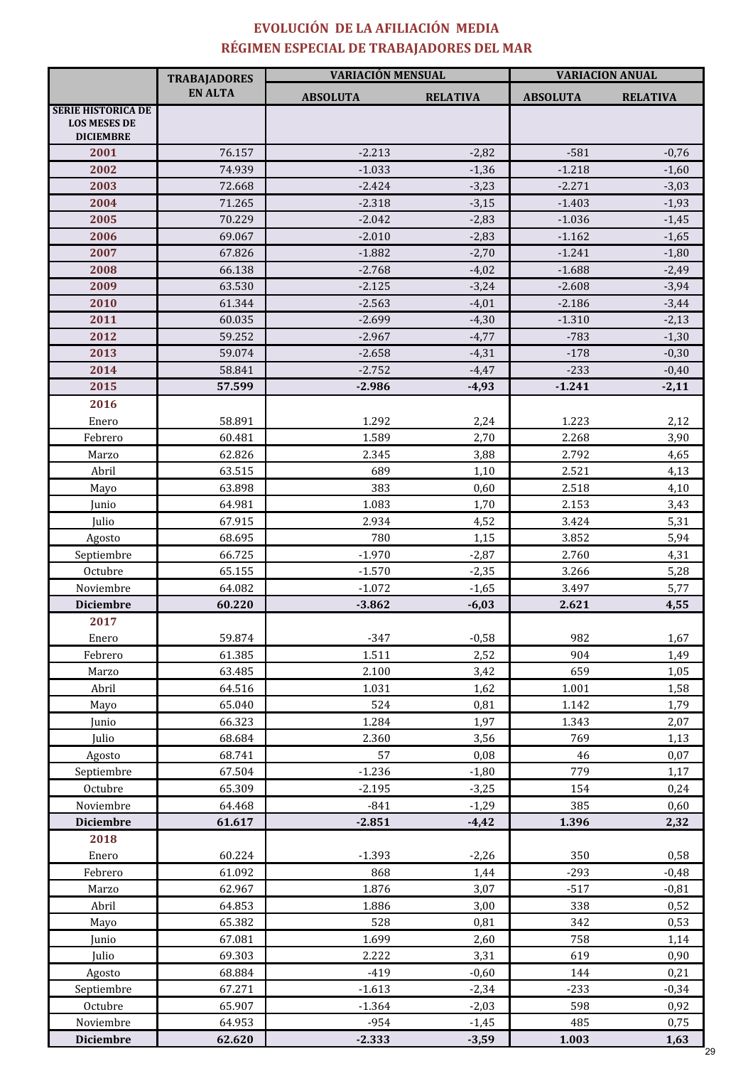# EVOLUCIÓN DE LA AFILIACIÓN MEDIA
## RÉGIMEN ESPECIAL DE TRABAJADORES DEL MAR

| | TRABAJADORES EN ALTA | VARIACIÓN MENSUAL | | VARIACION ANUAL | |
|---|---|---|---|---|---|
| | | ABSOLUTA | RELATIVA | ABSOLUTA | RELATIVA |
| **SERIE HISTORICA DE LOS MESES DE DICIEMBRE** | | | | | |
| **2001** | 76.157 | -2.213 | -2,82 | -581 | -0,76 |
| **2002** | 74.939 | -1.033 | -1,36 | -1.218 | -1,60 |
| **2003** | 72.668 | -2.424 | -3,23 | -2.271 | -3,03 |
| **2004** | 71.265 | -2.318 | -3,15 | -1.403 | -1,93 |
| **2005** | 70.229 | -2.042 | -2,83 | -1.036 | -1,45 |
| **2006** | 69.067 | -2.010 | -2,83 | -1.162 | -1,65 |
| **2007** | 67.826 | -1.882 | -2,70 | -1.241 | -1,80 |
| **2008** | 66.138 | -2.768 | -4,02 | -1.688 | -2,49 |
| **2009** | 63.530 | -2.125 | -3,24 | -2.608 | -3,94 |
| **2010** | 61.344 | -2.563 | -4,01 | -2.186 | -3,44 |
| **2011** | 60.035 | -2.699 | -4,30 | -1.310 | -2,13 |
| **2012** | 59.252 | -2.967 | -4,77 | -783 | -1,30 |
| **2013** | 59.074 | -2.658 | -4,31 | -178 | -0,30 |
| **2014** | 58.841 | -2.752 | -4,47 | -233 | -0,40 |
| **2015** | **57.599** | **-2.986** | **-4,93** | **-1.241** | **-2,11** |
| **2016** | | | | | |
| Enero | 58.891 | 1.292 | 2,24 | 1.223 | 2,12 |
| Febrero | 60.481 | 1.589 | 2,70 | 2.268 | 3,90 |
| Marzo | 62.826 | 2.345 | 3,88 | 2.792 | 4,65 |
| Abril | 63.515 | 689 | 1,10 | 2.521 | 4,13 |
| Mayo | 63.898 | 383 | 0,60 | 2.518 | 4,10 |
| Junio | 64.981 | 1.083 | 1,70 | 2.153 | 3,43 |
| Julio | 67.915 | 2.934 | 4,52 | 3.424 | 5,31 |
| Agosto | 68.695 | 780 | 1,15 | 3.852 | 5,94 |
| Septiembre | 66.725 | -1.970 | -2,87 | 2.760 | 4,31 |
| Octubre | 65.155 | -1.570 | -2,35 | 3.266 | 5,28 |
| Noviembre | 64.082 | -1.072 | -1,65 | 3.497 | 5,77 |
| **Diciembre** | **60.220** | **-3.862** | **-6,03** | **2.621** | **4,55** |
| **2017** | | | | | |
| Enero | 59.874 | -347 | -0,58 | 982 | 1,67 |
| Febrero | 61.385 | 1.511 | 2,52 | 904 | 1,49 |
| Marzo | 63.485 | 2.100 | 3,42 | 659 | 1,05 |
| Abril | 64.516 | 1.031 | 1,62 | 1.001 | 1,58 |
| Mayo | 65.040 | 524 | 0,81 | 1.142 | 1,79 |
| Junio | 66.323 | 1.284 | 1,97 | 1.343 | 2,07 |
| Julio | 68.684 | 2.360 | 3,56 | 769 | 1,13 |
| Agosto | 68.741 | 57 | 0,08 | 46 | 0,07 |
| Septiembre | 67.504 | -1.236 | -1,80 | 779 | 1,17 |
| Octubre | 65.309 | -2.195 | -3,25 | 154 | 0,24 |
| Noviembre | 64.468 | -841 | -1,29 | 385 | 0,60 |
| **Diciembre** | **61.617** | **-2.851** | **-4,42** | **1.396** | **2,32** |
| **2018** | | | | | |
| Enero | 60.224 | -1.393 | -2,26 | 350 | 0,58 |
| Febrero | 61.092 | 868 | 1,44 | -293 | -0,48 |
| Marzo | 62.967 | 1.876 | 3,07 | -517 | -0,81 |
| Abril | 64.853 | 1.886 | 3,00 | 338 | 0,52 |
| Mayo | 65.382 | 528 | 0,81 | 342 | 0,53 |
| Junio | 67.081 | 1.699 | 2,60 | 758 | 1,14 |
| Julio | 69.303 | 2.222 | 3,31 | 619 | 0,90 |
| Agosto | 68.884 | -419 | -0,60 | 144 | 0,21 |
| Septiembre | 67.271 | -1.613 | -2,34 | -233 | -0,34 |
| Octubre | 65.907 | -1.364 | -2,03 | 598 | 0,92 |
| Noviembre | 64.953 | -954 | -1,45 | 485 | 0,75 |
| **Diciembre** | **62.620** | **-2.333** | **-3,59** | **1.003** | **1,63** |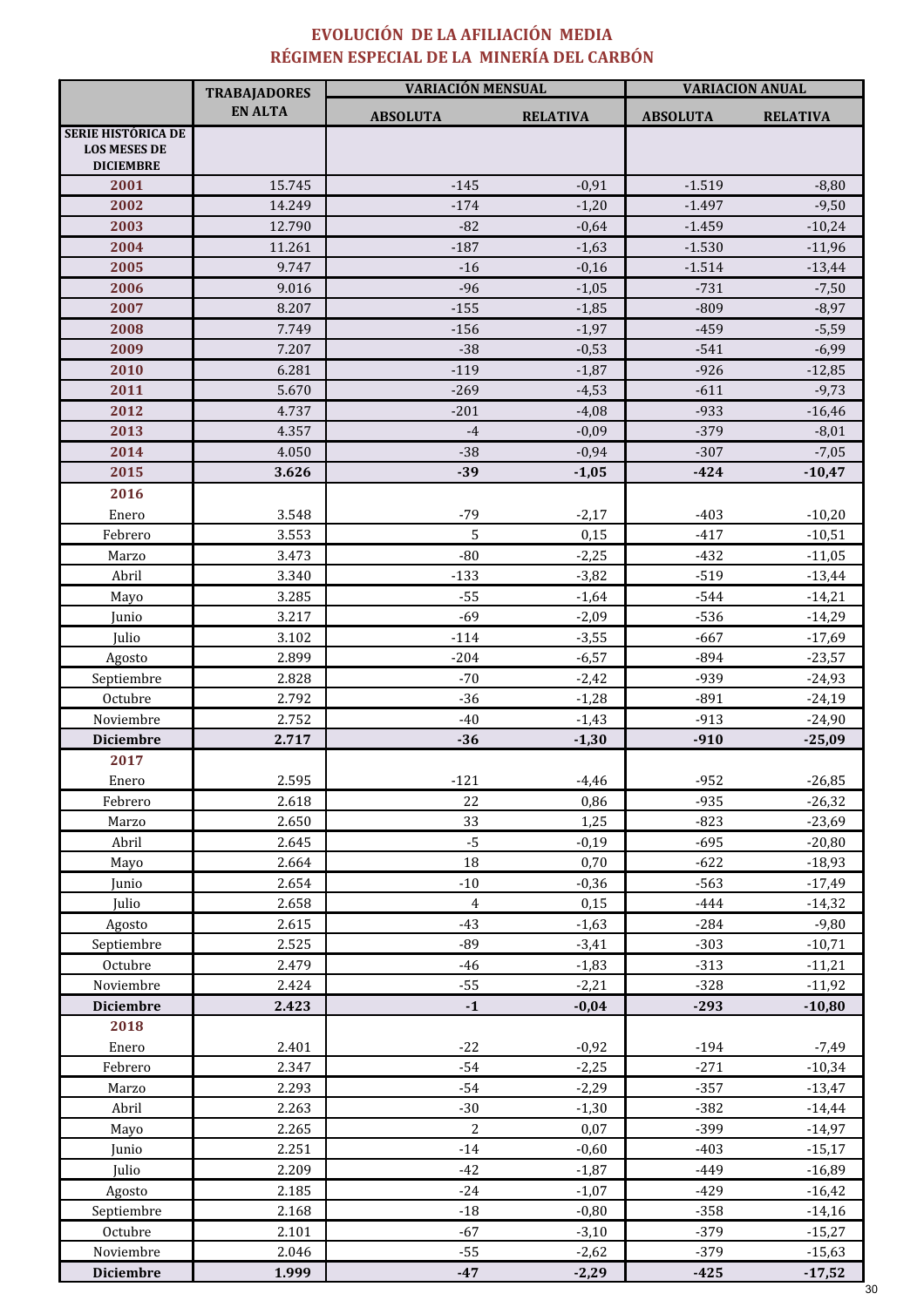# EVOLUCIÓN DE LA AFILIACIÓN MEDIA
## RÉGIMEN ESPECIAL DE LA MINERÍA DEL CARBÓN

| | TRABAJADORES EN ALTA | VARIACIÓN MENSUAL | | VARIACION ANUAL | |
|---|---|---|---|---|---|
| | | ABSOLUTA | RELATIVA | ABSOLUTA | RELATIVA |
| **SERIE HISTÓRICA DE LOS MESES DE DICIEMBRE** | | | | | |
| **2001** | 15.745 | -145 | -0,91 | -1.519 | -8,80 |
| **2002** | 14.249 | -174 | -1,20 | -1.497 | -9,50 |
| **2003** | 12.790 | -82 | -0,64 | -1.459 | -10,24 |
| **2004** | 11.261 | -187 | -1,63 | -1.530 | -11,96 |
| **2005** | 9.747 | -16 | -0,16 | -1.514 | -13,44 |
| **2006** | 9.016 | -96 | -1,05 | -731 | -7,50 |
| **2007** | 8.207 | -155 | -1,85 | -809 | -8,97 |
| **2008** | 7.749 | -156 | -1,97 | -459 | -5,59 |
| **2009** | 7.207 | -38 | -0,53 | -541 | -6,99 |
| **2010** | 6.281 | -119 | -1,87 | -926 | -12,85 |
| **2011** | 5.670 | -269 | -4,53 | -611 | -9,73 |
| **2012** | 4.737 | -201 | -4,08 | -933 | -16,46 |
| **2013** | 4.357 | -4 | -0,09 | -379 | -8,01 |
| **2014** | 4.050 | -38 | -0,94 | -307 | -7,05 |
| **2015** | **3.626** | **-39** | **-1,05** | **-424** | **-10,47** |
| **2016** | | | | | |
| Enero | 3.548 | -79 | -2,17 | -403 | -10,20 |
| Febrero | 3.553 | 5 | 0,15 | -417 | -10,51 |
| Marzo | 3.473 | -80 | -2,25 | -432 | -11,05 |
| Abril | 3.340 | -133 | -3,82 | -519 | -13,44 |
| Mayo | 3.285 | -55 | -1,64 | -544 | -14,21 |
| Junio | 3.217 | -69 | -2,09 | -536 | -14,29 |
| Julio | 3.102 | -114 | -3,55 | -667 | -17,69 |
| Agosto | 2.899 | -204 | -6,57 | -894 | -23,57 |
| Septiembre | 2.828 | -70 | -2,42 | -939 | -24,93 |
| Octubre | 2.792 | -36 | -1,28 | -891 | -24,19 |
| Noviembre | 2.752 | -40 | -1,43 | -913 | -24,90 |
| **Diciembre** | **2.717** | **-36** | **-1,30** | **-910** | **-25,09** |
| **2017** | | | | | |
| Enero | 2.595 | -121 | -4,46 | -952 | -26,85 |
| Febrero | 2.618 | 22 | 0,86 | -935 | -26,32 |
| Marzo | 2.650 | 33 | 1,25 | -823 | -23,69 |
| Abril | 2.645 | -5 | -0,19 | -695 | -20,80 |
| Mayo | 2.664 | 18 | 0,70 | -622 | -18,93 |
| Junio | 2.654 | -10 | -0,36 | -563 | -17,49 |
| Julio | 2.658 | 4 | 0,15 | -444 | -14,32 |
| Agosto | 2.615 | -43 | -1,63 | -284 | -9,80 |
| Septiembre | 2.525 | -89 | -3,41 | -303 | -10,71 |
| Octubre | 2.479 | -46 | -1,83 | -313 | -11,21 |
| Noviembre | 2.424 | -55 | -2,21 | -328 | -11,92 |
| **Diciembre** | **2.423** | **-1** | **-0,04** | **-293** | **-10,80** |
| **2018** | | | | | |
| Enero | 2.401 | -22 | -0,92 | -194 | -7,49 |
| Febrero | 2.347 | -54 | -2,25 | -271 | -10,34 |
| Marzo | 2.293 | -54 | -2,29 | -357 | -13,47 |
| Abril | 2.263 | -30 | -1,30 | -382 | -14,44 |
| Mayo | 2.265 | 2 | 0,07 | -399 | -14,97 |
| Junio | 2.251 | -14 | -0,60 | -403 | -15,17 |
| Julio | 2.209 | -42 | -1,87 | -449 | -16,89 |
| Agosto | 2.185 | -24 | -1,07 | -429 | -16,42 |
| Septiembre | 2.168 | -18 | -0,80 | -358 | -14,16 |
| Octubre | 2.101 | -67 | -3,10 | -379 | -15,27 |
| Noviembre | 2.046 | -55 | -2,62 | -379 | -15,63 |
| **Diciembre** | **1.999** | **-47** | **-2,29** | **-425** | **-17,52** |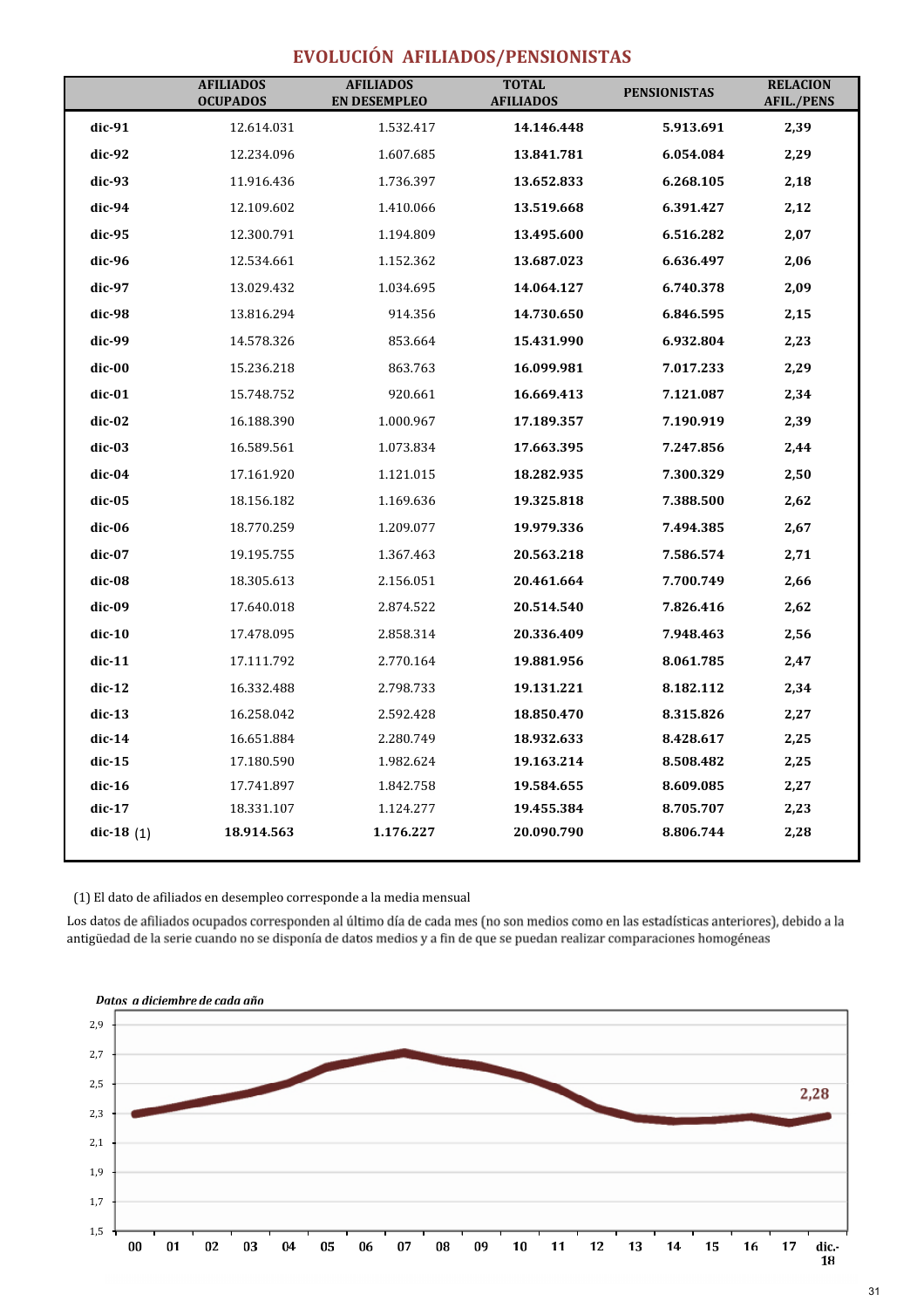# EVOLUCIÓN AFILIADOS/PENSIONISTAS

| | AFILIADOS OCUPADOS | AFILIADOS EN DESEMPLEO | TOTAL AFILIADOS | PENSIONISTAS | RELACION AFIL./PENS |
|---|---|---|---|---|---|
| **dic-91** | 12.614.031 | 1.532.417 | **14.146.448** | **5.913.691** | **2,39** |
| **dic-92** | 12.234.096 | 1.607.685 | **13.841.781** | **6.054.084** | **2,29** |
| **dic-93** | 11.916.436 | 1.736.397 | **13.652.833** | **6.268.105** | **2,18** |
| **dic-94** | 12.109.602 | 1.410.066 | **13.519.668** | **6.391.427** | **2,12** |
| **dic-95** | 12.300.791 | 1.194.809 | **13.495.600** | **6.516.282** | **2,07** |
| **dic-96** | 12.534.661 | 1.152.362 | **13.687.023** | **6.636.497** | **2,06** |
| **dic-97** | 13.029.432 | 1.034.695 | **14.064.127** | **6.740.378** | **2,09** |
| **dic-98** | 13.816.294 | 914.356 | **14.730.650** | **6.846.595** | **2,15** |
| **dic-99** | 14.578.326 | 853.664 | **15.431.990** | **6.932.804** | **2,23** |
| **dic-00** | 15.236.218 | 863.763 | **16.099.981** | **7.017.233** | **2,29** |
| **dic-01** | 15.748.752 | 920.661 | **16.669.413** | **7.121.087** | **2,34** |
| **dic-02** | 16.188.390 | 1.000.967 | **17.189.357** | **7.190.919** | **2,39** |
| **dic-03** | 16.589.561 | 1.073.834 | **17.663.395** | **7.247.856** | **2,44** |
| **dic-04** | 17.161.920 | 1.121.015 | **18.282.935** | **7.300.329** | **2,50** |
| **dic-05** | 18.156.182 | 1.169.636 | **19.325.818** | **7.388.500** | **2,62** |
| **dic-06** | 18.770.259 | 1.209.077 | **19.979.336** | **7.494.385** | **2,67** |
| **dic-07** | 19.195.755 | 1.367.463 | **20.563.218** | **7.586.574** | **2,71** |
| **dic-08** | 18.305.613 | 2.156.051 | **20.461.664** | **7.700.749** | **2,66** |
| **dic-09** | 17.640.018 | 2.874.522 | **20.514.540** | **7.826.416** | **2,62** |
| **dic-10** | 17.478.095 | 2.858.314 | **20.336.409** | **7.948.463** | **2,56** |
| **dic-11** | 17.111.792 | 2.770.164 | **19.881.956** | **8.061.785** | **2,47** |
| **dic-12** | 16.332.488 | 2.798.733 | **19.131.221** | **8.182.112** | **2,34** |
| **dic-13** | 16.258.042 | 2.592.428 | **18.850.470** | **8.315.826** | **2,27** |
| **dic-14** | 16.651.884 | 2.280.749 | **18.932.633** | **8.428.617** | **2,25** |
| **dic-15** | 17.180.590 | 1.982.624 | **19.163.214** | **8.508.482** | **2,25** |
| **dic-16** | 17.741.897 | 1.842.758 | **19.584.655** | **8.609.085** | **2,27** |
| **dic-17** | 18.331.107 | 1.124.277 | **19.455.384** | **8.705.707** | **2,23** |
| **dic-18** (1) | **18.914.563** | **1.176.227** | **20.090.790** | **8.806.744** | **2,28** |

(1) El dato de afiliados en desempleo corresponde a la media mensual

Los datos de afiliados ocupados corresponden al último día de cada mes (no son medios como en las estadísticas anteriores), debido a la antigüedad de la serie cuando no se disponía de datos medios y a fin de que se puedan realizar comparaciones homogéneas

*Datos a diciembre de cada año*

2,28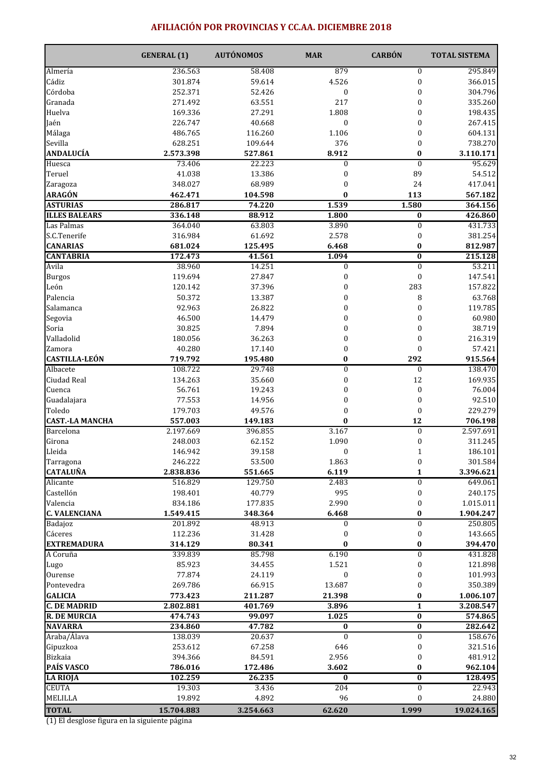## AFILIACIÓN POR PROVINCIAS Y CC.AA. DICIEMBRE 2018

| | GENERAL (1) | AUTÓNOMOS | MAR | CARBÓN | TOTAL SISTEMA |
|---|---|---|---|---|---|
| Almería | 236.563 | 58.408 | 879 | 0 | 295.849 |
| Cádiz | 301.874 | 59.614 | 4.526 | 0 | 366.015 |
| Córdoba | 252.371 | 52.426 | 0 | 0 | 304.796 |
| Granada | 271.492 | 63.551 | 217 | 0 | 335.260 |
| Huelva | 169.336 | 27.291 | 1.808 | 0 | 198.435 |
| Jaén | 226.747 | 40.668 | 0 | 0 | 267.415 |
| Málaga | 486.765 | 116.260 | 1.106 | 0 | 604.131 |
| Sevilla | 628.251 | 109.644 | 376 | 0 | 738.270 |
| **ANDALUCÍA** | **2.573.398** | **527.861** | **8.912** | **0** | **3.110.171** |
| Huesca | 73.406 | 22.223 | 0 | 0 | 95.629 |
| Teruel | 41.038 | 13.386 | 0 | 89 | 54.512 |
| Zaragoza | 348.027 | 68.989 | 0 | 24 | 417.041 |
| **ARAGÓN** | **462.471** | **104.598** | **0** | **113** | **567.182** |
| **ASTURIAS** | **286.817** | **74.220** | **1.539** | **1.580** | **364.156** |
| **ILLES BALEARS** | **336.148** | **88.912** | **1.800** | **0** | **426.860** |
| Las Palmas | 364.040 | 63.803 | 3.890 | 0 | 431.733 |
| S.C.Tenerife | 316.984 | 61.692 | 2.578 | 0 | 381.254 |
| **CANARIAS** | **681.024** | **125.495** | **6.468** | **0** | **812.987** |
| **CANTABRIA** | **172.473** | **41.561** | **1.094** | **0** | **215.128** |
| Ávila | 38.960 | 14.251 | 0 | 0 | 53.211 |
| Burgos | 119.694 | 27.847 | 0 | 0 | 147.541 |
| León | 120.142 | 37.396 | 0 | 283 | 157.822 |
| Palencia | 50.372 | 13.387 | 0 | 8 | 63.768 |
| Salamanca | 92.963 | 26.822 | 0 | 0 | 119.785 |
| Segovia | 46.500 | 14.479 | 0 | 0 | 60.980 |
| Soria | 30.825 | 7.894 | 0 | 0 | 38.719 |
| Valladolid | 180.056 | 36.263 | 0 | 0 | 216.319 |
| Zamora | 40.280 | 17.140 | 0 | 0 | 57.421 |
| **CASTILLA-LEÓN** | **719.792** | **195.480** | **0** | **292** | **915.564** |
| Albacete | 108.722 | 29.748 | 0 | 0 | 138.470 |
| Ciudad Real | 134.263 | 35.660 | 0 | 12 | 169.935 |
| Cuenca | 56.761 | 19.243 | 0 | 0 | 76.004 |
| Guadalajara | 77.553 | 14.956 | 0 | 0 | 92.510 |
| Toledo | 179.703 | 49.576 | 0 | 0 | 229.279 |
| **CAST.-LA MANCHA** | **557.003** | **149.183** | **0** | **12** | **706.198** |
| Barcelona | 2.197.669 | 396.855 | 3.167 | 0 | 2.597.691 |
| Girona | 248.003 | 62.152 | 1.090 | 0 | 311.245 |
| Lleida | 146.942 | 39.158 | 0 | 1 | 186.101 |
| Tarragona | 246.222 | 53.500 | 1.863 | 0 | 301.584 |
| **CATALUÑA** | **2.838.836** | **551.665** | **6.119** | **1** | **3.396.621** |
| Alicante | 516.829 | 129.750 | 2.483 | 0 | 649.061 |
| Castellón | 198.401 | 40.779 | 995 | 0 | 240.175 |
| Valencia | 834.186 | 177.835 | 2.990 | 0 | 1.015.011 |
| **C. VALENCIANA** | **1.549.415** | **348.364** | **6.468** | **0** | **1.904.247** |
| Badajoz | 201.892 | 48.913 | 0 | 0 | 250.805 |
| Cáceres | 112.236 | 31.428 | 0 | 0 | 143.665 |
| **EXTREMADURA** | **314.129** | **80.341** | **0** | **0** | **394.470** |
| A Coruña | 339.839 | 85.798 | 6.190 | 0 | 431.828 |
| Lugo | 85.923 | 34.455 | 1.521 | 0 | 121.898 |
| Ourense | 77.874 | 24.119 | 0 | 0 | 101.993 |
| Pontevedra | 269.786 | 66.915 | 13.687 | 0 | 350.389 |
| **GALICIA** | **773.423** | **211.287** | **21.398** | **0** | **1.006.107** |
| **C. DE MADRID** | **2.802.881** | **401.769** | **3.896** | **1** | **3.208.547** |
| **R. DE MURCIA** | **474.743** | **99.097** | **1.025** | **0** | **574.865** |
| **NAVARRA** | **234.860** | **47.782** | **0** | **0** | **282.642** |
| Araba/Álava | 138.039 | 20.637 | 0 | 0 | 158.676 |
| Gipuzkoa | 253.612 | 67.258 | 646 | 0 | 321.516 |
| Bizkaia | 394.366 | 84.591 | 2.956 | 0 | 481.912 |
| **PAÍS VASCO** | **786.016** | **172.486** | **3.602** | **0** | **962.104** |
| **LA RIOJA** | **102.259** | **26.235** | **0** | **0** | **128.495** |
| CEUTA | 19.303 | 3.436 | 204 | 0 | 22.943 |
| MELILLA | 19.892 | 4.892 | 96 | 0 | 24.880 |
| **TOTAL** | **15.704.883** | **3.254.663** | **62.620** | **1.999** | **19.024.165** |

(1) El desglose figura en la siguiente página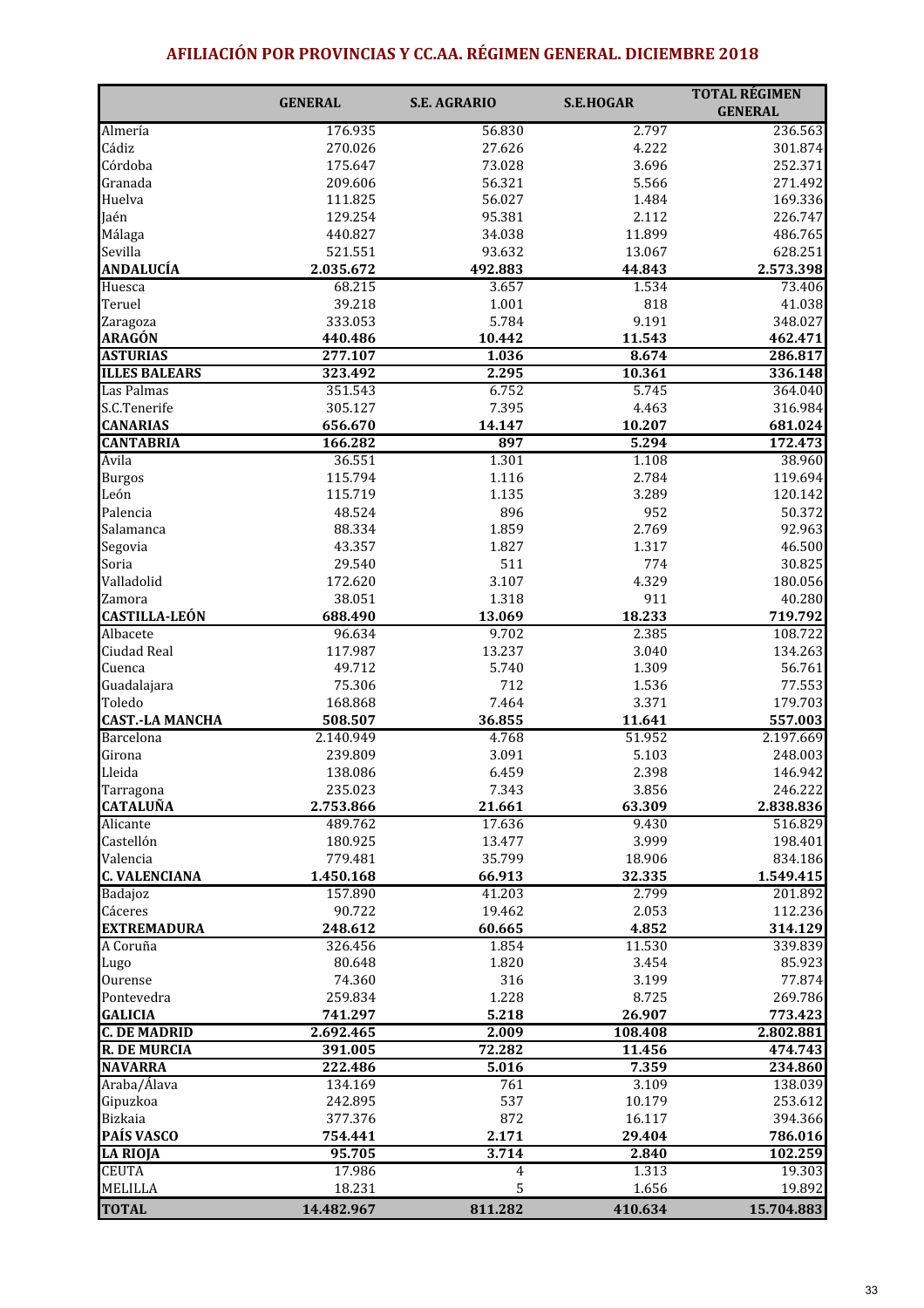# AFILIACIÓN POR PROVINCIAS Y CC.AA. RÉGIMEN GENERAL. DICIEMBRE 2018

| | GENERAL | S.E. AGRARIO | S.E.HOGAR | TOTAL RÉGIMEN GENERAL |
|---|---|---|---|---|
| Almería | 176.935 | 56.830 | 2.797 | 236.563 |
| Cádiz | 270.026 | 27.626 | 4.222 | 301.874 |
| Córdoba | 175.647 | 73.028 | 3.696 | 252.371 |
| Granada | 209.606 | 56.321 | 5.566 | 271.492 |
| Huelva | 111.825 | 56.027 | 1.484 | 169.336 |
| Jaén | 129.254 | 95.381 | 2.112 | 226.747 |
| Málaga | 440.827 | 34.038 | 11.899 | 486.765 |
| Sevilla | 521.551 | 93.632 | 13.067 | 628.251 |
| **ANDALUCÍA** | **2.035.672** | **492.883** | **44.843** | **2.573.398** |
| Huesca | 68.215 | 3.657 | 1.534 | 73.406 |
| Teruel | 39.218 | 1.001 | 818 | 41.038 |
| Zaragoza | 333.053 | 5.784 | 9.191 | 348.027 |
| **ARAGÓN** | **440.486** | **10.442** | **11.543** | **462.471** |
| **ASTURIAS** | **277.107** | **1.036** | **8.674** | **286.817** |
| **ILLES BALEARS** | **323.492** | **2.295** | **10.361** | **336.148** |
| Las Palmas | 351.543 | 6.752 | 5.745 | 364.040 |
| S.C.Tenerife | 305.127 | 7.395 | 4.463 | 316.984 |
| **CANARIAS** | **656.670** | **14.147** | **10.207** | **681.024** |
| **CANTABRIA** | **166.282** | **897** | **5.294** | **172.473** |
| Ávila | 36.551 | 1.301 | 1.108 | 38.960 |
| Burgos | 115.794 | 1.116 | 2.784 | 119.694 |
| León | 115.719 | 1.135 | 3.289 | 120.142 |
| Palencia | 48.524 | 896 | 952 | 50.372 |
| Salamanca | 88.334 | 1.859 | 2.769 | 92.963 |
| Segovia | 43.357 | 1.827 | 1.317 | 46.500 |
| Soria | 29.540 | 511 | 774 | 30.825 |
| Valladolid | 172.620 | 3.107 | 4.329 | 180.056 |
| Zamora | 38.051 | 1.318 | 911 | 40.280 |
| **CASTILLA-LEÓN** | **688.490** | **13.069** | **18.233** | **719.792** |
| Albacete | 96.634 | 9.702 | 2.385 | 108.722 |
| Ciudad Real | 117.987 | 13.237 | 3.040 | 134.263 |
| Cuenca | 49.712 | 5.740 | 1.309 | 56.761 |
| Guadalajara | 75.306 | 712 | 1.536 | 77.553 |
| Toledo | 168.868 | 7.464 | 3.371 | 179.703 |
| **CAST.-LA MANCHA** | **508.507** | **36.855** | **11.641** | **557.003** |
| Barcelona | 2.140.949 | 4.768 | 51.952 | 2.197.669 |
| Girona | 239.809 | 3.091 | 5.103 | 248.003 |
| Lleida | 138.086 | 6.459 | 2.398 | 146.942 |
| Tarragona | 235.023 | 7.343 | 3.856 | 246.222 |
| **CATALUÑA** | **2.753.866** | **21.661** | **63.309** | **2.838.836** |
| Alicante | 489.762 | 17.636 | 9.430 | 516.829 |
| Castellón | 180.925 | 13.477 | 3.999 | 198.401 |
| Valencia | 779.481 | 35.799 | 18.906 | 834.186 |
| **C. VALENCIANA** | **1.450.168** | **66.913** | **32.335** | **1.549.415** |
| Badajoz | 157.890 | 41.203 | 2.799 | 201.892 |
| Cáceres | 90.722 | 19.462 | 2.053 | 112.236 |
| **EXTREMADURA** | **248.612** | **60.665** | **4.852** | **314.129** |
| A Coruña | 326.456 | 1.854 | 11.530 | 339.839 |
| Lugo | 80.648 | 1.820 | 3.454 | 85.923 |
| Ourense | 74.360 | 316 | 3.199 | 77.874 |
| Pontevedra | 259.834 | 1.228 | 8.725 | 269.786 |
| **GALICIA** | **741.297** | **5.218** | **26.907** | **773.423** |
| **C. DE MADRID** | **2.692.465** | **2.009** | **108.408** | **2.802.881** |
| **R. DE MURCIA** | **391.005** | **72.282** | **11.456** | **474.743** |
| **NAVARRA** | **222.486** | **5.016** | **7.359** | **234.860** |
| Araba/Álava | 134.169 | 761 | 3.109 | 138.039 |
| Gipuzkoa | 242.895 | 537 | 10.179 | 253.612 |
| Bizkaia | 377.376 | 872 | 16.117 | 394.366 |
| **PAÍS VASCO** | **754.441** | **2.171** | **29.404** | **786.016** |
| **LA RIOJA** | **95.705** | **3.714** | **2.840** | **102.259** |
| CEUTA | 17.986 | 4 | 1.313 | 19.303 |
| MELILLA | 18.231 | 5 | 1.656 | 19.892 |
| **TOTAL** | **14.482.967** | **811.282** | **410.634** | **15.704.883** |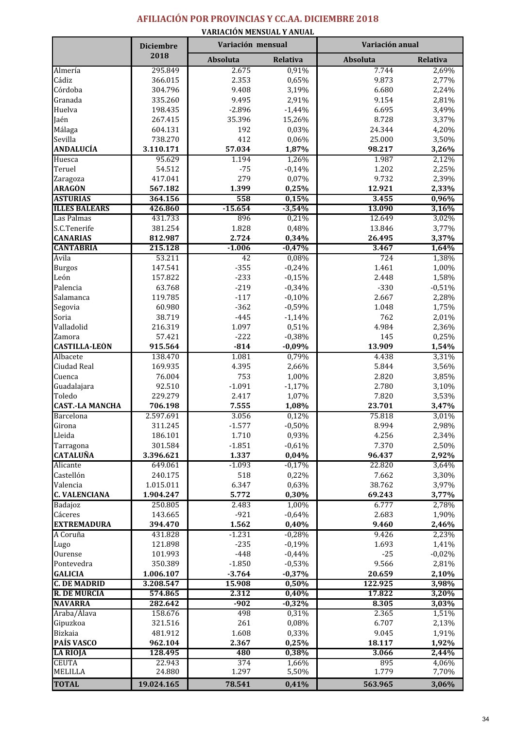## AFILIACIÓN POR PROVINCIAS Y CC.AA. DICIEMBRE 2018

### VARIACIÓN MENSUAL Y ANUAL

| | Diciembre 2018 | Variación mensual | | Variación anual | |
|---|---|---|---|---|---|
| | | Absoluta | Relativa | Absoluta | Relativa |
| Almería | 295.849 | 2.675 | 0,91% | 7.744 | 2,69% |
| Cádiz | 366.015 | 2.353 | 0,65% | 9.873 | 2,77% |
| Córdoba | 304.796 | 9.408 | 3,19% | 6.680 | 2,24% |
| Granada | 335.260 | 9.495 | 2,91% | 9.154 | 2,81% |
| Huelva | 198.435 | -2.896 | -1,44% | 6.695 | 3,49% |
| Jaén | 267.415 | 35.396 | 15,26% | 8.728 | 3,37% |
| Málaga | 604.131 | 192 | 0,03% | 24.344 | 4,20% |
| Sevilla | 738.270 | 412 | 0,06% | 25.000 | 3,50% |
| **ANDALUCÍA** | **3.110.171** | **57.034** | **1,87%** | **98.217** | **3,26%** |
| Huesca | 95.629 | 1.194 | 1,26% | 1.987 | 2,12% |
| Teruel | 54.512 | -75 | -0,14% | 1.202 | 2,25% |
| Zaragoza | 417.041 | 279 | 0,07% | 9.732 | 2,39% |
| **ARAGÓN** | **567.182** | **1.399** | **0,25%** | **12.921** | **2,33%** |
| **ASTURIAS** | **364.156** | **558** | **0,15%** | **3.455** | **0,96%** |
| **ILLES BALEARS** | **426.860** | **-15.654** | **-3,54%** | **13.090** | **3,16%** |
| Las Palmas | 431.733 | 896 | 0,21% | 12.649 | 3,02% |
| S.C.Tenerife | 381.254 | 1.828 | 0,48% | 13.846 | 3,77% |
| **CANARIAS** | **812.987** | **2.724** | **0,34%** | **26.495** | **3,37%** |
| **CANTABRIA** | **215.128** | **-1.006** | **-0,47%** | **3.467** | **1,64%** |
| Ávila | 53.211 | 42 | 0,08% | 724 | 1,38% |
| Burgos | 147.541 | -355 | -0,24% | 1.461 | 1,00% |
| León | 157.822 | -233 | -0,15% | 2.448 | 1,58% |
| Palencia | 63.768 | -219 | -0,34% | -330 | -0,51% |
| Salamanca | 119.785 | -117 | -0,10% | 2.667 | 2,28% |
| Segovia | 60.980 | -362 | -0,59% | 1.048 | 1,75% |
| Soria | 38.719 | -445 | -1,14% | 762 | 2,01% |
| Valladolid | 216.319 | 1.097 | 0,51% | 4.984 | 2,36% |
| Zamora | 57.421 | -222 | -0,38% | 145 | 0,25% |
| **CASTILLA-LEÓN** | **915.564** | **-814** | **-0,09%** | **13.909** | **1,54%** |
| Albacete | 138.470 | 1.081 | 0,79% | 4.438 | 3,31% |
| Ciudad Real | 169.935 | 4.395 | 2,66% | 5.844 | 3,56% |
| Cuenca | 76.004 | 753 | 1,00% | 2.820 | 3,85% |
| Guadalajara | 92.510 | -1.091 | -1,17% | 2.780 | 3,10% |
| Toledo | 229.279 | 2.417 | 1,07% | 7.820 | 3,53% |
| **CAST.-LA MANCHA** | **706.198** | **7.555** | **1,08%** | **23.701** | **3,47%** |
| Barcelona | 2.597.691 | 3.056 | 0,12% | 75.818 | 3,01% |
| Girona | 311.245 | -1.577 | -0,50% | 8.994 | 2,98% |
| Lleida | 186.101 | 1.710 | 0,93% | 4.256 | 2,34% |
| Tarragona | 301.584 | -1.851 | -0,61% | 7.370 | 2,50% |
| **CATALUÑA** | **3.396.621** | **1.337** | **0,04%** | **96.437** | **2,92%** |
| Alicante | 649.061 | -1.093 | -0,17% | 22.820 | 3,64% |
| Castellón | 240.175 | 518 | 0,22% | 7.662 | 3,30% |
| Valencia | 1.015.011 | 6.347 | 0,63% | 38.762 | 3,97% |
| **C. VALENCIANA** | **1.904.247** | **5.772** | **0,30%** | **69.243** | **3,77%** |
| Badajoz | 250.805 | 2.483 | 1,00% | 6.777 | 2,78% |
| Cáceres | 143.665 | -921 | -0,64% | 2.683 | 1,90% |
| **EXTREMADURA** | **394.470** | **1.562** | **0,40%** | **9.460** | **2,46%** |
| A Coruña | 431.828 | -1.231 | -0,28% | 9.426 | 2,23% |
| Lugo | 121.898 | -235 | -0,19% | 1.693 | 1,41% |
| Ourense | 101.993 | -448 | -0,44% | -25 | -0,02% |
| Pontevedra | 350.389 | -1.850 | -0,53% | 9.566 | 2,81% |
| **GALICIA** | **1.006.107** | **-3.764** | **-0,37%** | **20.659** | **2,10%** |
| **C. DE MADRID** | **3.208.547** | **15.908** | **0,50%** | **122.925** | **3,98%** |
| **R. DE MURCIA** | **574.865** | **2.312** | **0,40%** | **17.822** | **3,20%** |
| **NAVARRA** | **282.642** | **-902** | **-0,32%** | **8.305** | **3,03%** |
| Araba/Álava | 158.676 | 498 | 0,31% | 2.365 | 1,51% |
| Gipuzkoa | 321.516 | 261 | 0,08% | 6.707 | 2,13% |
| Bizkaia | 481.912 | 1.608 | 0,33% | 9.045 | 1,91% |
| **PAÍS VASCO** | **962.104** | **2.367** | **0,25%** | **18.117** | **1,92%** |
| **LA RIOJA** | **128.495** | **480** | **0,38%** | **3.066** | **2,44%** |
| CEUTA | 22.943 | 374 | 1,66% | 895 | 4,06% |
| MELILLA | 24.880 | 1.297 | 5,50% | 1.779 | 7,70% |
| **TOTAL** | **19.024.165** | **78.541** | **0,41%** | **563.965** | **3,06%** |